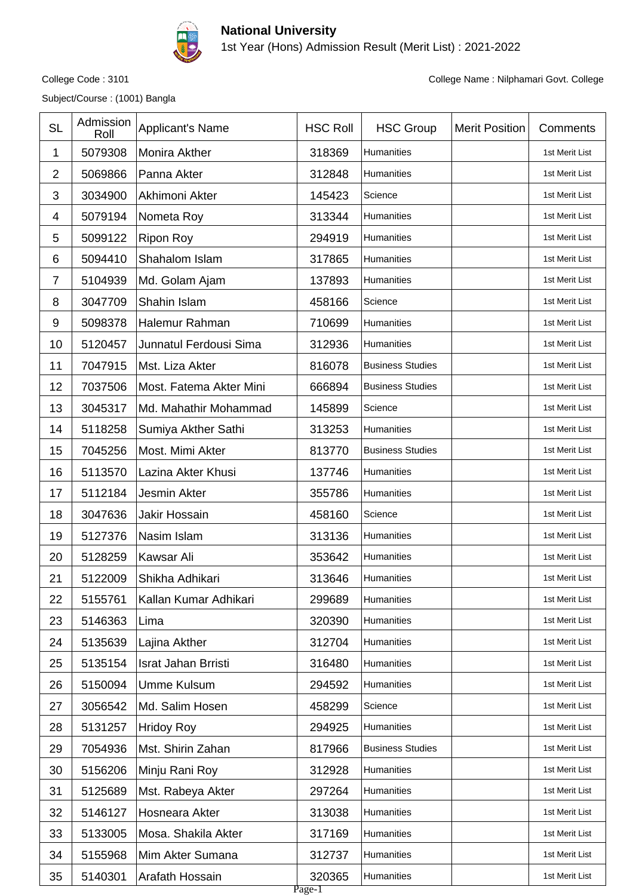# National University

1st Year (Hons) Admission Result (Merit List) : 2021-2022

College Code : 3101

College Name : Nilphamari Govt. College

Subject/Course : (1001) Bangla

| SL | Admission Roll | Applicant's Name | HSC Roll | HSC Group | Merit Position | Comments |
|---|---|---|---|---|---|---|
| 1 | 5079308 | Monira Akther | 318369 | Humanities | | 1st Merit List |
| 2 | 5069866 | Panna Akter | 312848 | Humanities | | 1st Merit List |
| 3 | 3034900 | Akhimoni Akter | 145423 | Science | | 1st Merit List |
| 4 | 5079194 | Nometa Roy | 313344 | Humanities | | 1st Merit List |
| 5 | 5099122 | Ripon Roy | 294919 | Humanities | | 1st Merit List |
| 6 | 5094410 | Shahalom Islam | 317865 | Humanities | | 1st Merit List |
| 7 | 5104939 | Md. Golam Ajam | 137893 | Humanities | | 1st Merit List |
| 8 | 3047709 | Shahin Islam | 458166 | Science | | 1st Merit List |
| 9 | 5098378 | Halemur Rahman | 710699 | Humanities | | 1st Merit List |
| 10 | 5120457 | Junnatul Ferdousi Sima | 312936 | Humanities | | 1st Merit List |
| 11 | 7047915 | Mst. Liza Akter | 816078 | Business Studies | | 1st Merit List |
| 12 | 7037506 | Most. Fatema Akter Mini | 666894 | Business Studies | | 1st Merit List |
| 13 | 3045317 | Md. Mahathir Mohammad | 145899 | Science | | 1st Merit List |
| 14 | 5118258 | Sumiya Akther Sathi | 313253 | Humanities | | 1st Merit List |
| 15 | 7045256 | Most. Mimi Akter | 813770 | Business Studies | | 1st Merit List |
| 16 | 5113570 | Lazina Akter Khusi | 137746 | Humanities | | 1st Merit List |
| 17 | 5112184 | Jesmin Akter | 355786 | Humanities | | 1st Merit List |
| 18 | 3047636 | Jakir Hossain | 458160 | Science | | 1st Merit List |
| 19 | 5127376 | Nasim Islam | 313136 | Humanities | | 1st Merit List |
| 20 | 5128259 | Kawsar Ali | 353642 | Humanities | | 1st Merit List |
| 21 | 5122009 | Shikha Adhikari | 313646 | Humanities | | 1st Merit List |
| 22 | 5155761 | Kallan Kumar Adhikari | 299689 | Humanities | | 1st Merit List |
| 23 | 5146363 | Lima | 320390 | Humanities | | 1st Merit List |
| 24 | 5135639 | Lajina Akther | 312704 | Humanities | | 1st Merit List |
| 25 | 5135154 | Israt Jahan Brristi | 316480 | Humanities | | 1st Merit List |
| 26 | 5150094 | Umme Kulsum | 294592 | Humanities | | 1st Merit List |
| 27 | 3056542 | Md. Salim Hosen | 458299 | Science | | 1st Merit List |
| 28 | 5131257 | Hridoy Roy | 294925 | Humanities | | 1st Merit List |
| 29 | 7054936 | Mst. Shirin Zahan | 817966 | Business Studies | | 1st Merit List |
| 30 | 5156206 | Minju Rani Roy | 312928 | Humanities | | 1st Merit List |
| 31 | 5125689 | Mst. Rabeya Akter | 297264 | Humanities | | 1st Merit List |
| 32 | 5146127 | Hosneara Akter | 313038 | Humanities | | 1st Merit List |
| 33 | 5133005 | Mosa. Shakila Akter | 317169 | Humanities | | 1st Merit List |
| 34 | 5155968 | Mim Akter Sumana | 312737 | Humanities | | 1st Merit List |
| 35 | 5140301 | Arafath Hossain | 320365 | Humanities | | 1st Merit List |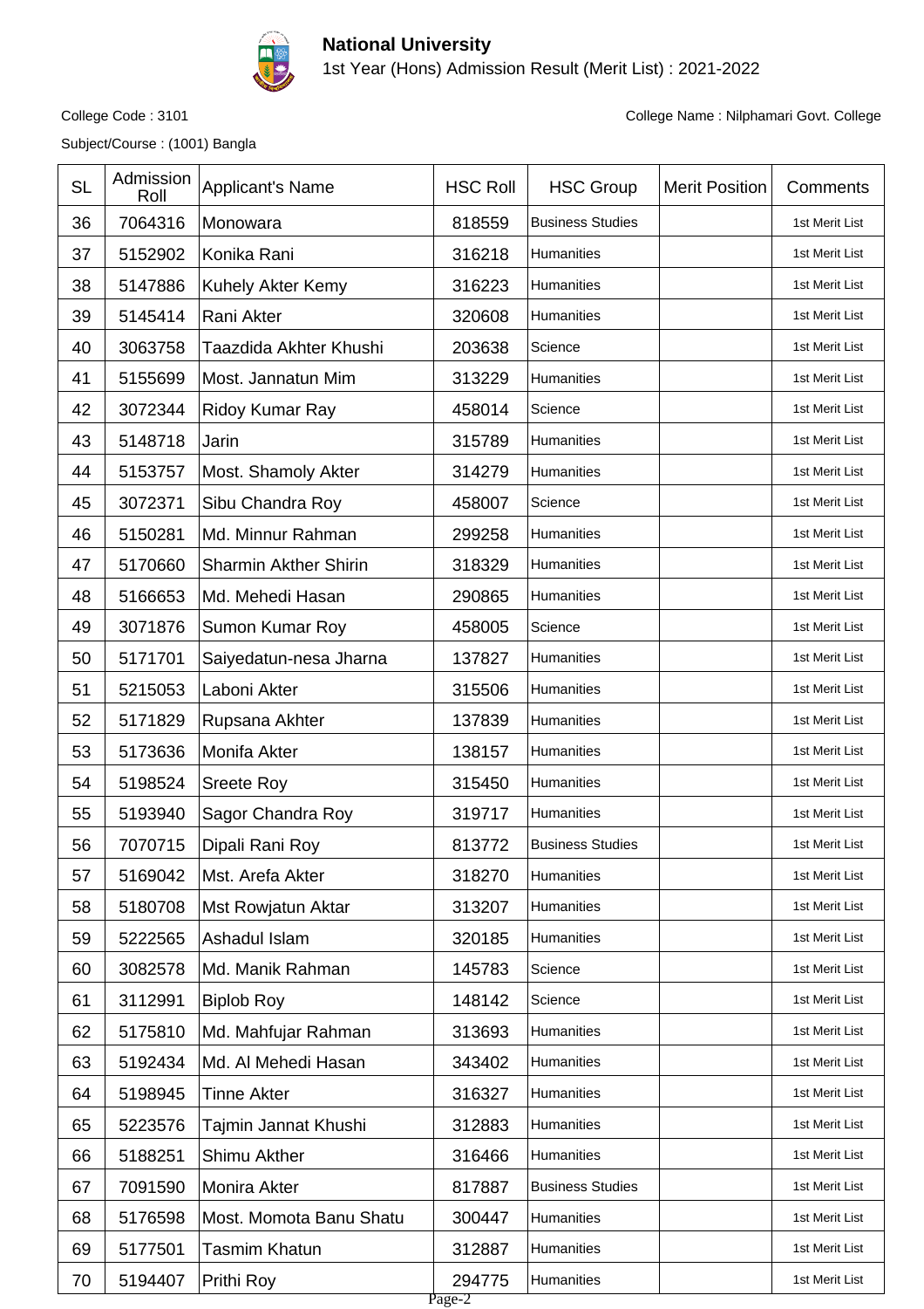# National University

1st Year (Hons) Admission Result (Merit List) : 2021-2022

College Code : 3101

College Name : Nilphamari Govt. College

Subject/Course : (1001) Bangla

| SL | Admission Roll | Applicant's Name | HSC Roll | HSC Group | Merit Position | Comments |
|---|---|---|---|---|---|---|
| 36 | 7064316 | Monowara | 818559 | Business Studies | | 1st Merit List |
| 37 | 5152902 | Konika Rani | 316218 | Humanities | | 1st Merit List |
| 38 | 5147886 | Kuhely Akter Kemy | 316223 | Humanities | | 1st Merit List |
| 39 | 5145414 | Rani Akter | 320608 | Humanities | | 1st Merit List |
| 40 | 3063758 | Taazdida Akhter Khushi | 203638 | Science | | 1st Merit List |
| 41 | 5155699 | Most. Jannatun Mim | 313229 | Humanities | | 1st Merit List |
| 42 | 3072344 | Ridoy Kumar Ray | 458014 | Science | | 1st Merit List |
| 43 | 5148718 | Jarin | 315789 | Humanities | | 1st Merit List |
| 44 | 5153757 | Most. Shamoly Akter | 314279 | Humanities | | 1st Merit List |
| 45 | 3072371 | Sibu Chandra Roy | 458007 | Science | | 1st Merit List |
| 46 | 5150281 | Md. Minnur Rahman | 299258 | Humanities | | 1st Merit List |
| 47 | 5170660 | Sharmin Akther Shirin | 318329 | Humanities | | 1st Merit List |
| 48 | 5166653 | Md. Mehedi Hasan | 290865 | Humanities | | 1st Merit List |
| 49 | 3071876 | Sumon Kumar Roy | 458005 | Science | | 1st Merit List |
| 50 | 5171701 | Saiyedatun-nesa Jharna | 137827 | Humanities | | 1st Merit List |
| 51 | 5215053 | Laboni Akter | 315506 | Humanities | | 1st Merit List |
| 52 | 5171829 | Rupsana Akhter | 137839 | Humanities | | 1st Merit List |
| 53 | 5173636 | Monifa Akter | 138157 | Humanities | | 1st Merit List |
| 54 | 5198524 | Sreete Roy | 315450 | Humanities | | 1st Merit List |
| 55 | 5193940 | Sagor Chandra Roy | 319717 | Humanities | | 1st Merit List |
| 56 | 7070715 | Dipali Rani Roy | 813772 | Business Studies | | 1st Merit List |
| 57 | 5169042 | Mst. Arefa Akter | 318270 | Humanities | | 1st Merit List |
| 58 | 5180708 | Mst Rowjatun Aktar | 313207 | Humanities | | 1st Merit List |
| 59 | 5222565 | Ashadul Islam | 320185 | Humanities | | 1st Merit List |
| 60 | 3082578 | Md. Manik Rahman | 145783 | Science | | 1st Merit List |
| 61 | 3112991 | Biplob Roy | 148142 | Science | | 1st Merit List |
| 62 | 5175810 | Md. Mahfujar Rahman | 313693 | Humanities | | 1st Merit List |
| 63 | 5192434 | Md. Al Mehedi Hasan | 343402 | Humanities | | 1st Merit List |
| 64 | 5198945 | Tinne Akter | 316327 | Humanities | | 1st Merit List |
| 65 | 5223576 | Tajmin Jannat Khushi | 312883 | Humanities | | 1st Merit List |
| 66 | 5188251 | Shimu Akther | 316466 | Humanities | | 1st Merit List |
| 67 | 7091590 | Monira Akter | 817887 | Business Studies | | 1st Merit List |
| 68 | 5176598 | Most. Momota Banu Shatu | 300447 | Humanities | | 1st Merit List |
| 69 | 5177501 | Tasmim Khatun | 312887 | Humanities | | 1st Merit List |
| 70 | 5194407 | Prithi Roy | 294775 | Humanities | | 1st Merit List |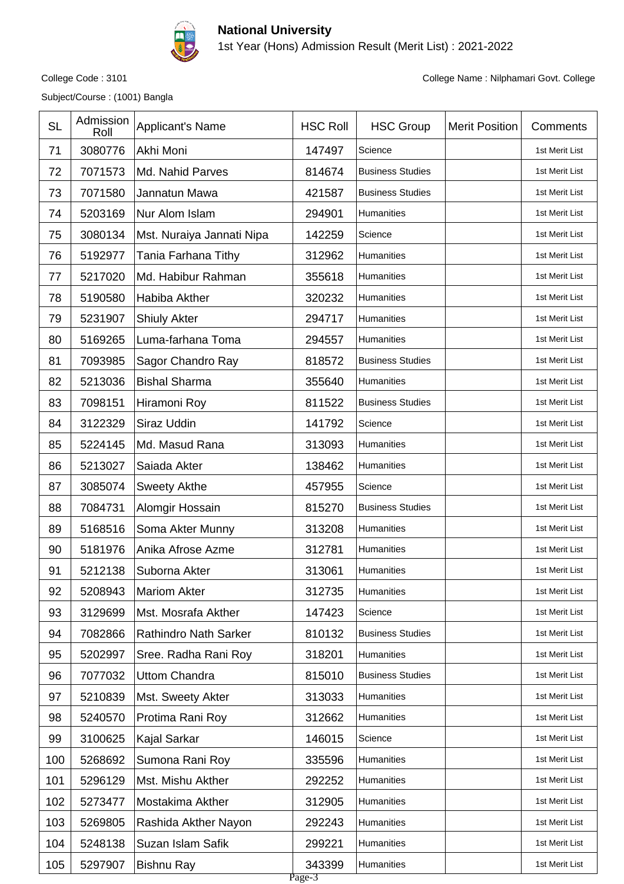# National University

1st Year (Hons) Admission Result (Merit List) : 2021-2022

College Code : 3101

College Name : Nilphamari Govt. College

Subject/Course : (1001) Bangla

| SL | Admission Roll | Applicant's Name | HSC Roll | HSC Group | Merit Position | Comments |
|---|---|---|---|---|---|---|
| 71 | 3080776 | Akhi Moni | 147497 | Science | | 1st Merit List |
| 72 | 7071573 | Md. Nahid Parves | 814674 | Business Studies | | 1st Merit List |
| 73 | 7071580 | Jannatun Mawa | 421587 | Business Studies | | 1st Merit List |
| 74 | 5203169 | Nur Alom Islam | 294901 | Humanities | | 1st Merit List |
| 75 | 3080134 | Mst. Nuraiya Jannati Nipa | 142259 | Science | | 1st Merit List |
| 76 | 5192977 | Tania Farhana Tithy | 312962 | Humanities | | 1st Merit List |
| 77 | 5217020 | Md. Habibur Rahman | 355618 | Humanities | | 1st Merit List |
| 78 | 5190580 | Habiba Akther | 320232 | Humanities | | 1st Merit List |
| 79 | 5231907 | Shiuly Akter | 294717 | Humanities | | 1st Merit List |
| 80 | 5169265 | Luma-farhana Toma | 294557 | Humanities | | 1st Merit List |
| 81 | 7093985 | Sagor Chandro Ray | 818572 | Business Studies | | 1st Merit List |
| 82 | 5213036 | Bishal Sharma | 355640 | Humanities | | 1st Merit List |
| 83 | 7098151 | Hiramoni Roy | 811522 | Business Studies | | 1st Merit List |
| 84 | 3122329 | Siraz Uddin | 141792 | Science | | 1st Merit List |
| 85 | 5224145 | Md. Masud Rana | 313093 | Humanities | | 1st Merit List |
| 86 | 5213027 | Saiada Akter | 138462 | Humanities | | 1st Merit List |
| 87 | 3085074 | Sweety Akthe | 457955 | Science | | 1st Merit List |
| 88 | 7084731 | Alomgir Hossain | 815270 | Business Studies | | 1st Merit List |
| 89 | 5168516 | Soma Akter Munny | 313208 | Humanities | | 1st Merit List |
| 90 | 5181976 | Anika Afrose Azme | 312781 | Humanities | | 1st Merit List |
| 91 | 5212138 | Suborna Akter | 313061 | Humanities | | 1st Merit List |
| 92 | 5208943 | Mariom Akter | 312735 | Humanities | | 1st Merit List |
| 93 | 3129699 | Mst. Mosrafa Akther | 147423 | Science | | 1st Merit List |
| 94 | 7082866 | Rathindro Nath Sarker | 810132 | Business Studies | | 1st Merit List |
| 95 | 5202997 | Sree. Radha Rani Roy | 318201 | Humanities | | 1st Merit List |
| 96 | 7077032 | Uttom Chandra | 815010 | Business Studies | | 1st Merit List |
| 97 | 5210839 | Mst. Sweety Akter | 313033 | Humanities | | 1st Merit List |
| 98 | 5240570 | Protima Rani Roy | 312662 | Humanities | | 1st Merit List |
| 99 | 3100625 | Kajal Sarkar | 146015 | Science | | 1st Merit List |
| 100 | 5268692 | Sumona Rani Roy | 335596 | Humanities | | 1st Merit List |
| 101 | 5296129 | Mst. Mishu Akther | 292252 | Humanities | | 1st Merit List |
| 102 | 5273477 | Mostakima Akther | 312905 | Humanities | | 1st Merit List |
| 103 | 5269805 | Rashida Akther Nayon | 292243 | Humanities | | 1st Merit List |
| 104 | 5248138 | Suzan Islam Safik | 299221 | Humanities | | 1st Merit List |
| 105 | 5297907 | Bishnu Ray | 343399 | Humanities | | 1st Merit List |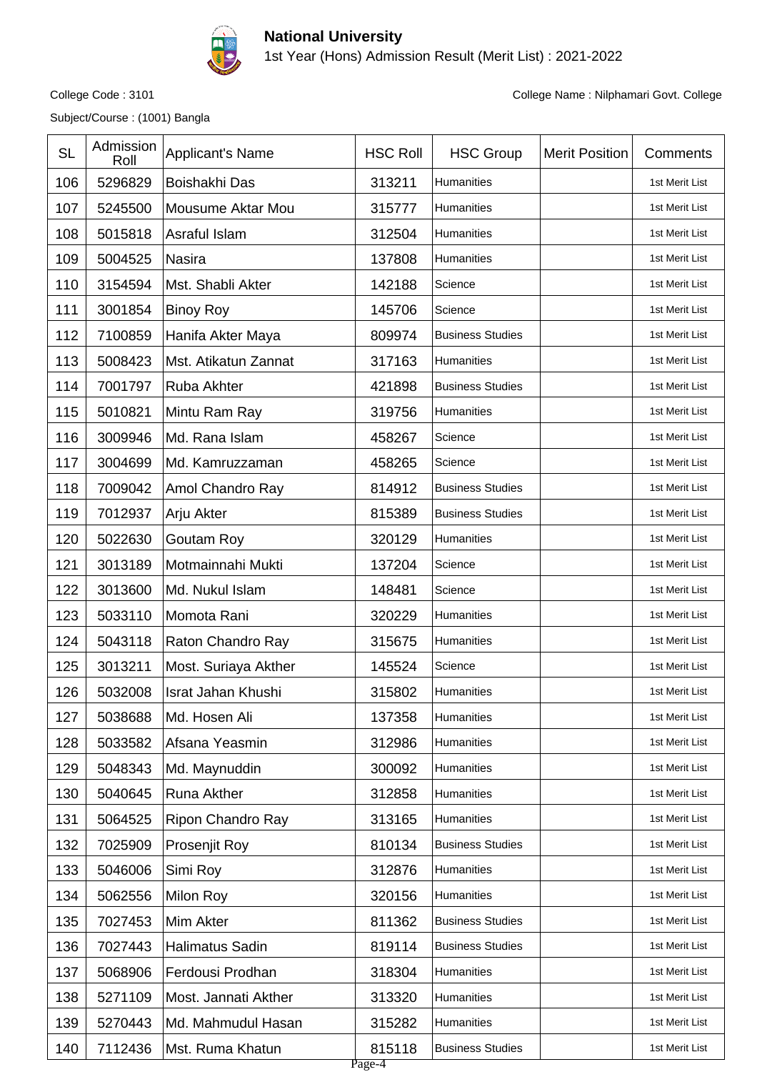**National University**

1st Year (Hons) Admission Result (Merit List) : 2021-2022

College Code : 3101

College Name : Nilphamari Govt. College

Subject/Course : (1001) Bangla

| SL | Admission Roll | Applicant's Name | HSC Roll | HSC Group | Merit Position | Comments |
|---|---|---|---|---|---|---|
| 106 | 5296829 | Boishakhi Das | 313211 | Humanities | | 1st Merit List |
| 107 | 5245500 | Mousume Aktar Mou | 315777 | Humanities | | 1st Merit List |
| 108 | 5015818 | Asraful Islam | 312504 | Humanities | | 1st Merit List |
| 109 | 5004525 | Nasira | 137808 | Humanities | | 1st Merit List |
| 110 | 3154594 | Mst. Shabli Akter | 142188 | Science | | 1st Merit List |
| 111 | 3001854 | Binoy Roy | 145706 | Science | | 1st Merit List |
| 112 | 7100859 | Hanifa Akter Maya | 809974 | Business Studies | | 1st Merit List |
| 113 | 5008423 | Mst. Atikatun Zannat | 317163 | Humanities | | 1st Merit List |
| 114 | 7001797 | Ruba Akhter | 421898 | Business Studies | | 1st Merit List |
| 115 | 5010821 | Mintu Ram Ray | 319756 | Humanities | | 1st Merit List |
| 116 | 3009946 | Md. Rana Islam | 458267 | Science | | 1st Merit List |
| 117 | 3004699 | Md. Kamruzzaman | 458265 | Science | | 1st Merit List |
| 118 | 7009042 | Amol Chandro Ray | 814912 | Business Studies | | 1st Merit List |
| 119 | 7012937 | Arju Akter | 815389 | Business Studies | | 1st Merit List |
| 120 | 5022630 | Goutam Roy | 320129 | Humanities | | 1st Merit List |
| 121 | 3013189 | Motmainnahi Mukti | 137204 | Science | | 1st Merit List |
| 122 | 3013600 | Md. Nukul Islam | 148481 | Science | | 1st Merit List |
| 123 | 5033110 | Momota Rani | 320229 | Humanities | | 1st Merit List |
| 124 | 5043118 | Raton Chandro Ray | 315675 | Humanities | | 1st Merit List |
| 125 | 3013211 | Most. Suriaya Akther | 145524 | Science | | 1st Merit List |
| 126 | 5032008 | Israt Jahan Khushi | 315802 | Humanities | | 1st Merit List |
| 127 | 5038688 | Md. Hosen Ali | 137358 | Humanities | | 1st Merit List |
| 128 | 5033582 | Afsana Yeasmin | 312986 | Humanities | | 1st Merit List |
| 129 | 5048343 | Md. Maynuddin | 300092 | Humanities | | 1st Merit List |
| 130 | 5040645 | Runa Akther | 312858 | Humanities | | 1st Merit List |
| 131 | 5064525 | Ripon Chandro Ray | 313165 | Humanities | | 1st Merit List |
| 132 | 7025909 | Prosenjit Roy | 810134 | Business Studies | | 1st Merit List |
| 133 | 5046006 | Simi Roy | 312876 | Humanities | | 1st Merit List |
| 134 | 5062556 | Milon Roy | 320156 | Humanities | | 1st Merit List |
| 135 | 7027453 | Mim Akter | 811362 | Business Studies | | 1st Merit List |
| 136 | 7027443 | Halimatus Sadin | 819114 | Business Studies | | 1st Merit List |
| 137 | 5068906 | Ferdousi Prodhan | 318304 | Humanities | | 1st Merit List |
| 138 | 5271109 | Most. Jannati Akther | 313320 | Humanities | | 1st Merit List |
| 139 | 5270443 | Md. Mahmudul Hasan | 315282 | Humanities | | 1st Merit List |
| 140 | 7112436 | Mst. Ruma Khatun | 815118 | Business Studies | | 1st Merit List |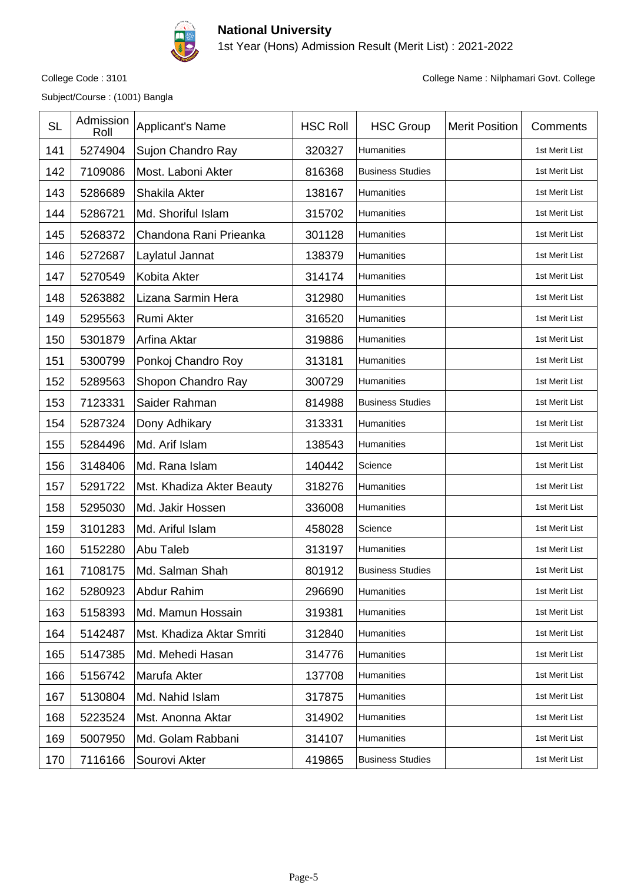# National University

1st Year (Hons) Admission Result (Merit List) : 2021-2022

College Code : 3101

College Name : Nilphamari Govt. College

Subject/Course : (1001) Bangla

| SL | Admission Roll | Applicant's Name | HSC Roll | HSC Group | Merit Position | Comments |
|---|---|---|---|---|---|---|
| 141 | 5274904 | Sujon Chandro Ray | 320327 | Humanities | | 1st Merit List |
| 142 | 7109086 | Most. Laboni Akter | 816368 | Business Studies | | 1st Merit List |
| 143 | 5286689 | Shakila Akter | 138167 | Humanities | | 1st Merit List |
| 144 | 5286721 | Md. Shoriful Islam | 315702 | Humanities | | 1st Merit List |
| 145 | 5268372 | Chandona Rani Prieanka | 301128 | Humanities | | 1st Merit List |
| 146 | 5272687 | Laylatul Jannat | 138379 | Humanities | | 1st Merit List |
| 147 | 5270549 | Kobita Akter | 314174 | Humanities | | 1st Merit List |
| 148 | 5263882 | Lizana Sarmin Hera | 312980 | Humanities | | 1st Merit List |
| 149 | 5295563 | Rumi Akter | 316520 | Humanities | | 1st Merit List |
| 150 | 5301879 | Arfina Aktar | 319886 | Humanities | | 1st Merit List |
| 151 | 5300799 | Ponkoj Chandro Roy | 313181 | Humanities | | 1st Merit List |
| 152 | 5289563 | Shopon Chandro Ray | 300729 | Humanities | | 1st Merit List |
| 153 | 7123331 | Saider Rahman | 814988 | Business Studies | | 1st Merit List |
| 154 | 5287324 | Dony Adhikary | 313331 | Humanities | | 1st Merit List |
| 155 | 5284496 | Md. Arif Islam | 138543 | Humanities | | 1st Merit List |
| 156 | 3148406 | Md. Rana Islam | 140442 | Science | | 1st Merit List |
| 157 | 5291722 | Mst. Khadiza Akter Beauty | 318276 | Humanities | | 1st Merit List |
| 158 | 5295030 | Md. Jakir Hossen | 336008 | Humanities | | 1st Merit List |
| 159 | 3101283 | Md. Ariful Islam | 458028 | Science | | 1st Merit List |
| 160 | 5152280 | Abu Taleb | 313197 | Humanities | | 1st Merit List |
| 161 | 7108175 | Md. Salman Shah | 801912 | Business Studies | | 1st Merit List |
| 162 | 5280923 | Abdur Rahim | 296690 | Humanities | | 1st Merit List |
| 163 | 5158393 | Md. Mamun Hossain | 319381 | Humanities | | 1st Merit List |
| 164 | 5142487 | Mst. Khadiza Aktar Smriti | 312840 | Humanities | | 1st Merit List |
| 165 | 5147385 | Md. Mehedi Hasan | 314776 | Humanities | | 1st Merit List |
| 166 | 5156742 | Marufa Akter | 137708 | Humanities | | 1st Merit List |
| 167 | 5130804 | Md. Nahid Islam | 317875 | Humanities | | 1st Merit List |
| 168 | 5223524 | Mst. Anonna Aktar | 314902 | Humanities | | 1st Merit List |
| 169 | 5007950 | Md. Golam Rabbani | 314107 | Humanities | | 1st Merit List |
| 170 | 7116166 | Sourovi Akter | 419865 | Business Studies | | 1st Merit List |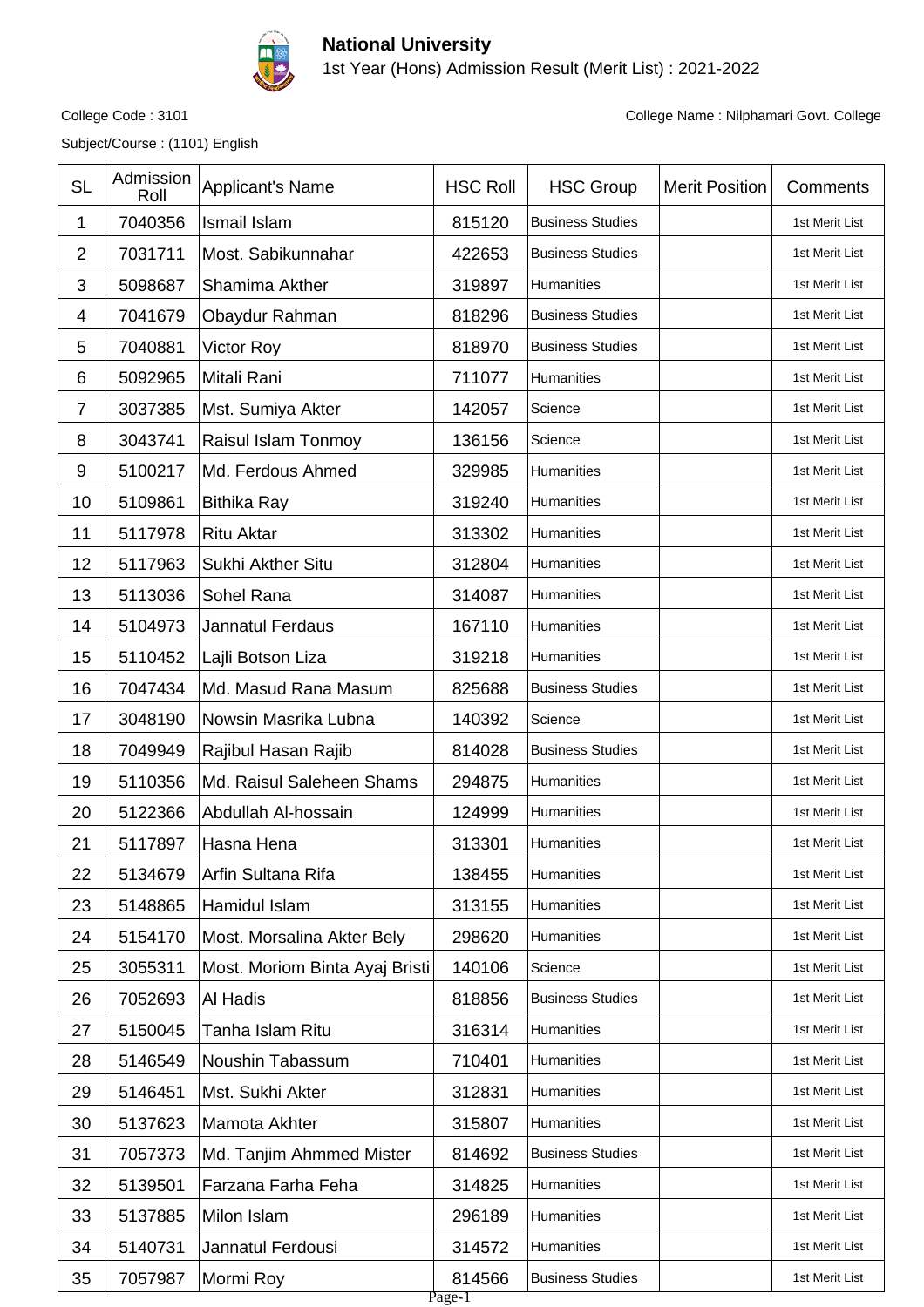**National University**

1st Year (Hons) Admission Result (Merit List) : 2021-2022

College Code : 3101

College Name : Nilphamari Govt. College

Subject/Course : (1101) English

| SL | Admission Roll | Applicant's Name | HSC Roll | HSC Group | Merit Position | Comments |
|---|---|---|---|---|---|---|
| 1 | 7040356 | Ismail Islam | 815120 | Business Studies | | 1st Merit List |
| 2 | 7031711 | Most. Sabikunnahar | 422653 | Business Studies | | 1st Merit List |
| 3 | 5098687 | Shamima Akther | 319897 | Humanities | | 1st Merit List |
| 4 | 7041679 | Obaydur Rahman | 818296 | Business Studies | | 1st Merit List |
| 5 | 7040881 | Victor Roy | 818970 | Business Studies | | 1st Merit List |
| 6 | 5092965 | Mitali Rani | 711077 | Humanities | | 1st Merit List |
| 7 | 3037385 | Mst. Sumiya Akter | 142057 | Science | | 1st Merit List |
| 8 | 3043741 | Raisul Islam Tonmoy | 136156 | Science | | 1st Merit List |
| 9 | 5100217 | Md. Ferdous Ahmed | 329985 | Humanities | | 1st Merit List |
| 10 | 5109861 | Bithika Ray | 319240 | Humanities | | 1st Merit List |
| 11 | 5117978 | Ritu Aktar | 313302 | Humanities | | 1st Merit List |
| 12 | 5117963 | Sukhi Akther Situ | 312804 | Humanities | | 1st Merit List |
| 13 | 5113036 | Sohel Rana | 314087 | Humanities | | 1st Merit List |
| 14 | 5104973 | Jannatul Ferdaus | 167110 | Humanities | | 1st Merit List |
| 15 | 5110452 | Lajli Botson Liza | 319218 | Humanities | | 1st Merit List |
| 16 | 7047434 | Md. Masud Rana Masum | 825688 | Business Studies | | 1st Merit List |
| 17 | 3048190 | Nowsin Masrika Lubna | 140392 | Science | | 1st Merit List |
| 18 | 7049949 | Rajibul Hasan Rajib | 814028 | Business Studies | | 1st Merit List |
| 19 | 5110356 | Md. Raisul Saleheen Shams | 294875 | Humanities | | 1st Merit List |
| 20 | 5122366 | Abdullah Al-hossain | 124999 | Humanities | | 1st Merit List |
| 21 | 5117897 | Hasna Hena | 313301 | Humanities | | 1st Merit List |
| 22 | 5134679 | Arfin Sultana Rifa | 138455 | Humanities | | 1st Merit List |
| 23 | 5148865 | Hamidul Islam | 313155 | Humanities | | 1st Merit List |
| 24 | 5154170 | Most. Morsalina Akter Bely | 298620 | Humanities | | 1st Merit List |
| 25 | 3055311 | Most. Moriom Binta Ayaj Bristi | 140106 | Science | | 1st Merit List |
| 26 | 7052693 | Al Hadis | 818856 | Business Studies | | 1st Merit List |
| 27 | 5150045 | Tanha Islam Ritu | 316314 | Humanities | | 1st Merit List |
| 28 | 5146549 | Noushin Tabassum | 710401 | Humanities | | 1st Merit List |
| 29 | 5146451 | Mst. Sukhi Akter | 312831 | Humanities | | 1st Merit List |
| 30 | 5137623 | Mamota Akhter | 315807 | Humanities | | 1st Merit List |
| 31 | 7057373 | Md. Tanjim Ahmmed Mister | 814692 | Business Studies | | 1st Merit List |
| 32 | 5139501 | Farzana Farha Feha | 314825 | Humanities | | 1st Merit List |
| 33 | 5137885 | Milon Islam | 296189 | Humanities | | 1st Merit List |
| 34 | 5140731 | Jannatul Ferdousi | 314572 | Humanities | | 1st Merit List |
| 35 | 7057987 | Mormi Roy | 814566 | Business Studies | | 1st Merit List |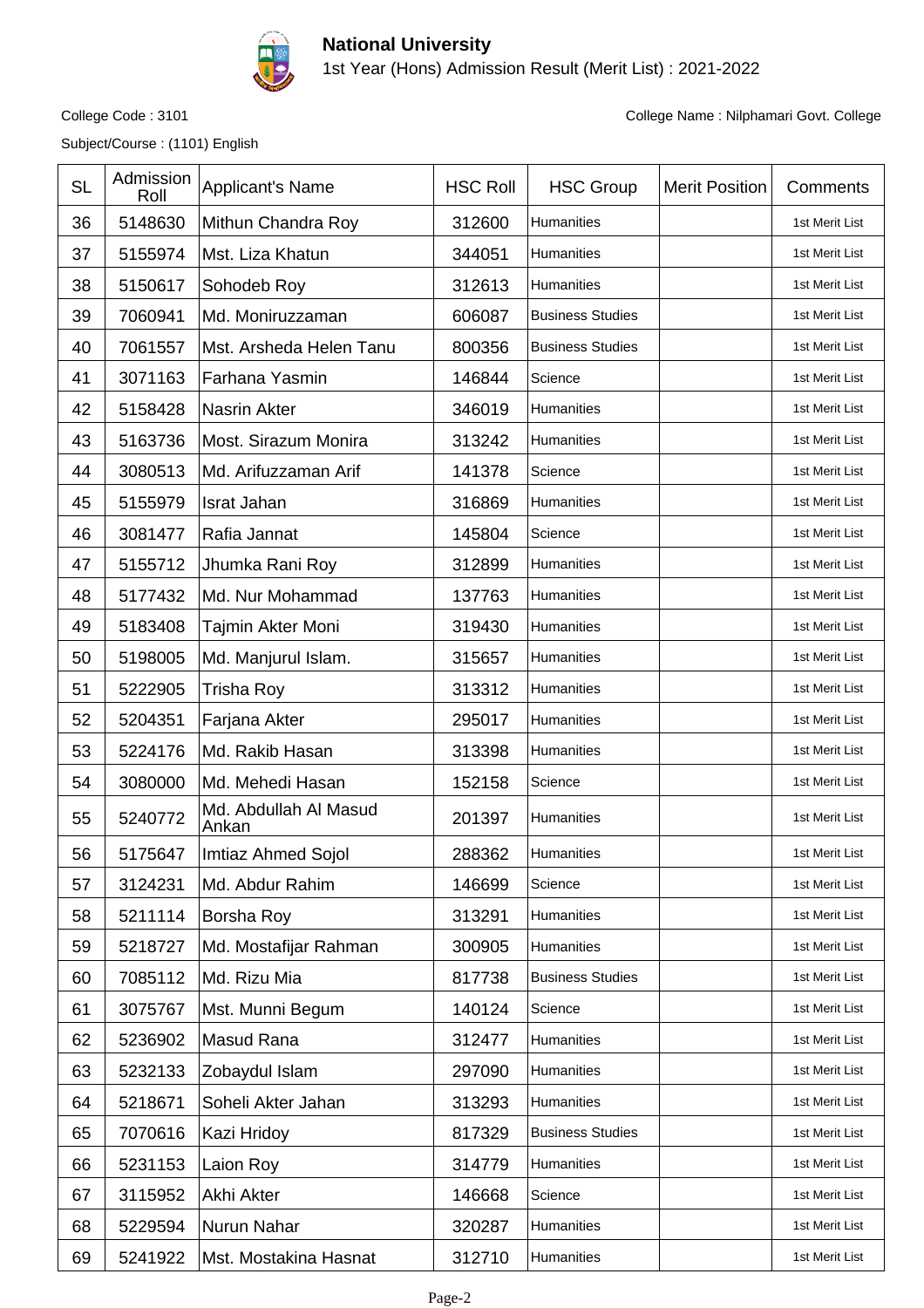**National University**

1st Year (Hons) Admission Result (Merit List) : 2021-2022

College Code : 3101

College Name : Nilphamari Govt. College

Subject/Course : (1101) English

| SL | Admission Roll | Applicant's Name | HSC Roll | HSC Group | Merit Position | Comments |
|---|---|---|---|---|---|---|
| 36 | 5148630 | Mithun Chandra Roy | 312600 | Humanities | | 1st Merit List |
| 37 | 5155974 | Mst. Liza Khatun | 344051 | Humanities | | 1st Merit List |
| 38 | 5150617 | Sohodeb Roy | 312613 | Humanities | | 1st Merit List |
| 39 | 7060941 | Md. Moniruzzaman | 606087 | Business Studies | | 1st Merit List |
| 40 | 7061557 | Mst. Arsheda Helen Tanu | 800356 | Business Studies | | 1st Merit List |
| 41 | 3071163 | Farhana Yasmin | 146844 | Science | | 1st Merit List |
| 42 | 5158428 | Nasrin Akter | 346019 | Humanities | | 1st Merit List |
| 43 | 5163736 | Most. Sirazum Monira | 313242 | Humanities | | 1st Merit List |
| 44 | 3080513 | Md. Arifuzzaman Arif | 141378 | Science | | 1st Merit List |
| 45 | 5155979 | Israt Jahan | 316869 | Humanities | | 1st Merit List |
| 46 | 3081477 | Rafia Jannat | 145804 | Science | | 1st Merit List |
| 47 | 5155712 | Jhumka Rani Roy | 312899 | Humanities | | 1st Merit List |
| 48 | 5177432 | Md. Nur Mohammad | 137763 | Humanities | | 1st Merit List |
| 49 | 5183408 | Tajmin Akter Moni | 319430 | Humanities | | 1st Merit List |
| 50 | 5198005 | Md. Manjurul Islam. | 315657 | Humanities | | 1st Merit List |
| 51 | 5222905 | Trisha Roy | 313312 | Humanities | | 1st Merit List |
| 52 | 5204351 | Farjana Akter | 295017 | Humanities | | 1st Merit List |
| 53 | 5224176 | Md. Rakib Hasan | 313398 | Humanities | | 1st Merit List |
| 54 | 3080000 | Md. Mehedi Hasan | 152158 | Science | | 1st Merit List |
| 55 | 5240772 | Md. Abdullah Al Masud Ankan | 201397 | Humanities | | 1st Merit List |
| 56 | 5175647 | Imtiaz Ahmed Sojol | 288362 | Humanities | | 1st Merit List |
| 57 | 3124231 | Md. Abdur Rahim | 146699 | Science | | 1st Merit List |
| 58 | 5211114 | Borsha Roy | 313291 | Humanities | | 1st Merit List |
| 59 | 5218727 | Md. Mostafijar Rahman | 300905 | Humanities | | 1st Merit List |
| 60 | 7085112 | Md. Rizu Mia | 817738 | Business Studies | | 1st Merit List |
| 61 | 3075767 | Mst. Munni Begum | 140124 | Science | | 1st Merit List |
| 62 | 5236902 | Masud Rana | 312477 | Humanities | | 1st Merit List |
| 63 | 5232133 | Zobaydul Islam | 297090 | Humanities | | 1st Merit List |
| 64 | 5218671 | Soheli Akter Jahan | 313293 | Humanities | | 1st Merit List |
| 65 | 7070616 | Kazi Hridoy | 817329 | Business Studies | | 1st Merit List |
| 66 | 5231153 | Laion Roy | 314779 | Humanities | | 1st Merit List |
| 67 | 3115952 | Akhi Akter | 146668 | Science | | 1st Merit List |
| 68 | 5229594 | Nurun Nahar | 320287 | Humanities | | 1st Merit List |
| 69 | 5241922 | Mst. Mostakina Hasnat | 312710 | Humanities | | 1st Merit List |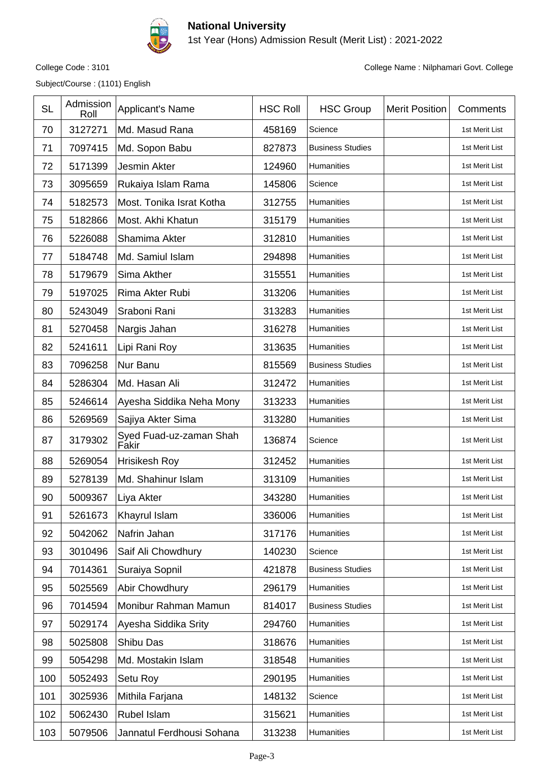**National University**

1st Year (Hons) Admission Result (Merit List) : 2021-2022

College Code : 3101

College Name : Nilphamari Govt. College

Subject/Course : (1101) English

| SL | Admission Roll | Applicant's Name | HSC Roll | HSC Group | Merit Position | Comments |
|---|---|---|---|---|---|---|
| 70 | 3127271 | Md. Masud Rana | 458169 | Science | | 1st Merit List |
| 71 | 7097415 | Md. Sopon Babu | 827873 | Business Studies | | 1st Merit List |
| 72 | 5171399 | Jesmin Akter | 124960 | Humanities | | 1st Merit List |
| 73 | 3095659 | Rukaiya Islam Rama | 145806 | Science | | 1st Merit List |
| 74 | 5182573 | Most. Tonika Israt Kotha | 312755 | Humanities | | 1st Merit List |
| 75 | 5182866 | Most. Akhi Khatun | 315179 | Humanities | | 1st Merit List |
| 76 | 5226088 | Shamima Akter | 312810 | Humanities | | 1st Merit List |
| 77 | 5184748 | Md. Samiul Islam | 294898 | Humanities | | 1st Merit List |
| 78 | 5179679 | Sima Akther | 315551 | Humanities | | 1st Merit List |
| 79 | 5197025 | Rima Akter Rubi | 313206 | Humanities | | 1st Merit List |
| 80 | 5243049 | Sraboni Rani | 313283 | Humanities | | 1st Merit List |
| 81 | 5270458 | Nargis Jahan | 316278 | Humanities | | 1st Merit List |
| 82 | 5241611 | Lipi Rani Roy | 313635 | Humanities | | 1st Merit List |
| 83 | 7096258 | Nur Banu | 815569 | Business Studies | | 1st Merit List |
| 84 | 5286304 | Md. Hasan Ali | 312472 | Humanities | | 1st Merit List |
| 85 | 5246614 | Ayesha Siddika Neha Mony | 313233 | Humanities | | 1st Merit List |
| 86 | 5269569 | Sajiya Akter Sima | 313280 | Humanities | | 1st Merit List |
| 87 | 3179302 | Syed Fuad-uz-zaman Shah Fakir | 136874 | Science | | 1st Merit List |
| 88 | 5269054 | Hrisikesh Roy | 312452 | Humanities | | 1st Merit List |
| 89 | 5278139 | Md. Shahinur Islam | 313109 | Humanities | | 1st Merit List |
| 90 | 5009367 | Liya Akter | 343280 | Humanities | | 1st Merit List |
| 91 | 5261673 | Khayrul Islam | 336006 | Humanities | | 1st Merit List |
| 92 | 5042062 | Nafrin Jahan | 317176 | Humanities | | 1st Merit List |
| 93 | 3010496 | Saif Ali Chowdhury | 140230 | Science | | 1st Merit List |
| 94 | 7014361 | Suraiya Sopnil | 421878 | Business Studies | | 1st Merit List |
| 95 | 5025569 | Abir Chowdhury | 296179 | Humanities | | 1st Merit List |
| 96 | 7014594 | Monibur Rahman Mamun | 814017 | Business Studies | | 1st Merit List |
| 97 | 5029174 | Ayesha Siddika Srity | 294760 | Humanities | | 1st Merit List |
| 98 | 5025808 | Shibu Das | 318676 | Humanities | | 1st Merit List |
| 99 | 5054298 | Md. Mostakin Islam | 318548 | Humanities | | 1st Merit List |
| 100 | 5052493 | Setu Roy | 290195 | Humanities | | 1st Merit List |
| 101 | 3025936 | Mithila Farjana | 148132 | Science | | 1st Merit List |
| 102 | 5062430 | Rubel Islam | 315621 | Humanities | | 1st Merit List |
| 103 | 5079506 | Jannatul Ferdhousi Sohana | 313238 | Humanities | | 1st Merit List |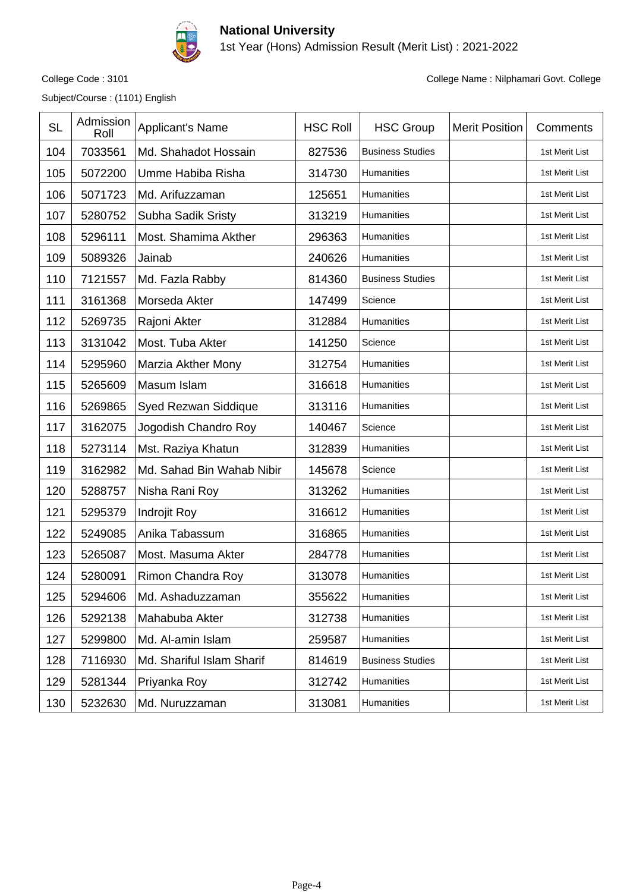# National University

1st Year (Hons) Admission Result (Merit List) : 2021-2022

College Code : 3101

College Name : Nilphamari Govt. College

Subject/Course : (1101) English

| SL | Admission Roll | Applicant's Name | HSC Roll | HSC Group | Merit Position | Comments |
|---|---|---|---|---|---|---|
| 104 | 7033561 | Md. Shahadot Hossain | 827536 | Business Studies | | 1st Merit List |
| 105 | 5072200 | Umme Habiba Risha | 314730 | Humanities | | 1st Merit List |
| 106 | 5071723 | Md. Arifuzzaman | 125651 | Humanities | | 1st Merit List |
| 107 | 5280752 | Subha Sadik Sristy | 313219 | Humanities | | 1st Merit List |
| 108 | 5296111 | Most. Shamima Akther | 296363 | Humanities | | 1st Merit List |
| 109 | 5089326 | Jainab | 240626 | Humanities | | 1st Merit List |
| 110 | 7121557 | Md. Fazla Rabby | 814360 | Business Studies | | 1st Merit List |
| 111 | 3161368 | Morseda Akter | 147499 | Science | | 1st Merit List |
| 112 | 5269735 | Rajoni Akter | 312884 | Humanities | | 1st Merit List |
| 113 | 3131042 | Most. Tuba Akter | 141250 | Science | | 1st Merit List |
| 114 | 5295960 | Marzia Akther Mony | 312754 | Humanities | | 1st Merit List |
| 115 | 5265609 | Masum Islam | 316618 | Humanities | | 1st Merit List |
| 116 | 5269865 | Syed Rezwan Siddique | 313116 | Humanities | | 1st Merit List |
| 117 | 3162075 | Jogodish Chandro Roy | 140467 | Science | | 1st Merit List |
| 118 | 5273114 | Mst. Raziya Khatun | 312839 | Humanities | | 1st Merit List |
| 119 | 3162982 | Md. Sahad Bin Wahab Nibir | 145678 | Science | | 1st Merit List |
| 120 | 5288757 | Nisha Rani Roy | 313262 | Humanities | | 1st Merit List |
| 121 | 5295379 | Indrojit Roy | 316612 | Humanities | | 1st Merit List |
| 122 | 5249085 | Anika Tabassum | 316865 | Humanities | | 1st Merit List |
| 123 | 5265087 | Most. Masuma Akter | 284778 | Humanities | | 1st Merit List |
| 124 | 5280091 | Rimon Chandra Roy | 313078 | Humanities | | 1st Merit List |
| 125 | 5294606 | Md. Ashaduzzaman | 355622 | Humanities | | 1st Merit List |
| 126 | 5292138 | Mahabuba Akter | 312738 | Humanities | | 1st Merit List |
| 127 | 5299800 | Md. Al-amin Islam | 259587 | Humanities | | 1st Merit List |
| 128 | 7116930 | Md. Shariful Islam Sharif | 814619 | Business Studies | | 1st Merit List |
| 129 | 5281344 | Priyanka Roy | 312742 | Humanities | | 1st Merit List |
| 130 | 5232630 | Md. Nuruzzaman | 313081 | Humanities | | 1st Merit List |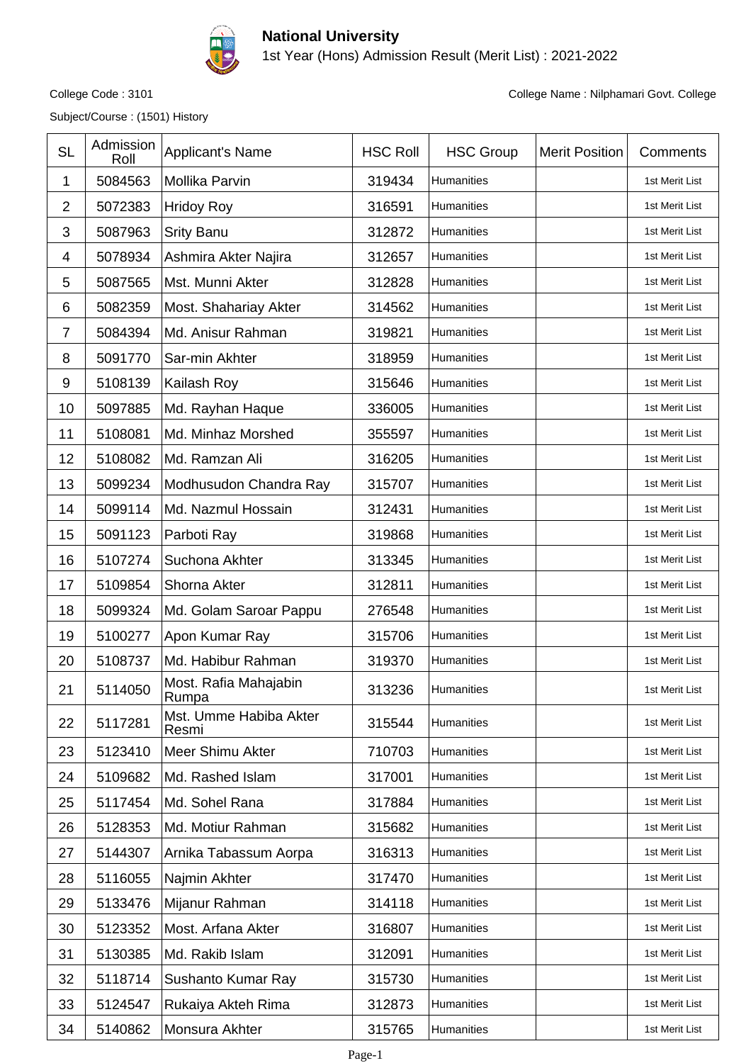# National University

1st Year (Hons) Admission Result (Merit List) : 2021-2022

College Code : 3101

College Name : Nilphamari Govt. College

Subject/Course : (1501) History

| SL | Admission Roll | Applicant's Name | HSC Roll | HSC Group | Merit Position | Comments |
|---|---|---|---|---|---|---|
| 1 | 5084563 | Mollika Parvin | 319434 | Humanities | | 1st Merit List |
| 2 | 5072383 | Hridoy Roy | 316591 | Humanities | | 1st Merit List |
| 3 | 5087963 | Srity Banu | 312872 | Humanities | | 1st Merit List |
| 4 | 5078934 | Ashmira Akter Najira | 312657 | Humanities | | 1st Merit List |
| 5 | 5087565 | Mst. Munni Akter | 312828 | Humanities | | 1st Merit List |
| 6 | 5082359 | Most. Shahariay Akter | 314562 | Humanities | | 1st Merit List |
| 7 | 5084394 | Md. Anisur Rahman | 319821 | Humanities | | 1st Merit List |
| 8 | 5091770 | Sar-min Akhter | 318959 | Humanities | | 1st Merit List |
| 9 | 5108139 | Kailash Roy | 315646 | Humanities | | 1st Merit List |
| 10 | 5097885 | Md. Rayhan Haque | 336005 | Humanities | | 1st Merit List |
| 11 | 5108081 | Md. Minhaz Morshed | 355597 | Humanities | | 1st Merit List |
| 12 | 5108082 | Md. Ramzan Ali | 316205 | Humanities | | 1st Merit List |
| 13 | 5099234 | Modhusudon Chandra Ray | 315707 | Humanities | | 1st Merit List |
| 14 | 5099114 | Md. Nazmul Hossain | 312431 | Humanities | | 1st Merit List |
| 15 | 5091123 | Parboti Ray | 319868 | Humanities | | 1st Merit List |
| 16 | 5107274 | Suchona Akhter | 313345 | Humanities | | 1st Merit List |
| 17 | 5109854 | Shorna Akter | 312811 | Humanities | | 1st Merit List |
| 18 | 5099324 | Md. Golam Saroar Pappu | 276548 | Humanities | | 1st Merit List |
| 19 | 5100277 | Apon Kumar Ray | 315706 | Humanities | | 1st Merit List |
| 20 | 5108737 | Md. Habibur Rahman | 319370 | Humanities | | 1st Merit List |
| 21 | 5114050 | Most. Rafia Mahajabin Rumpa | 313236 | Humanities | | 1st Merit List |
| 22 | 5117281 | Mst. Umme Habiba Akter Resmi | 315544 | Humanities | | 1st Merit List |
| 23 | 5123410 | Meer Shimu Akter | 710703 | Humanities | | 1st Merit List |
| 24 | 5109682 | Md. Rashed Islam | 317001 | Humanities | | 1st Merit List |
| 25 | 5117454 | Md. Sohel Rana | 317884 | Humanities | | 1st Merit List |
| 26 | 5128353 | Md. Motiur Rahman | 315682 | Humanities | | 1st Merit List |
| 27 | 5144307 | Arnika Tabassum Aorpa | 316313 | Humanities | | 1st Merit List |
| 28 | 5116055 | Najmin Akhter | 317470 | Humanities | | 1st Merit List |
| 29 | 5133476 | Mijanur Rahman | 314118 | Humanities | | 1st Merit List |
| 30 | 5123352 | Most. Arfana Akter | 316807 | Humanities | | 1st Merit List |
| 31 | 5130385 | Md. Rakib Islam | 312091 | Humanities | | 1st Merit List |
| 32 | 5118714 | Sushanto Kumar Ray | 315730 | Humanities | | 1st Merit List |
| 33 | 5124547 | Rukaiya Akteh Rima | 312873 | Humanities | | 1st Merit List |
| 34 | 5140862 | Monsura Akhter | 315765 | Humanities | | 1st Merit List |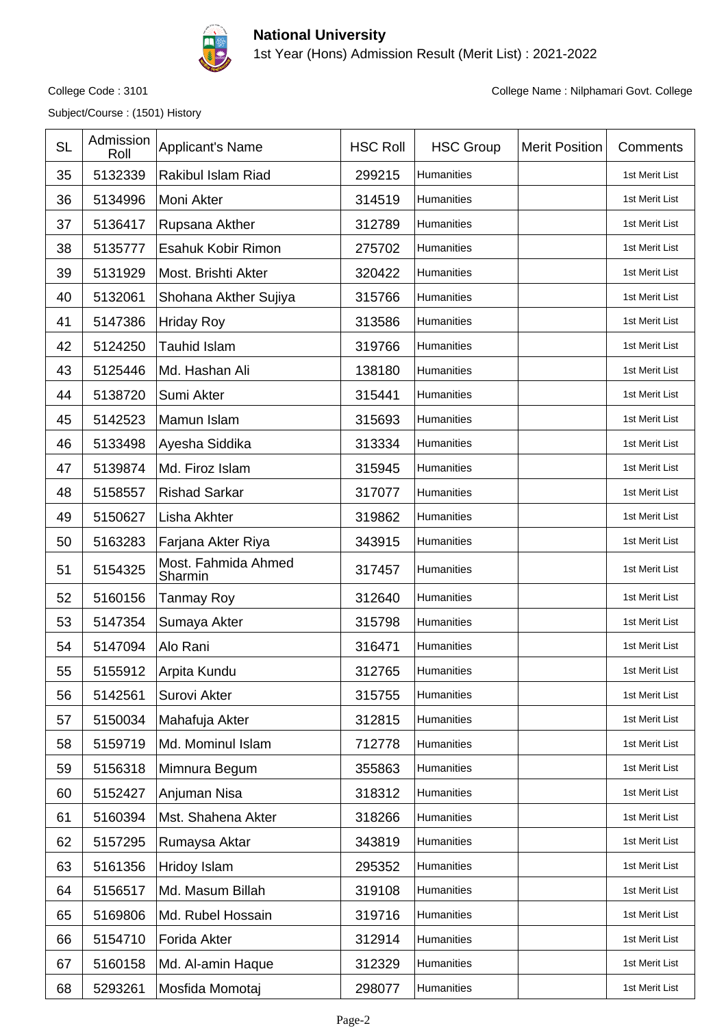# National University

1st Year (Hons) Admission Result (Merit List) : 2021-2022

College Code : 3101

College Name : Nilphamari Govt. College

Subject/Course : (1501) History

| SL | Admission Roll | Applicant's Name | HSC Roll | HSC Group | Merit Position | Comments |
|---|---|---|---|---|---|---|
| 35 | 5132339 | Rakibul Islam Riad | 299215 | Humanities | | 1st Merit List |
| 36 | 5134996 | Moni Akter | 314519 | Humanities | | 1st Merit List |
| 37 | 5136417 | Rupsana Akther | 312789 | Humanities | | 1st Merit List |
| 38 | 5135777 | Esahuk Kobir Rimon | 275702 | Humanities | | 1st Merit List |
| 39 | 5131929 | Most. Brishti Akter | 320422 | Humanities | | 1st Merit List |
| 40 | 5132061 | Shohana Akther Sujiya | 315766 | Humanities | | 1st Merit List |
| 41 | 5147386 | Hriday Roy | 313586 | Humanities | | 1st Merit List |
| 42 | 5124250 | Tauhid Islam | 319766 | Humanities | | 1st Merit List |
| 43 | 5125446 | Md. Hashan Ali | 138180 | Humanities | | 1st Merit List |
| 44 | 5138720 | Sumi Akter | 315441 | Humanities | | 1st Merit List |
| 45 | 5142523 | Mamun Islam | 315693 | Humanities | | 1st Merit List |
| 46 | 5133498 | Ayesha Siddika | 313334 | Humanities | | 1st Merit List |
| 47 | 5139874 | Md. Firoz Islam | 315945 | Humanities | | 1st Merit List |
| 48 | 5158557 | Rishad Sarkar | 317077 | Humanities | | 1st Merit List |
| 49 | 5150627 | Lisha Akhter | 319862 | Humanities | | 1st Merit List |
| 50 | 5163283 | Farjana Akter Riya | 343915 | Humanities | | 1st Merit List |
| 51 | 5154325 | Most. Fahmida Ahmed Sharmin | 317457 | Humanities | | 1st Merit List |
| 52 | 5160156 | Tanmay Roy | 312640 | Humanities | | 1st Merit List |
| 53 | 5147354 | Sumaya Akter | 315798 | Humanities | | 1st Merit List |
| 54 | 5147094 | Alo Rani | 316471 | Humanities | | 1st Merit List |
| 55 | 5155912 | Arpita Kundu | 312765 | Humanities | | 1st Merit List |
| 56 | 5142561 | Surovi Akter | 315755 | Humanities | | 1st Merit List |
| 57 | 5150034 | Mahafuja Akter | 312815 | Humanities | | 1st Merit List |
| 58 | 5159719 | Md. Mominul Islam | 712778 | Humanities | | 1st Merit List |
| 59 | 5156318 | Mimnura Begum | 355863 | Humanities | | 1st Merit List |
| 60 | 5152427 | Anjuman Nisa | 318312 | Humanities | | 1st Merit List |
| 61 | 5160394 | Mst. Shahena Akter | 318266 | Humanities | | 1st Merit List |
| 62 | 5157295 | Rumaysa Aktar | 343819 | Humanities | | 1st Merit List |
| 63 | 5161356 | Hridoy Islam | 295352 | Humanities | | 1st Merit List |
| 64 | 5156517 | Md. Masum Billah | 319108 | Humanities | | 1st Merit List |
| 65 | 5169806 | Md. Rubel Hossain | 319716 | Humanities | | 1st Merit List |
| 66 | 5154710 | Forida Akter | 312914 | Humanities | | 1st Merit List |
| 67 | 5160158 | Md. Al-amin Haque | 312329 | Humanities | | 1st Merit List |
| 68 | 5293261 | Mosfida Momotaj | 298077 | Humanities | | 1st Merit List |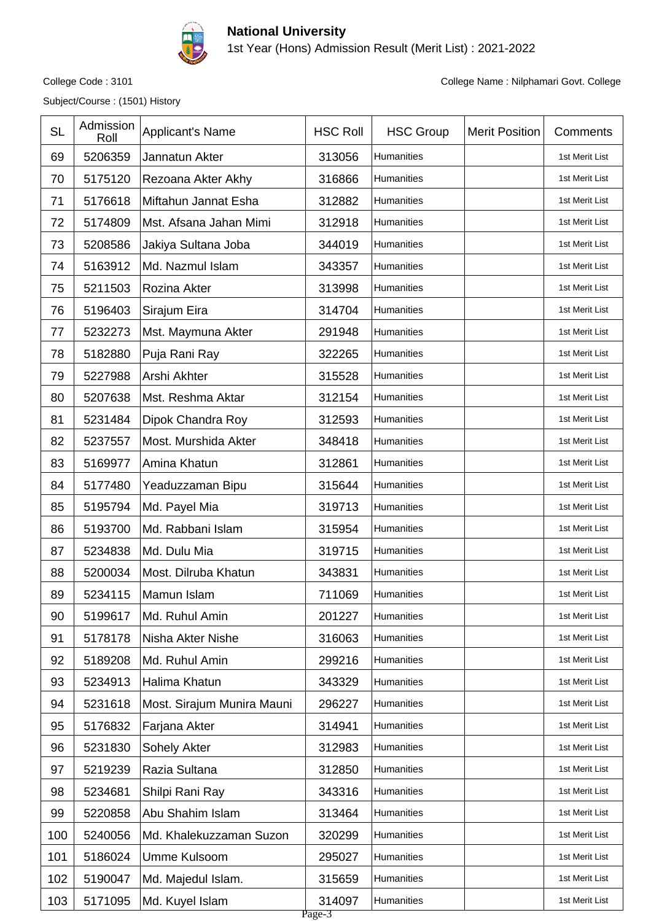**National University**

1st Year (Hons) Admission Result (Merit List) : 2021-2022

College Code : 3101

College Name : Nilphamari Govt. College

Subject/Course : (1501) History

| SL | Admission Roll | Applicant's Name | HSC Roll | HSC Group | Merit Position | Comments |
|---|---|---|---|---|---|---|
| 69 | 5206359 | Jannatun Akter | 313056 | Humanities | | 1st Merit List |
| 70 | 5175120 | Rezoana Akter Akhy | 316866 | Humanities | | 1st Merit List |
| 71 | 5176618 | Miftahun Jannat Esha | 312882 | Humanities | | 1st Merit List |
| 72 | 5174809 | Mst. Afsana Jahan Mimi | 312918 | Humanities | | 1st Merit List |
| 73 | 5208586 | Jakiya Sultana Joba | 344019 | Humanities | | 1st Merit List |
| 74 | 5163912 | Md. Nazmul Islam | 343357 | Humanities | | 1st Merit List |
| 75 | 5211503 | Rozina Akter | 313998 | Humanities | | 1st Merit List |
| 76 | 5196403 | Sirajum Eira | 314704 | Humanities | | 1st Merit List |
| 77 | 5232273 | Mst. Maymuna Akter | 291948 | Humanities | | 1st Merit List |
| 78 | 5182880 | Puja Rani Ray | 322265 | Humanities | | 1st Merit List |
| 79 | 5227988 | Arshi Akhter | 315528 | Humanities | | 1st Merit List |
| 80 | 5207638 | Mst. Reshma Aktar | 312154 | Humanities | | 1st Merit List |
| 81 | 5231484 | Dipok Chandra Roy | 312593 | Humanities | | 1st Merit List |
| 82 | 5237557 | Most. Murshida Akter | 348418 | Humanities | | 1st Merit List |
| 83 | 5169977 | Amina Khatun | 312861 | Humanities | | 1st Merit List |
| 84 | 5177480 | Yeaduzzaman Bipu | 315644 | Humanities | | 1st Merit List |
| 85 | 5195794 | Md. Payel Mia | 319713 | Humanities | | 1st Merit List |
| 86 | 5193700 | Md. Rabbani Islam | 315954 | Humanities | | 1st Merit List |
| 87 | 5234838 | Md. Dulu Mia | 319715 | Humanities | | 1st Merit List |
| 88 | 5200034 | Most. Dilruba Khatun | 343831 | Humanities | | 1st Merit List |
| 89 | 5234115 | Mamun Islam | 711069 | Humanities | | 1st Merit List |
| 90 | 5199617 | Md. Ruhul Amin | 201227 | Humanities | | 1st Merit List |
| 91 | 5178178 | Nisha Akter Nishe | 316063 | Humanities | | 1st Merit List |
| 92 | 5189208 | Md. Ruhul Amin | 299216 | Humanities | | 1st Merit List |
| 93 | 5234913 | Halima Khatun | 343329 | Humanities | | 1st Merit List |
| 94 | 5231618 | Most. Sirajum Munira Mauni | 296227 | Humanities | | 1st Merit List |
| 95 | 5176832 | Farjana Akter | 314941 | Humanities | | 1st Merit List |
| 96 | 5231830 | Sohely Akter | 312983 | Humanities | | 1st Merit List |
| 97 | 5219239 | Razia Sultana | 312850 | Humanities | | 1st Merit List |
| 98 | 5234681 | Shilpi Rani Ray | 343316 | Humanities | | 1st Merit List |
| 99 | 5220858 | Abu Shahim Islam | 313464 | Humanities | | 1st Merit List |
| 100 | 5240056 | Md. Khalekuzzaman Suzon | 320299 | Humanities | | 1st Merit List |
| 101 | 5186024 | Umme Kulsoom | 295027 | Humanities | | 1st Merit List |
| 102 | 5190047 | Md. Majedul Islam. | 315659 | Humanities | | 1st Merit List |
| 103 | 5171095 | Md. Kuyel Islam | 314097 | Humanities | | 1st Merit List |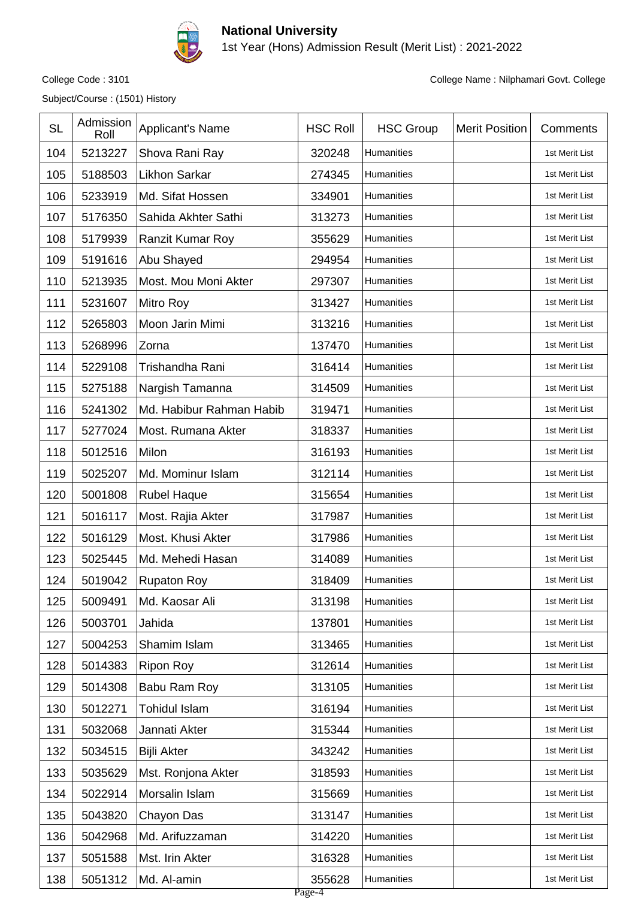# National University

1st Year (Hons) Admission Result (Merit List) : 2021-2022

College Code : 3101

College Name : Nilphamari Govt. College

Subject/Course : (1501) History

| SL | Admission Roll | Applicant's Name | HSC Roll | HSC Group | Merit Position | Comments |
|---|---|---|---|---|---|---|
| 104 | 5213227 | Shova Rani Ray | 320248 | Humanities | | 1st Merit List |
| 105 | 5188503 | Likhon Sarkar | 274345 | Humanities | | 1st Merit List |
| 106 | 5233919 | Md. Sifat Hossen | 334901 | Humanities | | 1st Merit List |
| 107 | 5176350 | Sahida Akhter Sathi | 313273 | Humanities | | 1st Merit List |
| 108 | 5179939 | Ranzit Kumar Roy | 355629 | Humanities | | 1st Merit List |
| 109 | 5191616 | Abu Shayed | 294954 | Humanities | | 1st Merit List |
| 110 | 5213935 | Most. Mou Moni Akter | 297307 | Humanities | | 1st Merit List |
| 111 | 5231607 | Mitro Roy | 313427 | Humanities | | 1st Merit List |
| 112 | 5265803 | Moon Jarin Mimi | 313216 | Humanities | | 1st Merit List |
| 113 | 5268996 | Zorna | 137470 | Humanities | | 1st Merit List |
| 114 | 5229108 | Trishandha Rani | 316414 | Humanities | | 1st Merit List |
| 115 | 5275188 | Nargish Tamanna | 314509 | Humanities | | 1st Merit List |
| 116 | 5241302 | Md. Habibur Rahman Habib | 319471 | Humanities | | 1st Merit List |
| 117 | 5277024 | Most. Rumana Akter | 318337 | Humanities | | 1st Merit List |
| 118 | 5012516 | Milon | 316193 | Humanities | | 1st Merit List |
| 119 | 5025207 | Md. Mominur Islam | 312114 | Humanities | | 1st Merit List |
| 120 | 5001808 | Rubel Haque | 315654 | Humanities | | 1st Merit List |
| 121 | 5016117 | Most. Rajia Akter | 317987 | Humanities | | 1st Merit List |
| 122 | 5016129 | Most. Khusi Akter | 317986 | Humanities | | 1st Merit List |
| 123 | 5025445 | Md. Mehedi Hasan | 314089 | Humanities | | 1st Merit List |
| 124 | 5019042 | Rupaton Roy | 318409 | Humanities | | 1st Merit List |
| 125 | 5009491 | Md. Kaosar Ali | 313198 | Humanities | | 1st Merit List |
| 126 | 5003701 | Jahida | 137801 | Humanities | | 1st Merit List |
| 127 | 5004253 | Shamim Islam | 313465 | Humanities | | 1st Merit List |
| 128 | 5014383 | Ripon Roy | 312614 | Humanities | | 1st Merit List |
| 129 | 5014308 | Babu Ram Roy | 313105 | Humanities | | 1st Merit List |
| 130 | 5012271 | Tohidul Islam | 316194 | Humanities | | 1st Merit List |
| 131 | 5032068 | Jannati Akter | 315344 | Humanities | | 1st Merit List |
| 132 | 5034515 | Bijli Akter | 343242 | Humanities | | 1st Merit List |
| 133 | 5035629 | Mst. Ronjona Akter | 318593 | Humanities | | 1st Merit List |
| 134 | 5022914 | Morsalin Islam | 315669 | Humanities | | 1st Merit List |
| 135 | 5043820 | Chayon Das | 313147 | Humanities | | 1st Merit List |
| 136 | 5042968 | Md. Arifuzzaman | 314220 | Humanities | | 1st Merit List |
| 137 | 5051588 | Mst. Irin Akter | 316328 | Humanities | | 1st Merit List |
| 138 | 5051312 | Md. Al-amin | 355628 | Humanities | | 1st Merit List |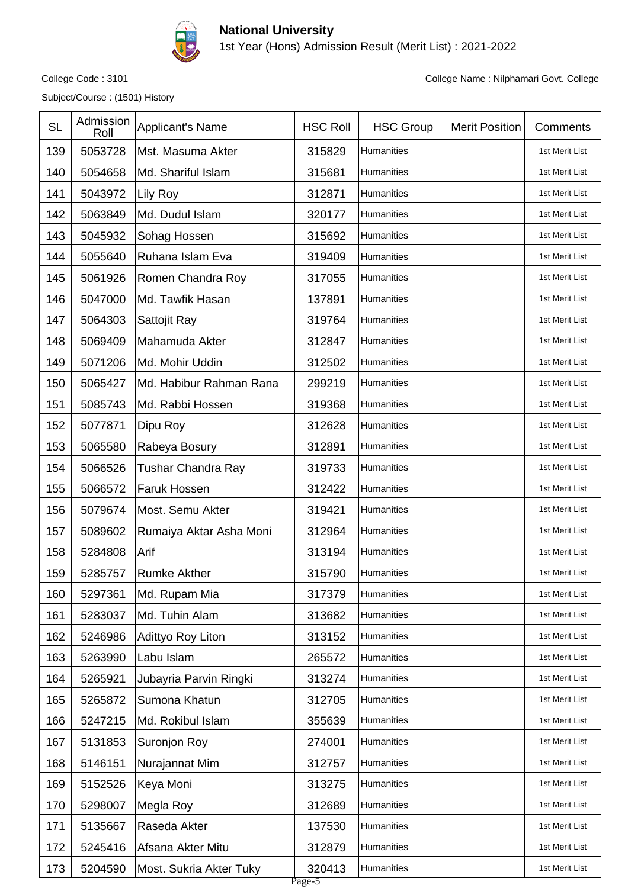**National University**

1st Year (Hons) Admission Result (Merit List) : 2021-2022

College Code : 3101

College Name : Nilphamari Govt. College

Subject/Course : (1501) History

| SL | Admission Roll | Applicant's Name | HSC Roll | HSC Group | Merit Position | Comments |
|---|---|---|---|---|---|---|
| 139 | 5053728 | Mst. Masuma Akter | 315829 | Humanities | | 1st Merit List |
| 140 | 5054658 | Md. Shariful Islam | 315681 | Humanities | | 1st Merit List |
| 141 | 5043972 | Lily Roy | 312871 | Humanities | | 1st Merit List |
| 142 | 5063849 | Md. Dudul Islam | 320177 | Humanities | | 1st Merit List |
| 143 | 5045932 | Sohag Hossen | 315692 | Humanities | | 1st Merit List |
| 144 | 5055640 | Ruhana Islam Eva | 319409 | Humanities | | 1st Merit List |
| 145 | 5061926 | Romen Chandra Roy | 317055 | Humanities | | 1st Merit List |
| 146 | 5047000 | Md. Tawfik Hasan | 137891 | Humanities | | 1st Merit List |
| 147 | 5064303 | Sattojit Ray | 319764 | Humanities | | 1st Merit List |
| 148 | 5069409 | Mahamuda Akter | 312847 | Humanities | | 1st Merit List |
| 149 | 5071206 | Md. Mohir Uddin | 312502 | Humanities | | 1st Merit List |
| 150 | 5065427 | Md. Habibur Rahman Rana | 299219 | Humanities | | 1st Merit List |
| 151 | 5085743 | Md. Rabbi Hossen | 319368 | Humanities | | 1st Merit List |
| 152 | 5077871 | Dipu Roy | 312628 | Humanities | | 1st Merit List |
| 153 | 5065580 | Rabeya Bosury | 312891 | Humanities | | 1st Merit List |
| 154 | 5066526 | Tushar Chandra Ray | 319733 | Humanities | | 1st Merit List |
| 155 | 5066572 | Faruk Hossen | 312422 | Humanities | | 1st Merit List |
| 156 | 5079674 | Most. Semu Akter | 319421 | Humanities | | 1st Merit List |
| 157 | 5089602 | Rumaiya Aktar Asha Moni | 312964 | Humanities | | 1st Merit List |
| 158 | 5284808 | Arif | 313194 | Humanities | | 1st Merit List |
| 159 | 5285757 | Rumke Akther | 315790 | Humanities | | 1st Merit List |
| 160 | 5297361 | Md. Rupam Mia | 317379 | Humanities | | 1st Merit List |
| 161 | 5283037 | Md. Tuhin Alam | 313682 | Humanities | | 1st Merit List |
| 162 | 5246986 | Adittyo Roy Liton | 313152 | Humanities | | 1st Merit List |
| 163 | 5263990 | Labu Islam | 265572 | Humanities | | 1st Merit List |
| 164 | 5265921 | Jubayria Parvin Ringki | 313274 | Humanities | | 1st Merit List |
| 165 | 5265872 | Sumona Khatun | 312705 | Humanities | | 1st Merit List |
| 166 | 5247215 | Md. Rokibul Islam | 355639 | Humanities | | 1st Merit List |
| 167 | 5131853 | Suronjon Roy | 274001 | Humanities | | 1st Merit List |
| 168 | 5146151 | Nurajannat Mim | 312757 | Humanities | | 1st Merit List |
| 169 | 5152526 | Keya Moni | 313275 | Humanities | | 1st Merit List |
| 170 | 5298007 | Megla Roy | 312689 | Humanities | | 1st Merit List |
| 171 | 5135667 | Raseda Akter | 137530 | Humanities | | 1st Merit List |
| 172 | 5245416 | Afsana Akter Mitu | 312879 | Humanities | | 1st Merit List |
| 173 | 5204590 | Most. Sukria Akter Tuky | 320413 | Humanities | | 1st Merit List |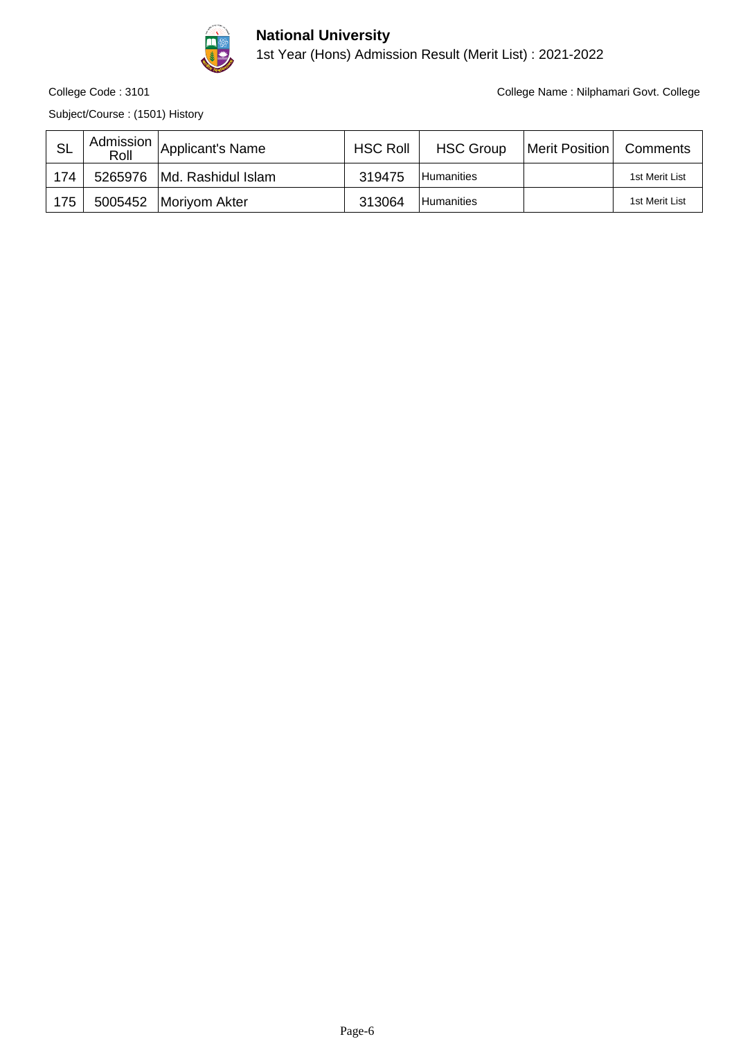**National University**

1st Year (Hons) Admission Result (Merit List) : 2021-2022

College Code : 3101

College Name : Nilphamari Govt. College

Subject/Course : (1501) History

| SL | Admission Roll | Applicant's Name | HSC Roll | HSC Group | Merit Position | Comments |
|---|---|---|---|---|---|---|
| 174 | 5265976 | Md. Rashidul Islam | 319475 | Humanities | | 1st Merit List |
| 175 | 5005452 | Moriyom Akter | 313064 | Humanities | | 1st Merit List |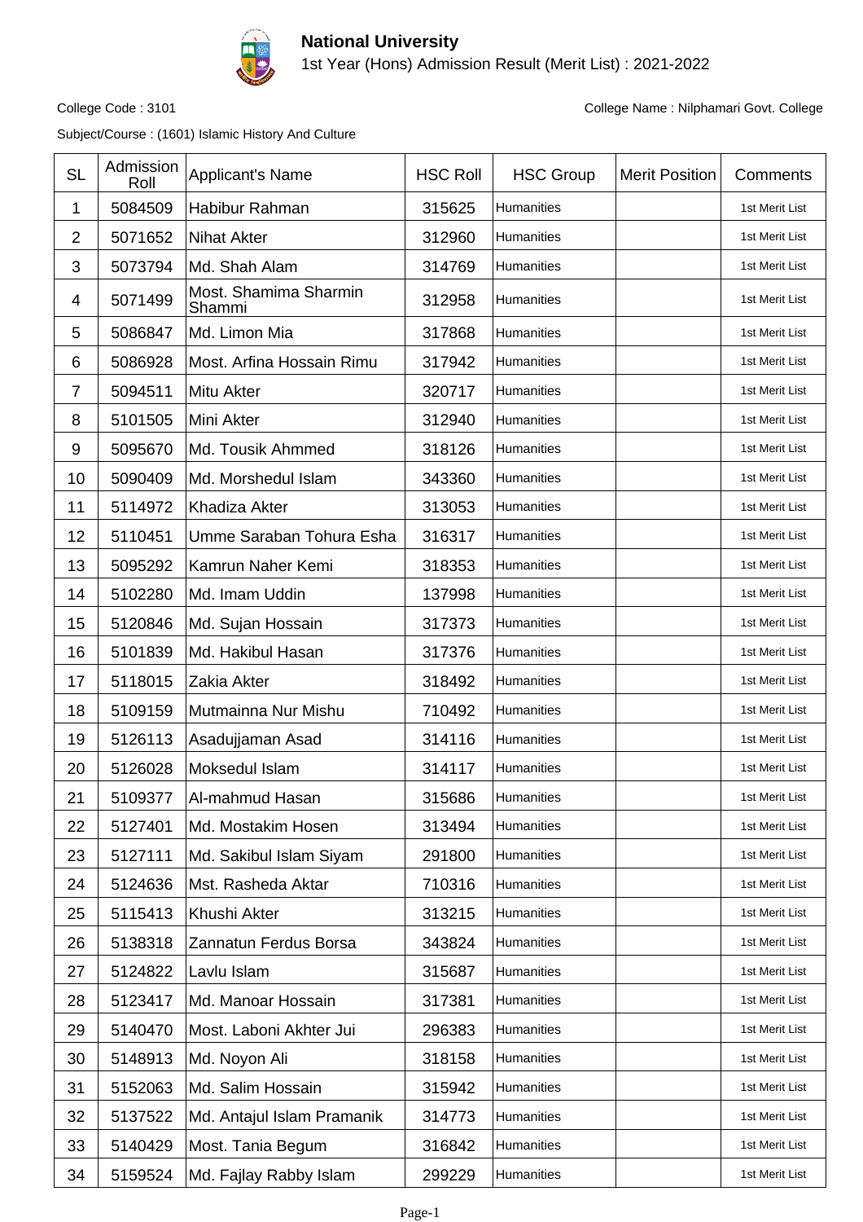# National University

1st Year (Hons) Admission Result (Merit List) : 2021-2022

College Code : 3101

College Name : Nilphamari Govt. College

Subject/Course : (1601) Islamic History And Culture

| SL | Admission Roll | Applicant's Name | HSC Roll | HSC Group | Merit Position | Comments |
|---|---|---|---|---|---|---|
| 1 | 5084509 | Habibur Rahman | 315625 | Humanities | | 1st Merit List |
| 2 | 5071652 | Nihat Akter | 312960 | Humanities | | 1st Merit List |
| 3 | 5073794 | Md. Shah Alam | 314769 | Humanities | | 1st Merit List |
| 4 | 5071499 | Most. Shamima Sharmin Shammi | 312958 | Humanities | | 1st Merit List |
| 5 | 5086847 | Md. Limon Mia | 317868 | Humanities | | 1st Merit List |
| 6 | 5086928 | Most. Arfina Hossain Rimu | 317942 | Humanities | | 1st Merit List |
| 7 | 5094511 | Mitu Akter | 320717 | Humanities | | 1st Merit List |
| 8 | 5101505 | Mini Akter | 312940 | Humanities | | 1st Merit List |
| 9 | 5095670 | Md. Tousik Ahmmed | 318126 | Humanities | | 1st Merit List |
| 10 | 5090409 | Md. Morshedul Islam | 343360 | Humanities | | 1st Merit List |
| 11 | 5114972 | Khadiza Akter | 313053 | Humanities | | 1st Merit List |
| 12 | 5110451 | Umme Saraban Tohura Esha | 316317 | Humanities | | 1st Merit List |
| 13 | 5095292 | Kamrun Naher Kemi | 318353 | Humanities | | 1st Merit List |
| 14 | 5102280 | Md. Imam Uddin | 137998 | Humanities | | 1st Merit List |
| 15 | 5120846 | Md. Sujan Hossain | 317373 | Humanities | | 1st Merit List |
| 16 | 5101839 | Md. Hakibul Hasan | 317376 | Humanities | | 1st Merit List |
| 17 | 5118015 | Zakia Akter | 318492 | Humanities | | 1st Merit List |
| 18 | 5109159 | Mutmainna Nur Mishu | 710492 | Humanities | | 1st Merit List |
| 19 | 5126113 | Asadujjaman Asad | 314116 | Humanities | | 1st Merit List |
| 20 | 5126028 | Moksedul Islam | 314117 | Humanities | | 1st Merit List |
| 21 | 5109377 | Al-mahmud Hasan | 315686 | Humanities | | 1st Merit List |
| 22 | 5127401 | Md. Mostakim Hosen | 313494 | Humanities | | 1st Merit List |
| 23 | 5127111 | Md. Sakibul Islam Siyam | 291800 | Humanities | | 1st Merit List |
| 24 | 5124636 | Mst. Rasheda Aktar | 710316 | Humanities | | 1st Merit List |
| 25 | 5115413 | Khushi Akter | 313215 | Humanities | | 1st Merit List |
| 26 | 5138318 | Zannatun Ferdus Borsa | 343824 | Humanities | | 1st Merit List |
| 27 | 5124822 | Lavlu Islam | 315687 | Humanities | | 1st Merit List |
| 28 | 5123417 | Md. Manoar Hossain | 317381 | Humanities | | 1st Merit List |
| 29 | 5140470 | Most. Laboni Akhter Jui | 296383 | Humanities | | 1st Merit List |
| 30 | 5148913 | Md. Noyon Ali | 318158 | Humanities | | 1st Merit List |
| 31 | 5152063 | Md. Salim Hossain | 315942 | Humanities | | 1st Merit List |
| 32 | 5137522 | Md. Antajul Islam Pramanik | 314773 | Humanities | | 1st Merit List |
| 33 | 5140429 | Most. Tania Begum | 316842 | Humanities | | 1st Merit List |
| 34 | 5159524 | Md. Fajlay Rabby Islam | 299229 | Humanities | | 1st Merit List |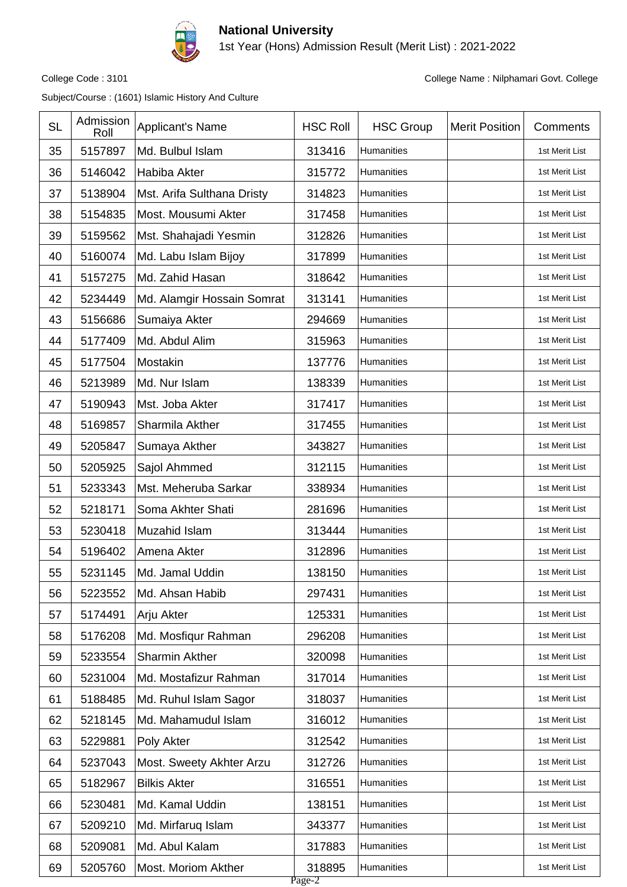# National University

1st Year (Hons) Admission Result (Merit List) : 2021-2022

College Code : 3101

College Name : Nilphamari Govt. College

Subject/Course : (1601) Islamic History And Culture

| SL | Admission Roll | Applicant's Name | HSC Roll | HSC Group | Merit Position | Comments |
|---|---|---|---|---|---|---|
| 35 | 5157897 | Md. Bulbul Islam | 313416 | Humanities | | 1st Merit List |
| 36 | 5146042 | Habiba Akter | 315772 | Humanities | | 1st Merit List |
| 37 | 5138904 | Mst. Arifa Sulthana Dristy | 314823 | Humanities | | 1st Merit List |
| 38 | 5154835 | Most. Mousumi Akter | 317458 | Humanities | | 1st Merit List |
| 39 | 5159562 | Mst. Shahajadi Yesmin | 312826 | Humanities | | 1st Merit List |
| 40 | 5160074 | Md. Labu Islam Bijoy | 317899 | Humanities | | 1st Merit List |
| 41 | 5157275 | Md. Zahid Hasan | 318642 | Humanities | | 1st Merit List |
| 42 | 5234449 | Md. Alamgir Hossain Somrat | 313141 | Humanities | | 1st Merit List |
| 43 | 5156686 | Sumaiya Akter | 294669 | Humanities | | 1st Merit List |
| 44 | 5177409 | Md. Abdul Alim | 315963 | Humanities | | 1st Merit List |
| 45 | 5177504 | Mostakin | 137776 | Humanities | | 1st Merit List |
| 46 | 5213989 | Md. Nur Islam | 138339 | Humanities | | 1st Merit List |
| 47 | 5190943 | Mst. Joba Akter | 317417 | Humanities | | 1st Merit List |
| 48 | 5169857 | Sharmila Akther | 317455 | Humanities | | 1st Merit List |
| 49 | 5205847 | Sumaya Akther | 343827 | Humanities | | 1st Merit List |
| 50 | 5205925 | Sajol Ahmmed | 312115 | Humanities | | 1st Merit List |
| 51 | 5233343 | Mst. Meheruba Sarkar | 338934 | Humanities | | 1st Merit List |
| 52 | 5218171 | Soma Akhter Shati | 281696 | Humanities | | 1st Merit List |
| 53 | 5230418 | Muzahid Islam | 313444 | Humanities | | 1st Merit List |
| 54 | 5196402 | Amena Akter | 312896 | Humanities | | 1st Merit List |
| 55 | 5231145 | Md. Jamal Uddin | 138150 | Humanities | | 1st Merit List |
| 56 | 5223552 | Md. Ahsan Habib | 297431 | Humanities | | 1st Merit List |
| 57 | 5174491 | Arju Akter | 125331 | Humanities | | 1st Merit List |
| 58 | 5176208 | Md. Mosfiqur Rahman | 296208 | Humanities | | 1st Merit List |
| 59 | 5233554 | Sharmin Akther | 320098 | Humanities | | 1st Merit List |
| 60 | 5231004 | Md. Mostafizur Rahman | 317014 | Humanities | | 1st Merit List |
| 61 | 5188485 | Md. Ruhul Islam Sagor | 318037 | Humanities | | 1st Merit List |
| 62 | 5218145 | Md. Mahamudul Islam | 316012 | Humanities | | 1st Merit List |
| 63 | 5229881 | Poly Akter | 312542 | Humanities | | 1st Merit List |
| 64 | 5237043 | Most. Sweety Akhter Arzu | 312726 | Humanities | | 1st Merit List |
| 65 | 5182967 | Bilkis Akter | 316551 | Humanities | | 1st Merit List |
| 66 | 5230481 | Md. Kamal Uddin | 138151 | Humanities | | 1st Merit List |
| 67 | 5209210 | Md. Mirfaruq Islam | 343377 | Humanities | | 1st Merit List |
| 68 | 5209081 | Md. Abul Kalam | 317883 | Humanities | | 1st Merit List |
| 69 | 5205760 | Most. Moriom Akther | 318895 | Humanities | | 1st Merit List |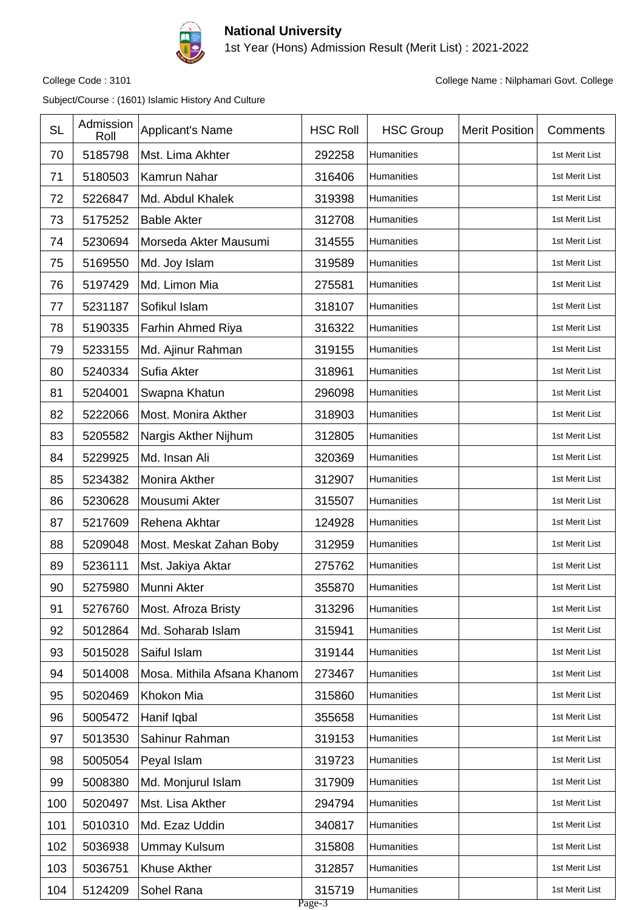# National University

1st Year (Hons) Admission Result (Merit List) : 2021-2022

College Code : 3101

College Name : Nilphamari Govt. College

Subject/Course : (1601) Islamic History And Culture

| SL | Admission Roll | Applicant's Name | HSC Roll | HSC Group | Merit Position | Comments |
|---|---|---|---|---|---|---|
| 70 | 5185798 | Mst. Lima Akhter | 292258 | Humanities | | 1st Merit List |
| 71 | 5180503 | Kamrun Nahar | 316406 | Humanities | | 1st Merit List |
| 72 | 5226847 | Md. Abdul Khalek | 319398 | Humanities | | 1st Merit List |
| 73 | 5175252 | Bable Akter | 312708 | Humanities | | 1st Merit List |
| 74 | 5230694 | Morseda Akter Mausumi | 314555 | Humanities | | 1st Merit List |
| 75 | 5169550 | Md. Joy Islam | 319589 | Humanities | | 1st Merit List |
| 76 | 5197429 | Md. Limon Mia | 275581 | Humanities | | 1st Merit List |
| 77 | 5231187 | Sofikul Islam | 318107 | Humanities | | 1st Merit List |
| 78 | 5190335 | Farhin Ahmed Riya | 316322 | Humanities | | 1st Merit List |
| 79 | 5233155 | Md. Ajinur Rahman | 319155 | Humanities | | 1st Merit List |
| 80 | 5240334 | Sufia Akter | 318961 | Humanities | | 1st Merit List |
| 81 | 5204001 | Swapna Khatun | 296098 | Humanities | | 1st Merit List |
| 82 | 5222066 | Most. Monira Akther | 318903 | Humanities | | 1st Merit List |
| 83 | 5205582 | Nargis Akther Nijhum | 312805 | Humanities | | 1st Merit List |
| 84 | 5229925 | Md. Insan Ali | 320369 | Humanities | | 1st Merit List |
| 85 | 5234382 | Monira Akther | 312907 | Humanities | | 1st Merit List |
| 86 | 5230628 | Mousumi Akter | 315507 | Humanities | | 1st Merit List |
| 87 | 5217609 | Rehena Akhtar | 124928 | Humanities | | 1st Merit List |
| 88 | 5209048 | Most. Meskat Zahan Boby | 312959 | Humanities | | 1st Merit List |
| 89 | 5236111 | Mst. Jakiya Aktar | 275762 | Humanities | | 1st Merit List |
| 90 | 5275980 | Munni Akter | 355870 | Humanities | | 1st Merit List |
| 91 | 5276760 | Most. Afroza Bristy | 313296 | Humanities | | 1st Merit List |
| 92 | 5012864 | Md. Soharab Islam | 315941 | Humanities | | 1st Merit List |
| 93 | 5015028 | Saiful Islam | 319144 | Humanities | | 1st Merit List |
| 94 | 5014008 | Mosa. Mithila Afsana Khanom | 273467 | Humanities | | 1st Merit List |
| 95 | 5020469 | Khokon Mia | 315860 | Humanities | | 1st Merit List |
| 96 | 5005472 | Hanif Iqbal | 355658 | Humanities | | 1st Merit List |
| 97 | 5013530 | Sahinur Rahman | 319153 | Humanities | | 1st Merit List |
| 98 | 5005054 | Peyal Islam | 319723 | Humanities | | 1st Merit List |
| 99 | 5008380 | Md. Monjurul Islam | 317909 | Humanities | | 1st Merit List |
| 100 | 5020497 | Mst. Lisa Akther | 294794 | Humanities | | 1st Merit List |
| 101 | 5010310 | Md. Ezaz Uddin | 340817 | Humanities | | 1st Merit List |
| 102 | 5036938 | Ummay Kulsum | 315808 | Humanities | | 1st Merit List |
| 103 | 5036751 | Khuse Akther | 312857 | Humanities | | 1st Merit List |
| 104 | 5124209 | Sohel Rana | 315719 | Humanities | | 1st Merit List |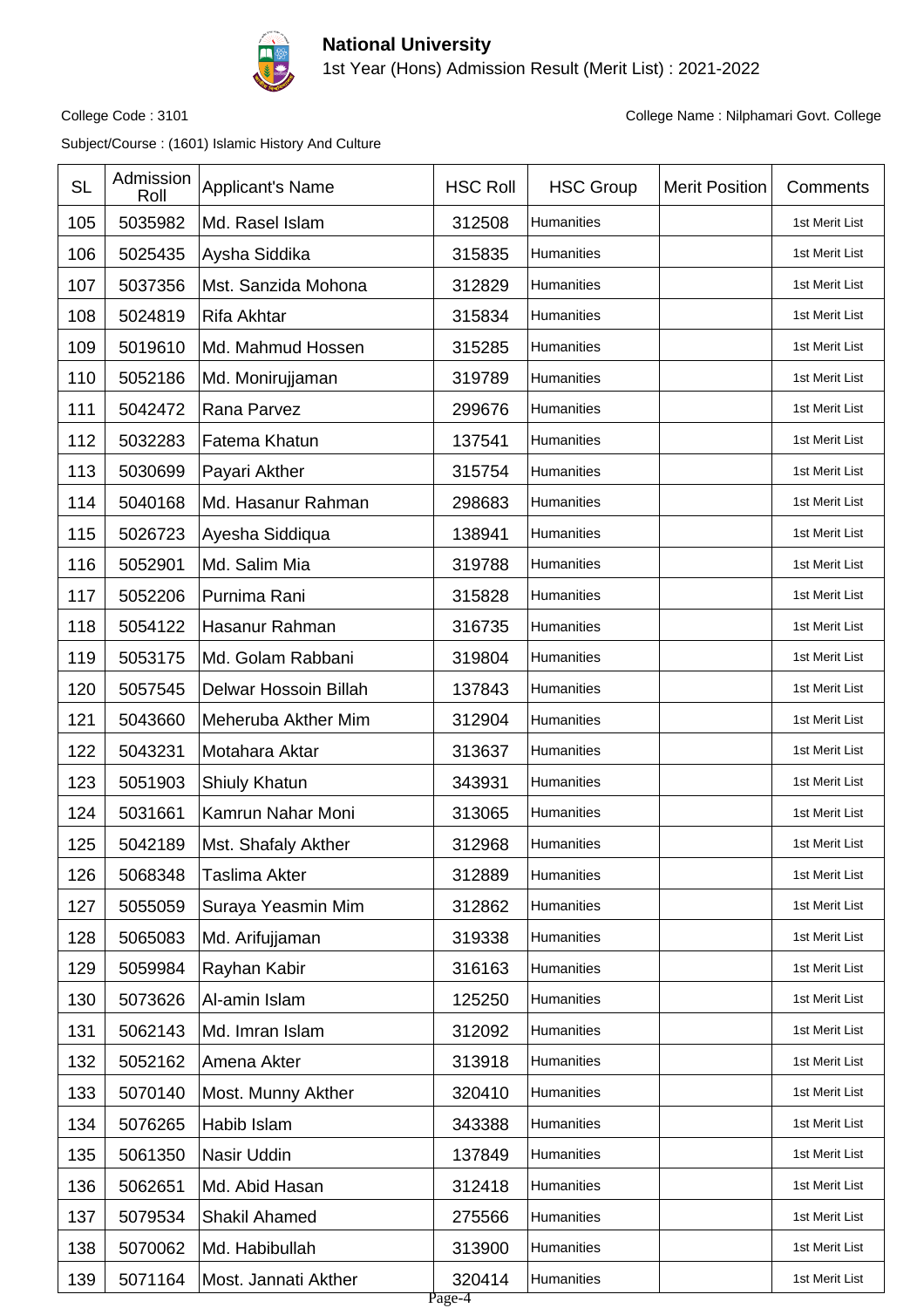**National University**

1st Year (Hons) Admission Result (Merit List) : 2021-2022

College Code : 3101 College Name : Nilphamari Govt. College

Subject/Course : (1601) Islamic History And Culture

| SL | Admission Roll | Applicant's Name | HSC Roll | HSC Group | Merit Position | Comments |
|---|---|---|---|---|---|---|
| 105 | 5035982 | Md. Rasel Islam | 312508 | Humanities | | 1st Merit List |
| 106 | 5025435 | Aysha Siddika | 315835 | Humanities | | 1st Merit List |
| 107 | 5037356 | Mst. Sanzida Mohona | 312829 | Humanities | | 1st Merit List |
| 108 | 5024819 | Rifa Akhtar | 315834 | Humanities | | 1st Merit List |
| 109 | 5019610 | Md. Mahmud Hossen | 315285 | Humanities | | 1st Merit List |
| 110 | 5052186 | Md. Monirujjaman | 319789 | Humanities | | 1st Merit List |
| 111 | 5042472 | Rana Parvez | 299676 | Humanities | | 1st Merit List |
| 112 | 5032283 | Fatema Khatun | 137541 | Humanities | | 1st Merit List |
| 113 | 5030699 | Payari Akther | 315754 | Humanities | | 1st Merit List |
| 114 | 5040168 | Md. Hasanur Rahman | 298683 | Humanities | | 1st Merit List |
| 115 | 5026723 | Ayesha Siddiqua | 138941 | Humanities | | 1st Merit List |
| 116 | 5052901 | Md. Salim Mia | 319788 | Humanities | | 1st Merit List |
| 117 | 5052206 | Purnima Rani | 315828 | Humanities | | 1st Merit List |
| 118 | 5054122 | Hasanur Rahman | 316735 | Humanities | | 1st Merit List |
| 119 | 5053175 | Md. Golam Rabbani | 319804 | Humanities | | 1st Merit List |
| 120 | 5057545 | Delwar Hossoin Billah | 137843 | Humanities | | 1st Merit List |
| 121 | 5043660 | Meheruba Akther Mim | 312904 | Humanities | | 1st Merit List |
| 122 | 5043231 | Motahara Aktar | 313637 | Humanities | | 1st Merit List |
| 123 | 5051903 | Shiuly Khatun | 343931 | Humanities | | 1st Merit List |
| 124 | 5031661 | Kamrun Nahar Moni | 313065 | Humanities | | 1st Merit List |
| 125 | 5042189 | Mst. Shafaly Akther | 312968 | Humanities | | 1st Merit List |
| 126 | 5068348 | Taslima Akter | 312889 | Humanities | | 1st Merit List |
| 127 | 5055059 | Suraya Yeasmin Mim | 312862 | Humanities | | 1st Merit List |
| 128 | 5065083 | Md. Arifujjaman | 319338 | Humanities | | 1st Merit List |
| 129 | 5059984 | Rayhan Kabir | 316163 | Humanities | | 1st Merit List |
| 130 | 5073626 | Al-amin Islam | 125250 | Humanities | | 1st Merit List |
| 131 | 5062143 | Md. Imran Islam | 312092 | Humanities | | 1st Merit List |
| 132 | 5052162 | Amena Akter | 313918 | Humanities | | 1st Merit List |
| 133 | 5070140 | Most. Munny Akther | 320410 | Humanities | | 1st Merit List |
| 134 | 5076265 | Habib Islam | 343388 | Humanities | | 1st Merit List |
| 135 | 5061350 | Nasir Uddin | 137849 | Humanities | | 1st Merit List |
| 136 | 5062651 | Md. Abid Hasan | 312418 | Humanities | | 1st Merit List |
| 137 | 5079534 | Shakil Ahamed | 275566 | Humanities | | 1st Merit List |
| 138 | 5070062 | Md. Habibullah | 313900 | Humanities | | 1st Merit List |
| 139 | 5071164 | Most. Jannati Akther | 320414 | Humanities | | 1st Merit List |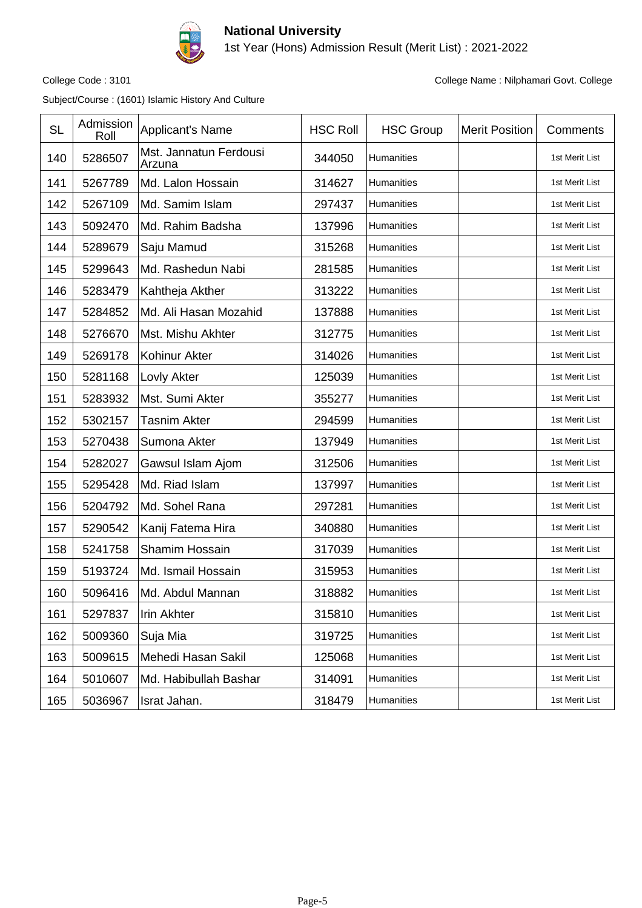# National University

1st Year (Hons) Admission Result (Merit List) : 2021-2022

College Code : 3101

College Name : Nilphamari Govt. College

Subject/Course : (1601) Islamic History And Culture

| SL | Admission Roll | Applicant's Name | HSC Roll | HSC Group | Merit Position | Comments |
|---|---|---|---|---|---|---|
| 140 | 5286507 | Mst. Jannatun Ferdousi Arzuna | 344050 | Humanities | | 1st Merit List |
| 141 | 5267789 | Md. Lalon Hossain | 314627 | Humanities | | 1st Merit List |
| 142 | 5267109 | Md. Samim Islam | 297437 | Humanities | | 1st Merit List |
| 143 | 5092470 | Md. Rahim Badsha | 137996 | Humanities | | 1st Merit List |
| 144 | 5289679 | Saju Mamud | 315268 | Humanities | | 1st Merit List |
| 145 | 5299643 | Md. Rashedun Nabi | 281585 | Humanities | | 1st Merit List |
| 146 | 5283479 | Kahtheja Akther | 313222 | Humanities | | 1st Merit List |
| 147 | 5284852 | Md. Ali Hasan Mozahid | 137888 | Humanities | | 1st Merit List |
| 148 | 5276670 | Mst. Mishu Akhter | 312775 | Humanities | | 1st Merit List |
| 149 | 5269178 | Kohinur Akter | 314026 | Humanities | | 1st Merit List |
| 150 | 5281168 | Lovly Akter | 125039 | Humanities | | 1st Merit List |
| 151 | 5283932 | Mst. Sumi Akter | 355277 | Humanities | | 1st Merit List |
| 152 | 5302157 | Tasnim Akter | 294599 | Humanities | | 1st Merit List |
| 153 | 5270438 | Sumona Akter | 137949 | Humanities | | 1st Merit List |
| 154 | 5282027 | Gawsul Islam Ajom | 312506 | Humanities | | 1st Merit List |
| 155 | 5295428 | Md. Riad Islam | 137997 | Humanities | | 1st Merit List |
| 156 | 5204792 | Md. Sohel Rana | 297281 | Humanities | | 1st Merit List |
| 157 | 5290542 | Kanij Fatema Hira | 340880 | Humanities | | 1st Merit List |
| 158 | 5241758 | Shamim Hossain | 317039 | Humanities | | 1st Merit List |
| 159 | 5193724 | Md. Ismail Hossain | 315953 | Humanities | | 1st Merit List |
| 160 | 5096416 | Md. Abdul Mannan | 318882 | Humanities | | 1st Merit List |
| 161 | 5297837 | Irin Akhter | 315810 | Humanities | | 1st Merit List |
| 162 | 5009360 | Suja Mia | 319725 | Humanities | | 1st Merit List |
| 163 | 5009615 | Mehedi Hasan Sakil | 125068 | Humanities | | 1st Merit List |
| 164 | 5010607 | Md. Habibullah Bashar | 314091 | Humanities | | 1st Merit List |
| 165 | 5036967 | Israt Jahan. | 318479 | Humanities | | 1st Merit List |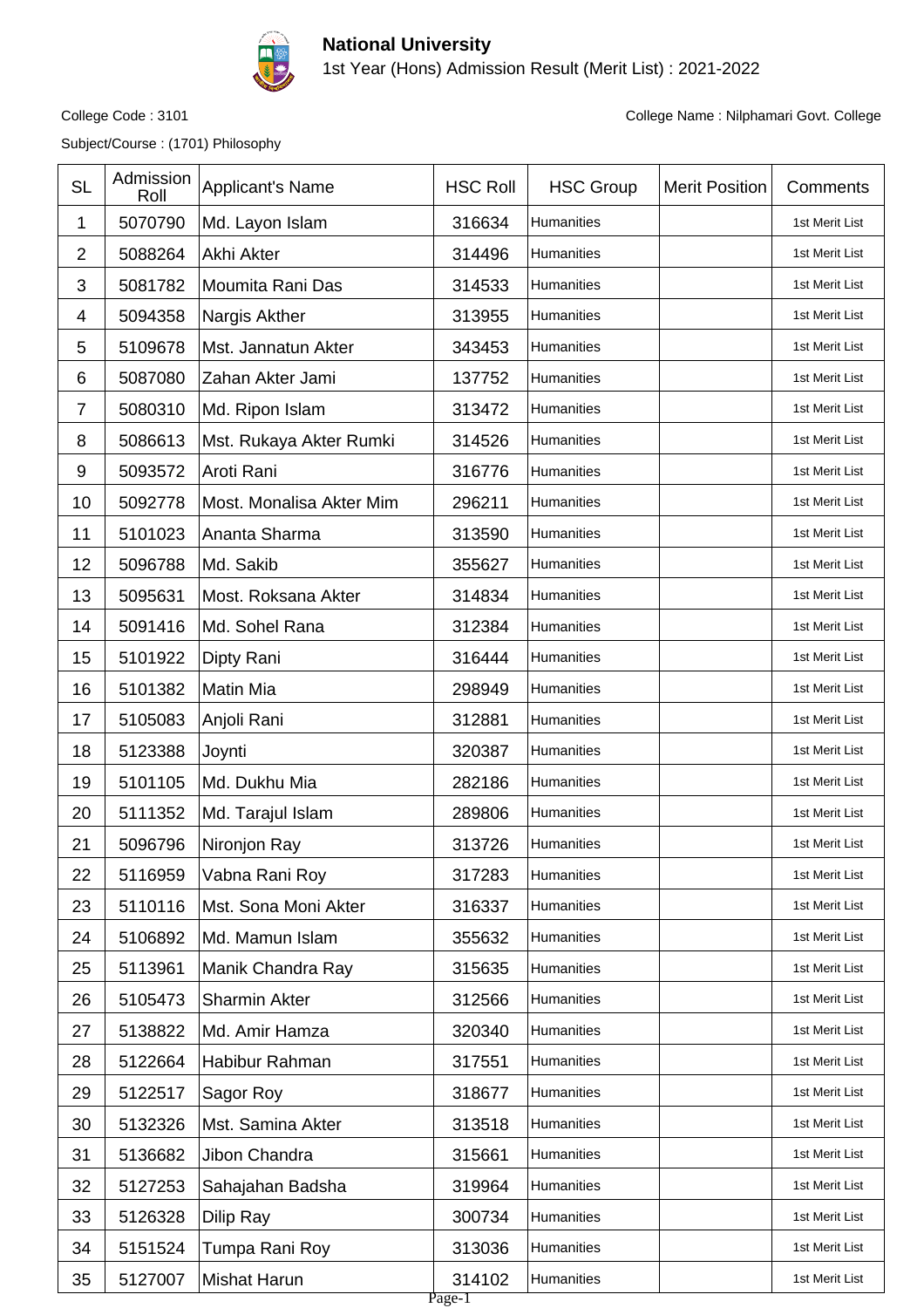# National University

1st Year (Hons) Admission Result (Merit List) : 2021-2022

College Code : 3101

College Name : Nilphamari Govt. College

Subject/Course : (1701) Philosophy

| SL | Admission Roll | Applicant's Name | HSC Roll | HSC Group | Merit Position | Comments |
|---|---|---|---|---|---|---|
| 1 | 5070790 | Md. Layon Islam | 316634 | Humanities | | 1st Merit List |
| 2 | 5088264 | Akhi Akter | 314496 | Humanities | | 1st Merit List |
| 3 | 5081782 | Moumita Rani Das | 314533 | Humanities | | 1st Merit List |
| 4 | 5094358 | Nargis Akther | 313955 | Humanities | | 1st Merit List |
| 5 | 5109678 | Mst. Jannatun Akter | 343453 | Humanities | | 1st Merit List |
| 6 | 5087080 | Zahan Akter Jami | 137752 | Humanities | | 1st Merit List |
| 7 | 5080310 | Md. Ripon Islam | 313472 | Humanities | | 1st Merit List |
| 8 | 5086613 | Mst. Rukaya Akter Rumki | 314526 | Humanities | | 1st Merit List |
| 9 | 5093572 | Aroti Rani | 316776 | Humanities | | 1st Merit List |
| 10 | 5092778 | Most. Monalisa Akter Mim | 296211 | Humanities | | 1st Merit List |
| 11 | 5101023 | Ananta Sharma | 313590 | Humanities | | 1st Merit List |
| 12 | 5096788 | Md. Sakib | 355627 | Humanities | | 1st Merit List |
| 13 | 5095631 | Most. Roksana Akter | 314834 | Humanities | | 1st Merit List |
| 14 | 5091416 | Md. Sohel Rana | 312384 | Humanities | | 1st Merit List |
| 15 | 5101922 | Dipty Rani | 316444 | Humanities | | 1st Merit List |
| 16 | 5101382 | Matin Mia | 298949 | Humanities | | 1st Merit List |
| 17 | 5105083 | Anjoli Rani | 312881 | Humanities | | 1st Merit List |
| 18 | 5123388 | Joynti | 320387 | Humanities | | 1st Merit List |
| 19 | 5101105 | Md. Dukhu Mia | 282186 | Humanities | | 1st Merit List |
| 20 | 5111352 | Md. Tarajul Islam | 289806 | Humanities | | 1st Merit List |
| 21 | 5096796 | Nironjon Ray | 313726 | Humanities | | 1st Merit List |
| 22 | 5116959 | Vabna Rani Roy | 317283 | Humanities | | 1st Merit List |
| 23 | 5110116 | Mst. Sona Moni Akter | 316337 | Humanities | | 1st Merit List |
| 24 | 5106892 | Md. Mamun Islam | 355632 | Humanities | | 1st Merit List |
| 25 | 5113961 | Manik Chandra Ray | 315635 | Humanities | | 1st Merit List |
| 26 | 5105473 | Sharmin Akter | 312566 | Humanities | | 1st Merit List |
| 27 | 5138822 | Md. Amir Hamza | 320340 | Humanities | | 1st Merit List |
| 28 | 5122664 | Habibur Rahman | 317551 | Humanities | | 1st Merit List |
| 29 | 5122517 | Sagor Roy | 318677 | Humanities | | 1st Merit List |
| 30 | 5132326 | Mst. Samina Akter | 313518 | Humanities | | 1st Merit List |
| 31 | 5136682 | Jibon Chandra | 315661 | Humanities | | 1st Merit List |
| 32 | 5127253 | Sahajahan Badsha | 319964 | Humanities | | 1st Merit List |
| 33 | 5126328 | Dilip Ray | 300734 | Humanities | | 1st Merit List |
| 34 | 5151524 | Tumpa Rani Roy | 313036 | Humanities | | 1st Merit List |
| 35 | 5127007 | Mishat Harun | 314102 | Humanities | | 1st Merit List |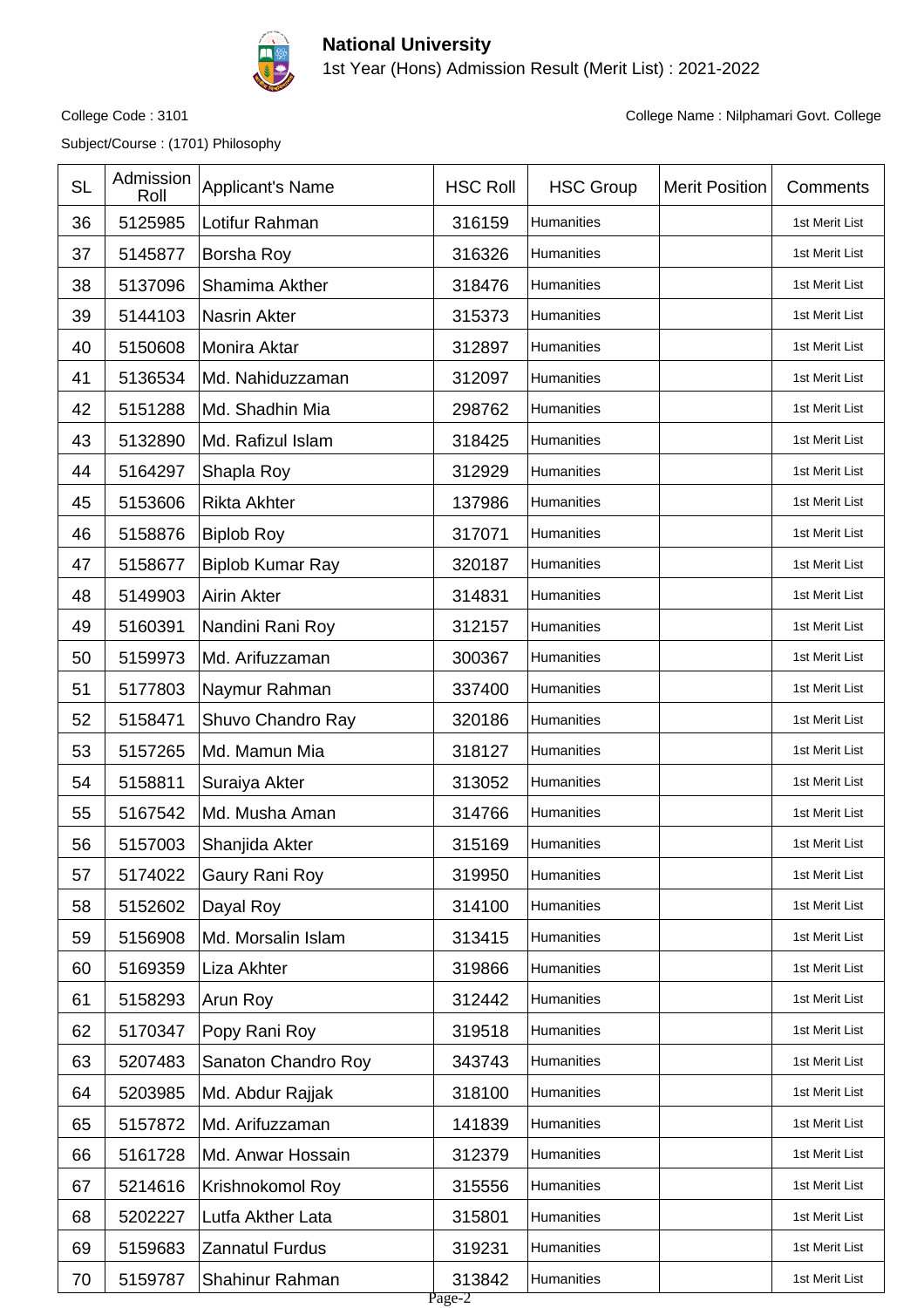**National University**

1st Year (Hons) Admission Result (Merit List) : 2021-2022

College Code : 3101

College Name : Nilphamari Govt. College

Subject/Course : (1701) Philosophy

| SL | Admission Roll | Applicant's Name | HSC Roll | HSC Group | Merit Position | Comments |
|---|---|---|---|---|---|---|
| 36 | 5125985 | Lotifur Rahman | 316159 | Humanities | | 1st Merit List |
| 37 | 5145877 | Borsha Roy | 316326 | Humanities | | 1st Merit List |
| 38 | 5137096 | Shamima Akther | 318476 | Humanities | | 1st Merit List |
| 39 | 5144103 | Nasrin Akter | 315373 | Humanities | | 1st Merit List |
| 40 | 5150608 | Monira Aktar | 312897 | Humanities | | 1st Merit List |
| 41 | 5136534 | Md. Nahiduzzaman | 312097 | Humanities | | 1st Merit List |
| 42 | 5151288 | Md. Shadhin Mia | 298762 | Humanities | | 1st Merit List |
| 43 | 5132890 | Md. Rafizul Islam | 318425 | Humanities | | 1st Merit List |
| 44 | 5164297 | Shapla Roy | 312929 | Humanities | | 1st Merit List |
| 45 | 5153606 | Rikta Akhter | 137986 | Humanities | | 1st Merit List |
| 46 | 5158876 | Biplob Roy | 317071 | Humanities | | 1st Merit List |
| 47 | 5158677 | Biplob Kumar Ray | 320187 | Humanities | | 1st Merit List |
| 48 | 5149903 | Airin Akter | 314831 | Humanities | | 1st Merit List |
| 49 | 5160391 | Nandini Rani Roy | 312157 | Humanities | | 1st Merit List |
| 50 | 5159973 | Md. Arifuzzaman | 300367 | Humanities | | 1st Merit List |
| 51 | 5177803 | Naymur Rahman | 337400 | Humanities | | 1st Merit List |
| 52 | 5158471 | Shuvo Chandro Ray | 320186 | Humanities | | 1st Merit List |
| 53 | 5157265 | Md. Mamun Mia | 318127 | Humanities | | 1st Merit List |
| 54 | 5158811 | Suraiya Akter | 313052 | Humanities | | 1st Merit List |
| 55 | 5167542 | Md. Musha Aman | 314766 | Humanities | | 1st Merit List |
| 56 | 5157003 | Shanjida Akter | 315169 | Humanities | | 1st Merit List |
| 57 | 5174022 | Gaury Rani Roy | 319950 | Humanities | | 1st Merit List |
| 58 | 5152602 | Dayal Roy | 314100 | Humanities | | 1st Merit List |
| 59 | 5156908 | Md. Morsalin Islam | 313415 | Humanities | | 1st Merit List |
| 60 | 5169359 | Liza Akhter | 319866 | Humanities | | 1st Merit List |
| 61 | 5158293 | Arun Roy | 312442 | Humanities | | 1st Merit List |
| 62 | 5170347 | Popy Rani Roy | 319518 | Humanities | | 1st Merit List |
| 63 | 5207483 | Sanaton Chandro Roy | 343743 | Humanities | | 1st Merit List |
| 64 | 5203985 | Md. Abdur Rajjak | 318100 | Humanities | | 1st Merit List |
| 65 | 5157872 | Md. Arifuzzaman | 141839 | Humanities | | 1st Merit List |
| 66 | 5161728 | Md. Anwar Hossain | 312379 | Humanities | | 1st Merit List |
| 67 | 5214616 | Krishnokomol Roy | 315556 | Humanities | | 1st Merit List |
| 68 | 5202227 | Lutfa Akther Lata | 315801 | Humanities | | 1st Merit List |
| 69 | 5159683 | Zannatul Furdus | 319231 | Humanities | | 1st Merit List |
| 70 | 5159787 | Shahinur Rahman | 313842 | Humanities | | 1st Merit List |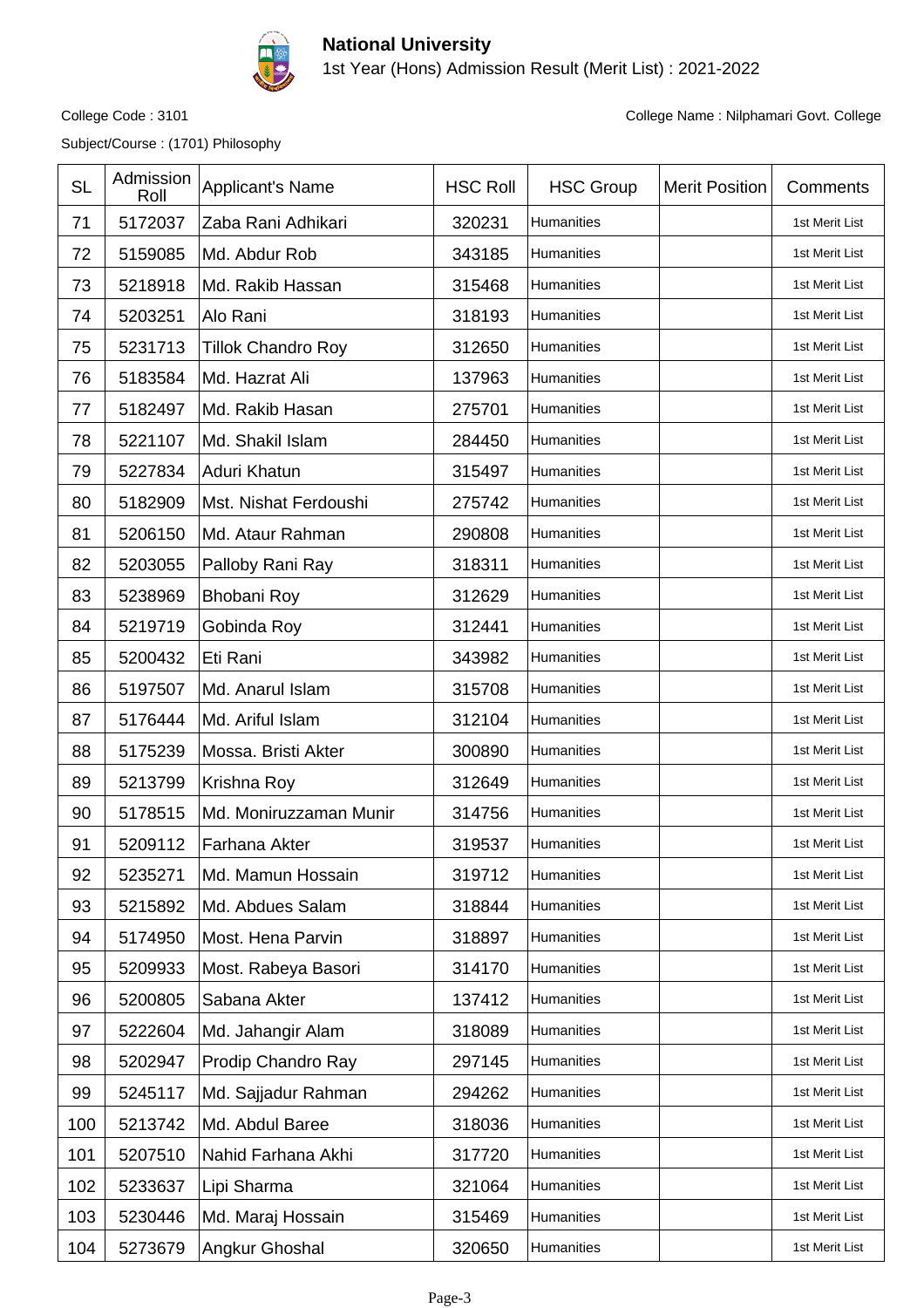**National University**

1st Year (Hons) Admission Result (Merit List) : 2021-2022

College Code : 3101

College Name : Nilphamari Govt. College

Subject/Course : (1701) Philosophy

| SL | Admission Roll | Applicant's Name | HSC Roll | HSC Group | Merit Position | Comments |
|---|---|---|---|---|---|---|
| 71 | 5172037 | Zaba Rani Adhikari | 320231 | Humanities | | 1st Merit List |
| 72 | 5159085 | Md. Abdur Rob | 343185 | Humanities | | 1st Merit List |
| 73 | 5218918 | Md. Rakib Hassan | 315468 | Humanities | | 1st Merit List |
| 74 | 5203251 | Alo Rani | 318193 | Humanities | | 1st Merit List |
| 75 | 5231713 | Tillok Chandro Roy | 312650 | Humanities | | 1st Merit List |
| 76 | 5183584 | Md. Hazrat Ali | 137963 | Humanities | | 1st Merit List |
| 77 | 5182497 | Md. Rakib Hasan | 275701 | Humanities | | 1st Merit List |
| 78 | 5221107 | Md. Shakil Islam | 284450 | Humanities | | 1st Merit List |
| 79 | 5227834 | Aduri Khatun | 315497 | Humanities | | 1st Merit List |
| 80 | 5182909 | Mst. Nishat Ferdoushi | 275742 | Humanities | | 1st Merit List |
| 81 | 5206150 | Md. Ataur Rahman | 290808 | Humanities | | 1st Merit List |
| 82 | 5203055 | Palloby Rani Ray | 318311 | Humanities | | 1st Merit List |
| 83 | 5238969 | Bhobani Roy | 312629 | Humanities | | 1st Merit List |
| 84 | 5219719 | Gobinda Roy | 312441 | Humanities | | 1st Merit List |
| 85 | 5200432 | Eti Rani | 343982 | Humanities | | 1st Merit List |
| 86 | 5197507 | Md. Anarul Islam | 315708 | Humanities | | 1st Merit List |
| 87 | 5176444 | Md. Ariful Islam | 312104 | Humanities | | 1st Merit List |
| 88 | 5175239 | Mossa. Bristi Akter | 300890 | Humanities | | 1st Merit List |
| 89 | 5213799 | Krishna Roy | 312649 | Humanities | | 1st Merit List |
| 90 | 5178515 | Md. Moniruzzaman Munir | 314756 | Humanities | | 1st Merit List |
| 91 | 5209112 | Farhana Akter | 319537 | Humanities | | 1st Merit List |
| 92 | 5235271 | Md. Mamun Hossain | 319712 | Humanities | | 1st Merit List |
| 93 | 5215892 | Md. Abdues Salam | 318844 | Humanities | | 1st Merit List |
| 94 | 5174950 | Most. Hena Parvin | 318897 | Humanities | | 1st Merit List |
| 95 | 5209933 | Most. Rabeya Basori | 314170 | Humanities | | 1st Merit List |
| 96 | 5200805 | Sabana Akter | 137412 | Humanities | | 1st Merit List |
| 97 | 5222604 | Md. Jahangir Alam | 318089 | Humanities | | 1st Merit List |
| 98 | 5202947 | Prodip Chandro Ray | 297145 | Humanities | | 1st Merit List |
| 99 | 5245117 | Md. Sajjadur Rahman | 294262 | Humanities | | 1st Merit List |
| 100 | 5213742 | Md. Abdul Baree | 318036 | Humanities | | 1st Merit List |
| 101 | 5207510 | Nahid Farhana Akhi | 317720 | Humanities | | 1st Merit List |
| 102 | 5233637 | Lipi Sharma | 321064 | Humanities | | 1st Merit List |
| 103 | 5230446 | Md. Maraj Hossain | 315469 | Humanities | | 1st Merit List |
| 104 | 5273679 | Angkur Ghoshal | 320650 | Humanities | | 1st Merit List |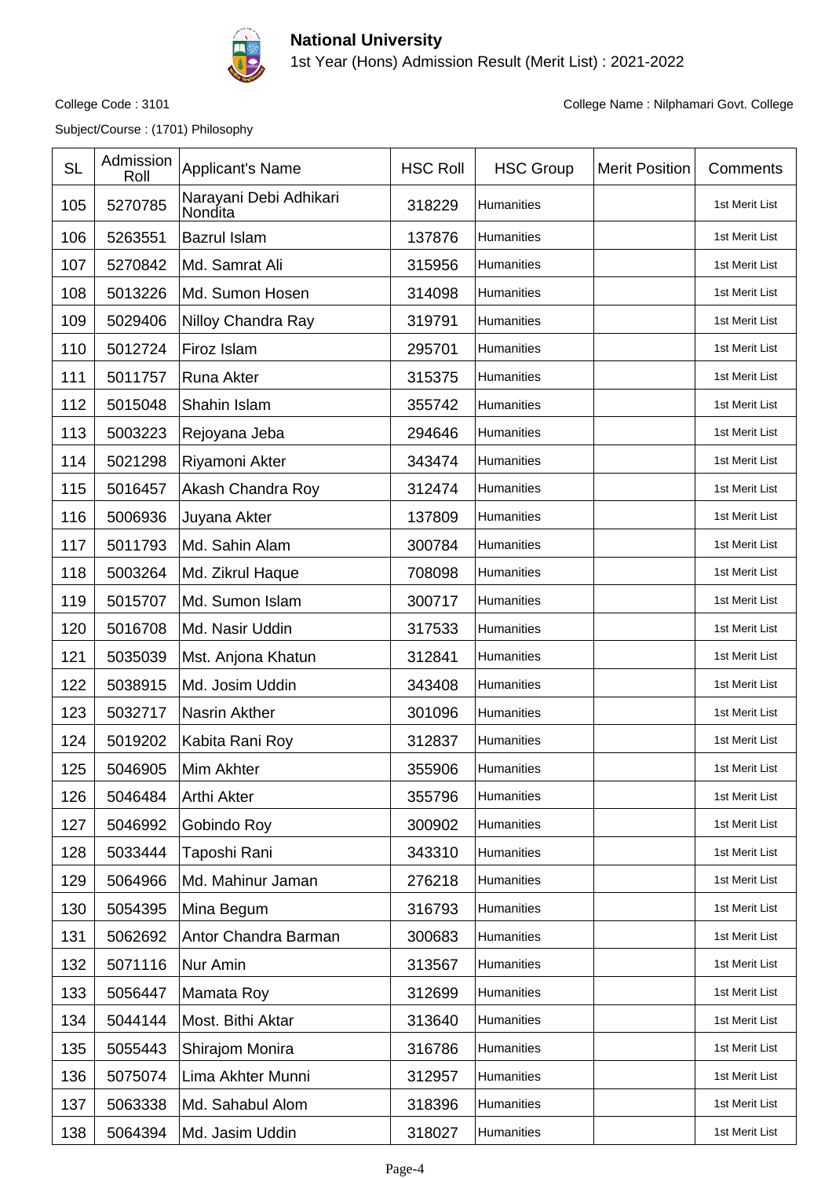# National University

1st Year (Hons) Admission Result (Merit List) : 2021-2022

College Code : 3101

College Name : Nilphamari Govt. College

Subject/Course : (1701) Philosophy

| SL | Admission Roll | Applicant's Name | HSC Roll | HSC Group | Merit Position | Comments |
|---|---|---|---|---|---|---|
| 105 | 5270785 | Narayani Debi Adhikari Nondita | 318229 | Humanities | | 1st Merit List |
| 106 | 5263551 | Bazrul Islam | 137876 | Humanities | | 1st Merit List |
| 107 | 5270842 | Md. Samrat Ali | 315956 | Humanities | | 1st Merit List |
| 108 | 5013226 | Md. Sumon Hosen | 314098 | Humanities | | 1st Merit List |
| 109 | 5029406 | Nilloy Chandra Ray | 319791 | Humanities | | 1st Merit List |
| 110 | 5012724 | Firoz Islam | 295701 | Humanities | | 1st Merit List |
| 111 | 5011757 | Runa Akter | 315375 | Humanities | | 1st Merit List |
| 112 | 5015048 | Shahin Islam | 355742 | Humanities | | 1st Merit List |
| 113 | 5003223 | Rejoyana Jeba | 294646 | Humanities | | 1st Merit List |
| 114 | 5021298 | Riyamoni Akter | 343474 | Humanities | | 1st Merit List |
| 115 | 5016457 | Akash Chandra Roy | 312474 | Humanities | | 1st Merit List |
| 116 | 5006936 | Juyana Akter | 137809 | Humanities | | 1st Merit List |
| 117 | 5011793 | Md. Sahin Alam | 300784 | Humanities | | 1st Merit List |
| 118 | 5003264 | Md. Zikrul Haque | 708098 | Humanities | | 1st Merit List |
| 119 | 5015707 | Md. Sumon Islam | 300717 | Humanities | | 1st Merit List |
| 120 | 5016708 | Md. Nasir Uddin | 317533 | Humanities | | 1st Merit List |
| 121 | 5035039 | Mst. Anjona Khatun | 312841 | Humanities | | 1st Merit List |
| 122 | 5038915 | Md. Josim Uddin | 343408 | Humanities | | 1st Merit List |
| 123 | 5032717 | Nasrin Akther | 301096 | Humanities | | 1st Merit List |
| 124 | 5019202 | Kabita Rani Roy | 312837 | Humanities | | 1st Merit List |
| 125 | 5046905 | Mim Akhter | 355906 | Humanities | | 1st Merit List |
| 126 | 5046484 | Arthi Akter | 355796 | Humanities | | 1st Merit List |
| 127 | 5046992 | Gobindo Roy | 300902 | Humanities | | 1st Merit List |
| 128 | 5033444 | Taposhi Rani | 343310 | Humanities | | 1st Merit List |
| 129 | 5064966 | Md. Mahinur Jaman | 276218 | Humanities | | 1st Merit List |
| 130 | 5054395 | Mina Begum | 316793 | Humanities | | 1st Merit List |
| 131 | 5062692 | Antor Chandra Barman | 300683 | Humanities | | 1st Merit List |
| 132 | 5071116 | Nur Amin | 313567 | Humanities | | 1st Merit List |
| 133 | 5056447 | Mamata Roy | 312699 | Humanities | | 1st Merit List |
| 134 | 5044144 | Most. Bithi Aktar | 313640 | Humanities | | 1st Merit List |
| 135 | 5055443 | Shirajom Monira | 316786 | Humanities | | 1st Merit List |
| 136 | 5075074 | Lima Akhter Munni | 312957 | Humanities | | 1st Merit List |
| 137 | 5063338 | Md. Sahabul Alom | 318396 | Humanities | | 1st Merit List |
| 138 | 5064394 | Md. Jasim Uddin | 318027 | Humanities | | 1st Merit List |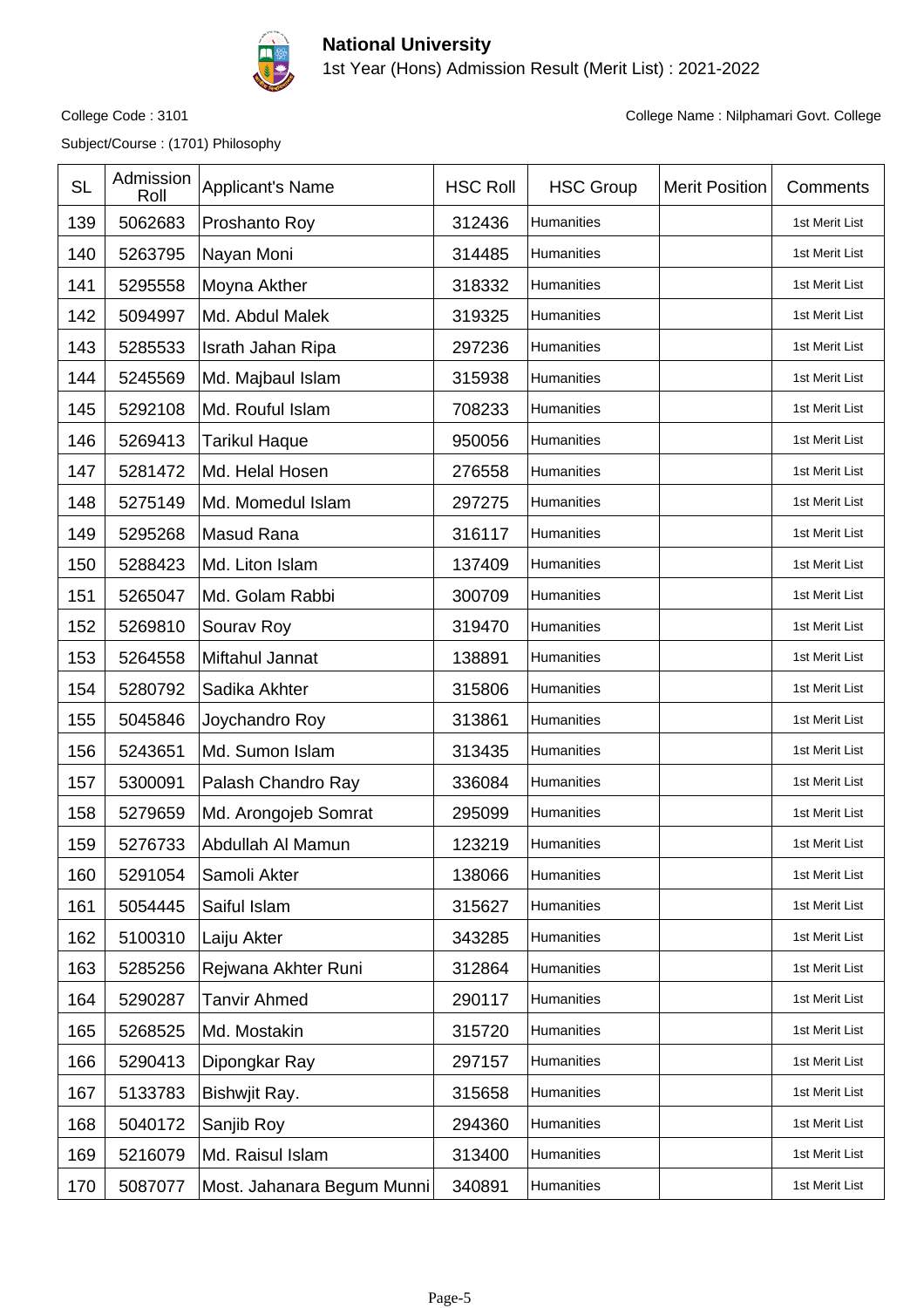# National University

1st Year (Hons) Admission Result (Merit List) : 2021-2022

College Code : 3101

College Name : Nilphamari Govt. College

Subject/Course : (1701) Philosophy

| SL | Admission Roll | Applicant's Name | HSC Roll | HSC Group | Merit Position | Comments |
|---|---|---|---|---|---|---|
| 139 | 5062683 | Proshanto Roy | 312436 | Humanities | | 1st Merit List |
| 140 | 5263795 | Nayan Moni | 314485 | Humanities | | 1st Merit List |
| 141 | 5295558 | Moyna Akther | 318332 | Humanities | | 1st Merit List |
| 142 | 5094997 | Md. Abdul Malek | 319325 | Humanities | | 1st Merit List |
| 143 | 5285533 | Israth Jahan Ripa | 297236 | Humanities | | 1st Merit List |
| 144 | 5245569 | Md. Majbaul Islam | 315938 | Humanities | | 1st Merit List |
| 145 | 5292108 | Md. Rouful Islam | 708233 | Humanities | | 1st Merit List |
| 146 | 5269413 | Tarikul Haque | 950056 | Humanities | | 1st Merit List |
| 147 | 5281472 | Md. Helal Hosen | 276558 | Humanities | | 1st Merit List |
| 148 | 5275149 | Md. Momedul Islam | 297275 | Humanities | | 1st Merit List |
| 149 | 5295268 | Masud Rana | 316117 | Humanities | | 1st Merit List |
| 150 | 5288423 | Md. Liton Islam | 137409 | Humanities | | 1st Merit List |
| 151 | 5265047 | Md. Golam Rabbi | 300709 | Humanities | | 1st Merit List |
| 152 | 5269810 | Sourav Roy | 319470 | Humanities | | 1st Merit List |
| 153 | 5264558 | Miftahul Jannat | 138891 | Humanities | | 1st Merit List |
| 154 | 5280792 | Sadika Akhter | 315806 | Humanities | | 1st Merit List |
| 155 | 5045846 | Joychandro Roy | 313861 | Humanities | | 1st Merit List |
| 156 | 5243651 | Md. Sumon Islam | 313435 | Humanities | | 1st Merit List |
| 157 | 5300091 | Palash Chandro Ray | 336084 | Humanities | | 1st Merit List |
| 158 | 5279659 | Md. Arongojeb Somrat | 295099 | Humanities | | 1st Merit List |
| 159 | 5276733 | Abdullah Al Mamun | 123219 | Humanities | | 1st Merit List |
| 160 | 5291054 | Samoli Akter | 138066 | Humanities | | 1st Merit List |
| 161 | 5054445 | Saiful Islam | 315627 | Humanities | | 1st Merit List |
| 162 | 5100310 | Laiju Akter | 343285 | Humanities | | 1st Merit List |
| 163 | 5285256 | Rejwana Akhter Runi | 312864 | Humanities | | 1st Merit List |
| 164 | 5290287 | Tanvir Ahmed | 290117 | Humanities | | 1st Merit List |
| 165 | 5268525 | Md. Mostakin | 315720 | Humanities | | 1st Merit List |
| 166 | 5290413 | Dipongkar Ray | 297157 | Humanities | | 1st Merit List |
| 167 | 5133783 | Bishwjit Ray. | 315658 | Humanities | | 1st Merit List |
| 168 | 5040172 | Sanjib Roy | 294360 | Humanities | | 1st Merit List |
| 169 | 5216079 | Md. Raisul Islam | 313400 | Humanities | | 1st Merit List |
| 170 | 5087077 | Most. Jahanara Begum Munni | 340891 | Humanities | | 1st Merit List |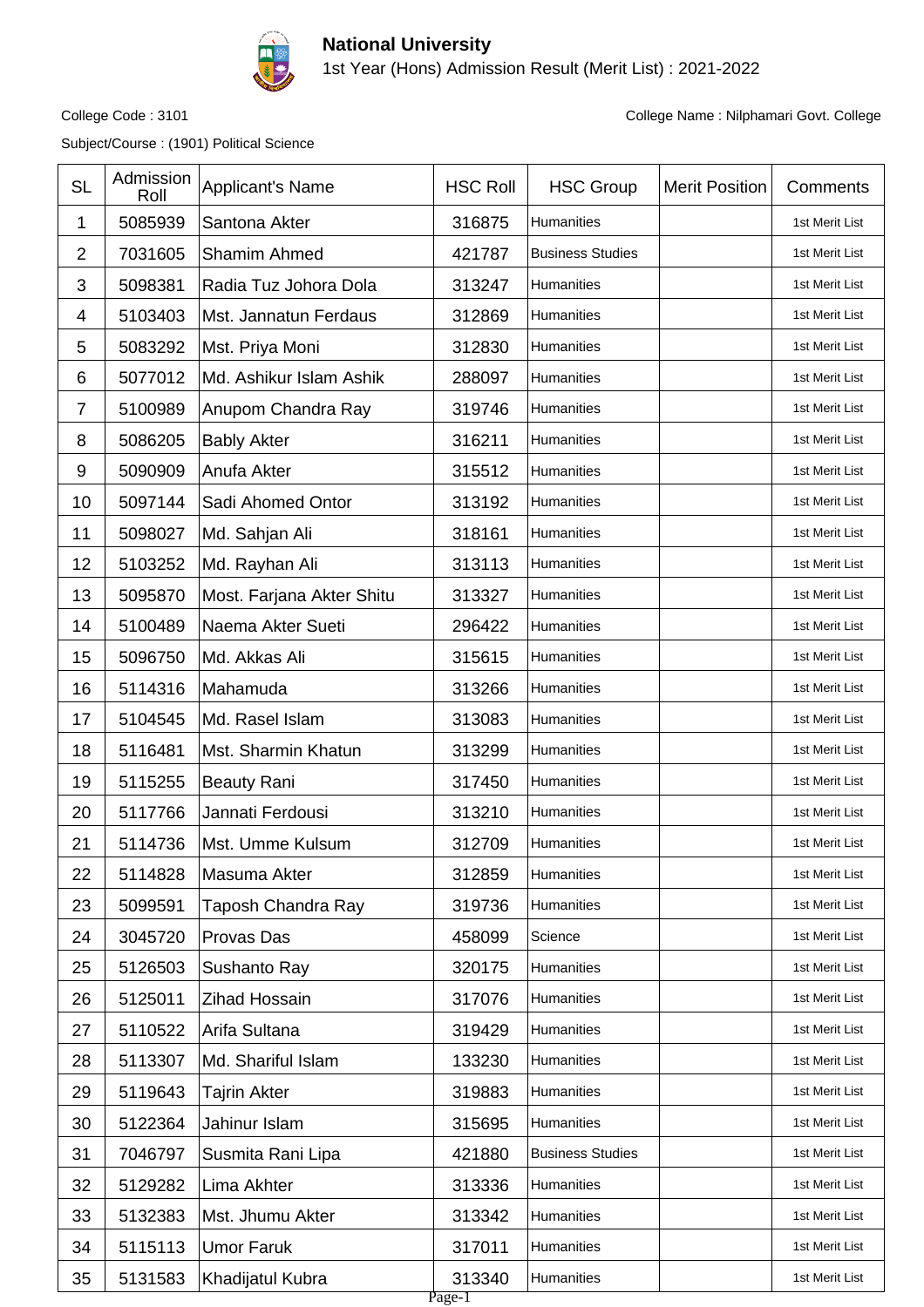# National University

1st Year (Hons) Admission Result (Merit List) : 2021-2022

College Code : 3101

College Name : Nilphamari Govt. College

Subject/Course : (1901) Political Science

| SL | Admission Roll | Applicant's Name | HSC Roll | HSC Group | Merit Position | Comments |
|---|---|---|---|---|---|---|
| 1 | 5085939 | Santona Akter | 316875 | Humanities | | 1st Merit List |
| 2 | 7031605 | Shamim Ahmed | 421787 | Business Studies | | 1st Merit List |
| 3 | 5098381 | Radia Tuz Johora Dola | 313247 | Humanities | | 1st Merit List |
| 4 | 5103403 | Mst. Jannatun Ferdaus | 312869 | Humanities | | 1st Merit List |
| 5 | 5083292 | Mst. Priya Moni | 312830 | Humanities | | 1st Merit List |
| 6 | 5077012 | Md. Ashikur Islam Ashik | 288097 | Humanities | | 1st Merit List |
| 7 | 5100989 | Anupom Chandra Ray | 319746 | Humanities | | 1st Merit List |
| 8 | 5086205 | Bably Akter | 316211 | Humanities | | 1st Merit List |
| 9 | 5090909 | Anufa Akter | 315512 | Humanities | | 1st Merit List |
| 10 | 5097144 | Sadi Ahomed Ontor | 313192 | Humanities | | 1st Merit List |
| 11 | 5098027 | Md. Sahjan Ali | 318161 | Humanities | | 1st Merit List |
| 12 | 5103252 | Md. Rayhan Ali | 313113 | Humanities | | 1st Merit List |
| 13 | 5095870 | Most. Farjana Akter Shitu | 313327 | Humanities | | 1st Merit List |
| 14 | 5100489 | Naema Akter Sueti | 296422 | Humanities | | 1st Merit List |
| 15 | 5096750 | Md. Akkas Ali | 315615 | Humanities | | 1st Merit List |
| 16 | 5114316 | Mahamuda | 313266 | Humanities | | 1st Merit List |
| 17 | 5104545 | Md. Rasel Islam | 313083 | Humanities | | 1st Merit List |
| 18 | 5116481 | Mst. Sharmin Khatun | 313299 | Humanities | | 1st Merit List |
| 19 | 5115255 | Beauty Rani | 317450 | Humanities | | 1st Merit List |
| 20 | 5117766 | Jannati Ferdousi | 313210 | Humanities | | 1st Merit List |
| 21 | 5114736 | Mst. Umme Kulsum | 312709 | Humanities | | 1st Merit List |
| 22 | 5114828 | Masuma Akter | 312859 | Humanities | | 1st Merit List |
| 23 | 5099591 | Taposh Chandra Ray | 319736 | Humanities | | 1st Merit List |
| 24 | 3045720 | Provas Das | 458099 | Science | | 1st Merit List |
| 25 | 5126503 | Sushanto Ray | 320175 | Humanities | | 1st Merit List |
| 26 | 5125011 | Zihad Hossain | 317076 | Humanities | | 1st Merit List |
| 27 | 5110522 | Arifa Sultana | 319429 | Humanities | | 1st Merit List |
| 28 | 5113307 | Md. Shariful Islam | 133230 | Humanities | | 1st Merit List |
| 29 | 5119643 | Tajrin Akter | 319883 | Humanities | | 1st Merit List |
| 30 | 5122364 | Jahinur Islam | 315695 | Humanities | | 1st Merit List |
| 31 | 7046797 | Susmita Rani Lipa | 421880 | Business Studies | | 1st Merit List |
| 32 | 5129282 | Lima Akhter | 313336 | Humanities | | 1st Merit List |
| 33 | 5132383 | Mst. Jhumu Akter | 313342 | Humanities | | 1st Merit List |
| 34 | 5115113 | Umor Faruk | 317011 | Humanities | | 1st Merit List |
| 35 | 5131583 | Khadijatul Kubra | 313340 | Humanities | | 1st Merit List |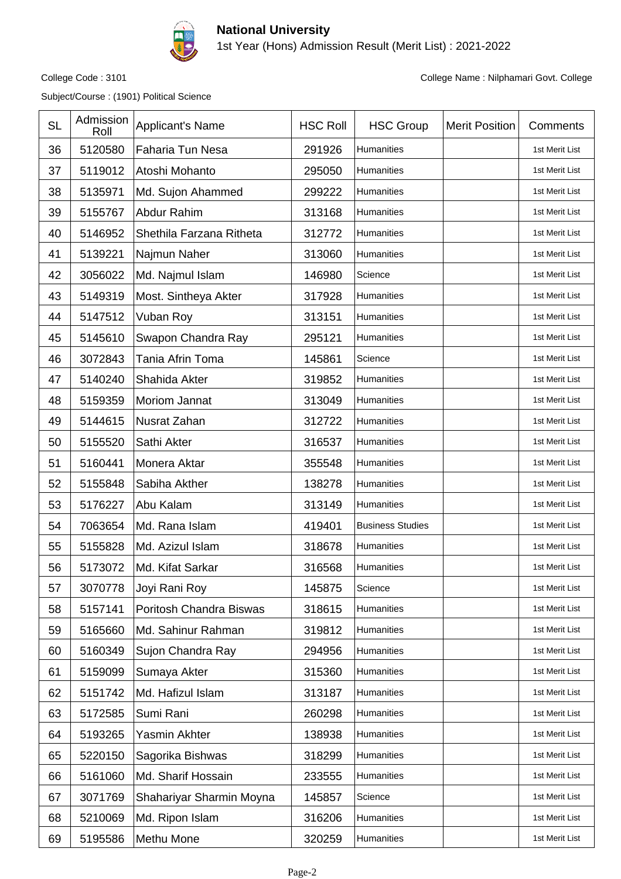# National University

1st Year (Hons) Admission Result (Merit List) : 2021-2022

College Code : 3101

College Name : Nilphamari Govt. College

Subject/Course : (1901) Political Science

| SL | Admission Roll | Applicant's Name | HSC Roll | HSC Group | Merit Position | Comments |
|---|---|---|---|---|---|---|
| 36 | 5120580 | Faharia Tun Nesa | 291926 | Humanities | | 1st Merit List |
| 37 | 5119012 | Atoshi Mohanto | 295050 | Humanities | | 1st Merit List |
| 38 | 5135971 | Md. Sujon Ahammed | 299222 | Humanities | | 1st Merit List |
| 39 | 5155767 | Abdur Rahim | 313168 | Humanities | | 1st Merit List |
| 40 | 5146952 | Shethila Farzana Ritheta | 312772 | Humanities | | 1st Merit List |
| 41 | 5139221 | Najmun Naher | 313060 | Humanities | | 1st Merit List |
| 42 | 3056022 | Md. Najmul Islam | 146980 | Science | | 1st Merit List |
| 43 | 5149319 | Most. Sintheya Akter | 317928 | Humanities | | 1st Merit List |
| 44 | 5147512 | Vuban Roy | 313151 | Humanities | | 1st Merit List |
| 45 | 5145610 | Swapon Chandra Ray | 295121 | Humanities | | 1st Merit List |
| 46 | 3072843 | Tania Afrin Toma | 145861 | Science | | 1st Merit List |
| 47 | 5140240 | Shahida Akter | 319852 | Humanities | | 1st Merit List |
| 48 | 5159359 | Moriom Jannat | 313049 | Humanities | | 1st Merit List |
| 49 | 5144615 | Nusrat Zahan | 312722 | Humanities | | 1st Merit List |
| 50 | 5155520 | Sathi Akter | 316537 | Humanities | | 1st Merit List |
| 51 | 5160441 | Monera Aktar | 355548 | Humanities | | 1st Merit List |
| 52 | 5155848 | Sabiha Akther | 138278 | Humanities | | 1st Merit List |
| 53 | 5176227 | Abu Kalam | 313149 | Humanities | | 1st Merit List |
| 54 | 7063654 | Md. Rana Islam | 419401 | Business Studies | | 1st Merit List |
| 55 | 5155828 | Md. Azizul Islam | 318678 | Humanities | | 1st Merit List |
| 56 | 5173072 | Md. Kifat Sarkar | 316568 | Humanities | | 1st Merit List |
| 57 | 3070778 | Joyi Rani Roy | 145875 | Science | | 1st Merit List |
| 58 | 5157141 | Poritosh Chandra Biswas | 318615 | Humanities | | 1st Merit List |
| 59 | 5165660 | Md. Sahinur Rahman | 319812 | Humanities | | 1st Merit List |
| 60 | 5160349 | Sujon Chandra Ray | 294956 | Humanities | | 1st Merit List |
| 61 | 5159099 | Sumaya Akter | 315360 | Humanities | | 1st Merit List |
| 62 | 5151742 | Md. Hafizul Islam | 313187 | Humanities | | 1st Merit List |
| 63 | 5172585 | Sumi Rani | 260298 | Humanities | | 1st Merit List |
| 64 | 5193265 | Yasmin Akhter | 138938 | Humanities | | 1st Merit List |
| 65 | 5220150 | Sagorika Bishwas | 318299 | Humanities | | 1st Merit List |
| 66 | 5161060 | Md. Sharif Hossain | 233555 | Humanities | | 1st Merit List |
| 67 | 3071769 | Shahariyar Sharmin Moyna | 145857 | Science | | 1st Merit List |
| 68 | 5210069 | Md. Ripon Islam | 316206 | Humanities | | 1st Merit List |
| 69 | 5195586 | Methu Mone | 320259 | Humanities | | 1st Merit List |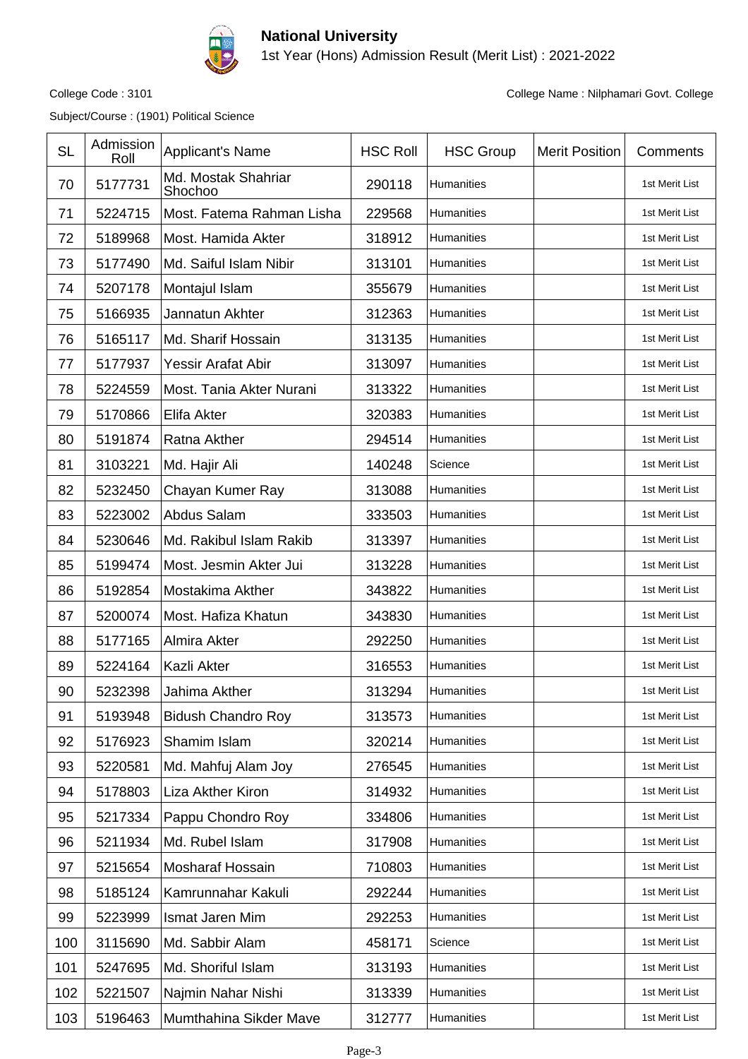**National University**

1st Year (Hons) Admission Result (Merit List) : 2021-2022

College Code : 3101

College Name : Nilphamari Govt. College

Subject/Course : (1901) Political Science

| SL | Admission Roll | Applicant's Name | HSC Roll | HSC Group | Merit Position | Comments |
|---|---|---|---|---|---|---|
| 70 | 5177731 | Md. Mostak Shahriar Shochoo | 290118 | Humanities | | 1st Merit List |
| 71 | 5224715 | Most. Fatema Rahman Lisha | 229568 | Humanities | | 1st Merit List |
| 72 | 5189968 | Most. Hamida Akter | 318912 | Humanities | | 1st Merit List |
| 73 | 5177490 | Md. Saiful Islam Nibir | 313101 | Humanities | | 1st Merit List |
| 74 | 5207178 | Montajul Islam | 355679 | Humanities | | 1st Merit List |
| 75 | 5166935 | Jannatun Akhter | 312363 | Humanities | | 1st Merit List |
| 76 | 5165117 | Md. Sharif Hossain | 313135 | Humanities | | 1st Merit List |
| 77 | 5177937 | Yessir Arafat Abir | 313097 | Humanities | | 1st Merit List |
| 78 | 5224559 | Most. Tania Akter Nurani | 313322 | Humanities | | 1st Merit List |
| 79 | 5170866 | Elifa Akter | 320383 | Humanities | | 1st Merit List |
| 80 | 5191874 | Ratna Akther | 294514 | Humanities | | 1st Merit List |
| 81 | 3103221 | Md. Hajir Ali | 140248 | Science | | 1st Merit List |
| 82 | 5232450 | Chayan Kumer Ray | 313088 | Humanities | | 1st Merit List |
| 83 | 5223002 | Abdus Salam | 333503 | Humanities | | 1st Merit List |
| 84 | 5230646 | Md. Rakibul Islam Rakib | 313397 | Humanities | | 1st Merit List |
| 85 | 5199474 | Most. Jesmin Akter Jui | 313228 | Humanities | | 1st Merit List |
| 86 | 5192854 | Mostakima Akther | 343822 | Humanities | | 1st Merit List |
| 87 | 5200074 | Most. Hafiza Khatun | 343830 | Humanities | | 1st Merit List |
| 88 | 5177165 | Almira Akter | 292250 | Humanities | | 1st Merit List |
| 89 | 5224164 | Kazli Akter | 316553 | Humanities | | 1st Merit List |
| 90 | 5232398 | Jahima Akther | 313294 | Humanities | | 1st Merit List |
| 91 | 5193948 | Bidush Chandro Roy | 313573 | Humanities | | 1st Merit List |
| 92 | 5176923 | Shamim Islam | 320214 | Humanities | | 1st Merit List |
| 93 | 5220581 | Md. Mahfuj Alam Joy | 276545 | Humanities | | 1st Merit List |
| 94 | 5178803 | Liza Akther Kiron | 314932 | Humanities | | 1st Merit List |
| 95 | 5217334 | Pappu Chondro Roy | 334806 | Humanities | | 1st Merit List |
| 96 | 5211934 | Md. Rubel Islam | 317908 | Humanities | | 1st Merit List |
| 97 | 5215654 | Mosharaf Hossain | 710803 | Humanities | | 1st Merit List |
| 98 | 5185124 | Kamrunnahar Kakuli | 292244 | Humanities | | 1st Merit List |
| 99 | 5223999 | Ismat Jaren Mim | 292253 | Humanities | | 1st Merit List |
| 100 | 3115690 | Md. Sabbir Alam | 458171 | Science | | 1st Merit List |
| 101 | 5247695 | Md. Shoriful Islam | 313193 | Humanities | | 1st Merit List |
| 102 | 5221507 | Najmin Nahar Nishi | 313339 | Humanities | | 1st Merit List |
| 103 | 5196463 | Mumthahina Sikder Mave | 312777 | Humanities | | 1st Merit List |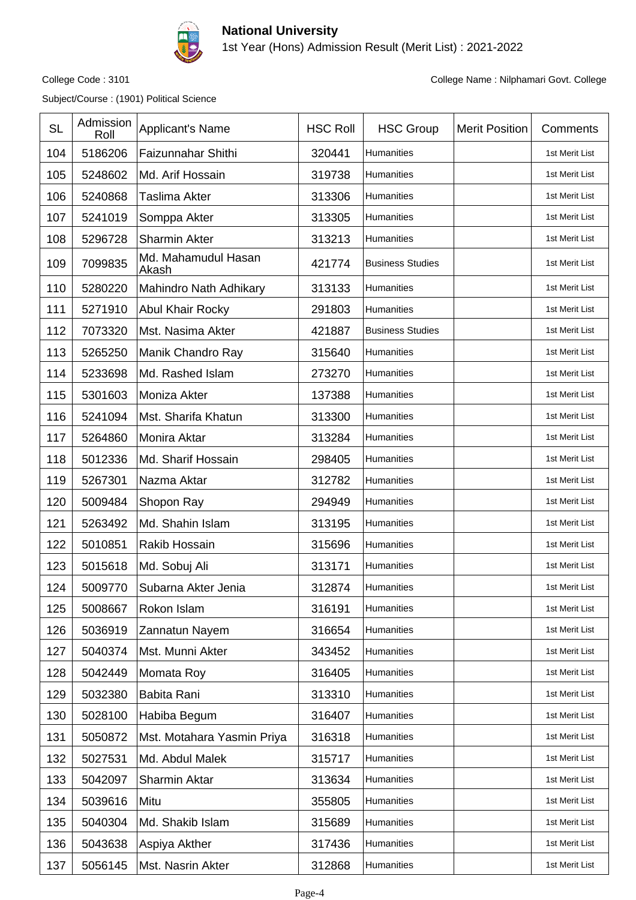**National University**

1st Year (Hons) Admission Result (Merit List) : 2021-2022

College Code : 3101

College Name : Nilphamari Govt. College

Subject/Course : (1901) Political Science

| SL | Admission Roll | Applicant's Name | HSC Roll | HSC Group | Merit Position | Comments |
|---|---|---|---|---|---|---|
| 104 | 5186206 | Faizunnahar Shithi | 320441 | Humanities | | 1st Merit List |
| 105 | 5248602 | Md. Arif Hossain | 319738 | Humanities | | 1st Merit List |
| 106 | 5240868 | Taslima Akter | 313306 | Humanities | | 1st Merit List |
| 107 | 5241019 | Somppa Akter | 313305 | Humanities | | 1st Merit List |
| 108 | 5296728 | Sharmin Akter | 313213 | Humanities | | 1st Merit List |
| 109 | 7099835 | Md. Mahamudul Hasan Akash | 421774 | Business Studies | | 1st Merit List |
| 110 | 5280220 | Mahindro Nath Adhikary | 313133 | Humanities | | 1st Merit List |
| 111 | 5271910 | Abul Khair Rocky | 291803 | Humanities | | 1st Merit List |
| 112 | 7073320 | Mst. Nasima Akter | 421887 | Business Studies | | 1st Merit List |
| 113 | 5265250 | Manik Chandro Ray | 315640 | Humanities | | 1st Merit List |
| 114 | 5233698 | Md. Rashed Islam | 273270 | Humanities | | 1st Merit List |
| 115 | 5301603 | Moniza Akter | 137388 | Humanities | | 1st Merit List |
| 116 | 5241094 | Mst. Sharifa Khatun | 313300 | Humanities | | 1st Merit List |
| 117 | 5264860 | Monira Aktar | 313284 | Humanities | | 1st Merit List |
| 118 | 5012336 | Md. Sharif Hossain | 298405 | Humanities | | 1st Merit List |
| 119 | 5267301 | Nazma Aktar | 312782 | Humanities | | 1st Merit List |
| 120 | 5009484 | Shopon Ray | 294949 | Humanities | | 1st Merit List |
| 121 | 5263492 | Md. Shahin Islam | 313195 | Humanities | | 1st Merit List |
| 122 | 5010851 | Rakib Hossain | 315696 | Humanities | | 1st Merit List |
| 123 | 5015618 | Md. Sobuj Ali | 313171 | Humanities | | 1st Merit List |
| 124 | 5009770 | Subarna Akter Jenia | 312874 | Humanities | | 1st Merit List |
| 125 | 5008667 | Rokon Islam | 316191 | Humanities | | 1st Merit List |
| 126 | 5036919 | Zannatun Nayem | 316654 | Humanities | | 1st Merit List |
| 127 | 5040374 | Mst. Munni Akter | 343452 | Humanities | | 1st Merit List |
| 128 | 5042449 | Momata Roy | 316405 | Humanities | | 1st Merit List |
| 129 | 5032380 | Babita Rani | 313310 | Humanities | | 1st Merit List |
| 130 | 5028100 | Habiba Begum | 316407 | Humanities | | 1st Merit List |
| 131 | 5050872 | Mst. Motahara Yasmin Priya | 316318 | Humanities | | 1st Merit List |
| 132 | 5027531 | Md. Abdul Malek | 315717 | Humanities | | 1st Merit List |
| 133 | 5042097 | Sharmin Aktar | 313634 | Humanities | | 1st Merit List |
| 134 | 5039616 | Mitu | 355805 | Humanities | | 1st Merit List |
| 135 | 5040304 | Md. Shakib Islam | 315689 | Humanities | | 1st Merit List |
| 136 | 5043638 | Aspiya Akther | 317436 | Humanities | | 1st Merit List |
| 137 | 5056145 | Mst. Nasrin Akter | 312868 | Humanities | | 1st Merit List |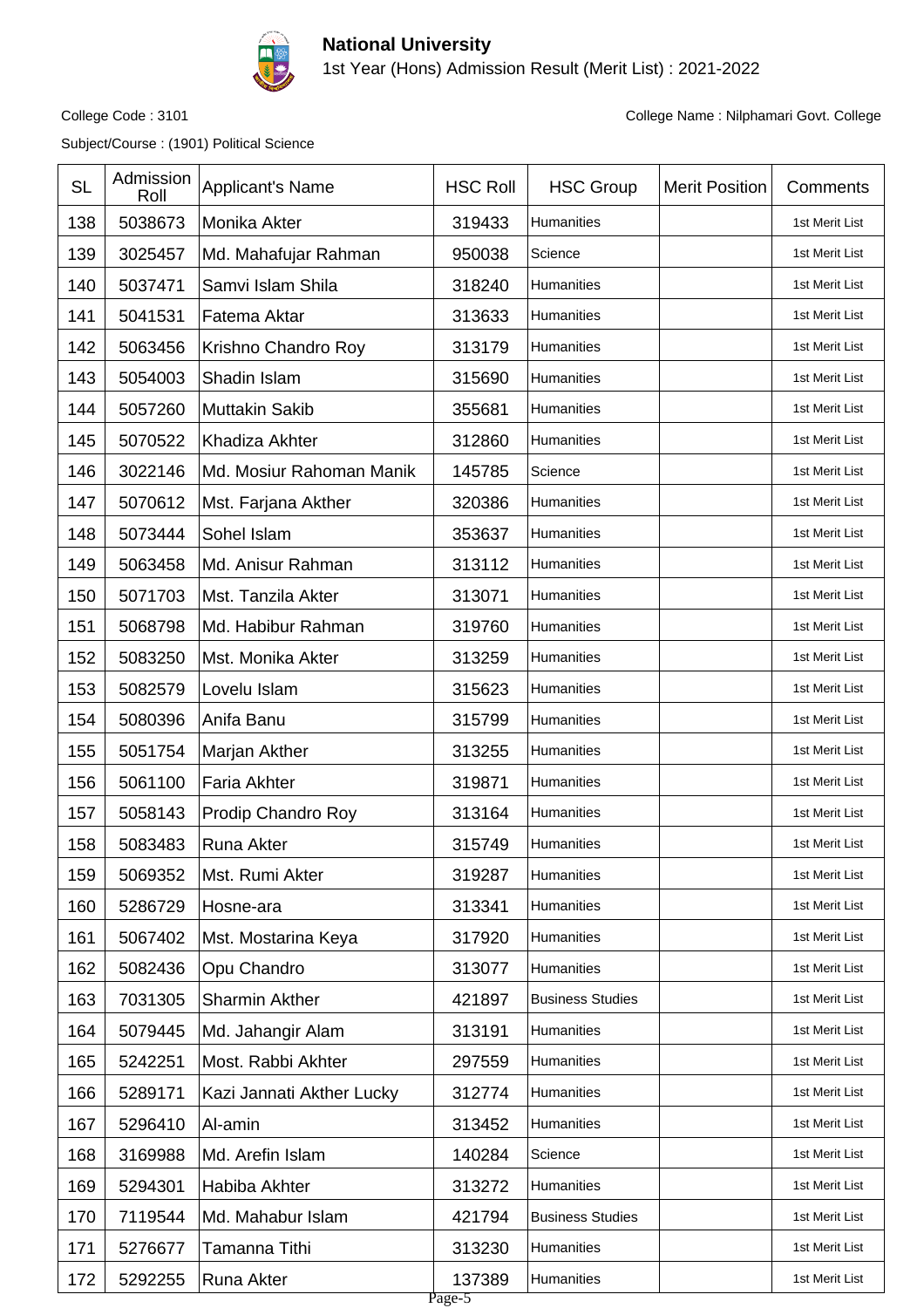**National University**

1st Year (Hons) Admission Result (Merit List) : 2021-2022

College Code : 3101 College Name : Nilphamari Govt. College

Subject/Course : (1901) Political Science

| SL | Admission Roll | Applicant's Name | HSC Roll | HSC Group | Merit Position | Comments |
|---|---|---|---|---|---|---|
| 138 | 5038673 | Monika Akter | 319433 | Humanities | | 1st Merit List |
| 139 | 3025457 | Md. Mahafujar Rahman | 950038 | Science | | 1st Merit List |
| 140 | 5037471 | Samvi Islam Shila | 318240 | Humanities | | 1st Merit List |
| 141 | 5041531 | Fatema Aktar | 313633 | Humanities | | 1st Merit List |
| 142 | 5063456 | Krishno Chandro Roy | 313179 | Humanities | | 1st Merit List |
| 143 | 5054003 | Shadin Islam | 315690 | Humanities | | 1st Merit List |
| 144 | 5057260 | Muttakin Sakib | 355681 | Humanities | | 1st Merit List |
| 145 | 5070522 | Khadiza Akhter | 312860 | Humanities | | 1st Merit List |
| 146 | 3022146 | Md. Mosiur Rahoman Manik | 145785 | Science | | 1st Merit List |
| 147 | 5070612 | Mst. Farjana Akther | 320386 | Humanities | | 1st Merit List |
| 148 | 5073444 | Sohel Islam | 353637 | Humanities | | 1st Merit List |
| 149 | 5063458 | Md. Anisur Rahman | 313112 | Humanities | | 1st Merit List |
| 150 | 5071703 | Mst. Tanzila Akter | 313071 | Humanities | | 1st Merit List |
| 151 | 5068798 | Md. Habibur Rahman | 319760 | Humanities | | 1st Merit List |
| 152 | 5083250 | Mst. Monika Akter | 313259 | Humanities | | 1st Merit List |
| 153 | 5082579 | Lovelu Islam | 315623 | Humanities | | 1st Merit List |
| 154 | 5080396 | Anifa Banu | 315799 | Humanities | | 1st Merit List |
| 155 | 5051754 | Marjan Akther | 313255 | Humanities | | 1st Merit List |
| 156 | 5061100 | Faria Akhter | 319871 | Humanities | | 1st Merit List |
| 157 | 5058143 | Prodip Chandro Roy | 313164 | Humanities | | 1st Merit List |
| 158 | 5083483 | Runa Akter | 315749 | Humanities | | 1st Merit List |
| 159 | 5069352 | Mst. Rumi Akter | 319287 | Humanities | | 1st Merit List |
| 160 | 5286729 | Hosne-ara | 313341 | Humanities | | 1st Merit List |
| 161 | 5067402 | Mst. Mostarina Keya | 317920 | Humanities | | 1st Merit List |
| 162 | 5082436 | Opu Chandro | 313077 | Humanities | | 1st Merit List |
| 163 | 7031305 | Sharmin Akther | 421897 | Business Studies | | 1st Merit List |
| 164 | 5079445 | Md. Jahangir Alam | 313191 | Humanities | | 1st Merit List |
| 165 | 5242251 | Most. Rabbi Akhter | 297559 | Humanities | | 1st Merit List |
| 166 | 5289171 | Kazi Jannati Akther Lucky | 312774 | Humanities | | 1st Merit List |
| 167 | 5296410 | Al-amin | 313452 | Humanities | | 1st Merit List |
| 168 | 3169988 | Md. Arefin Islam | 140284 | Science | | 1st Merit List |
| 169 | 5294301 | Habiba Akhter | 313272 | Humanities | | 1st Merit List |
| 170 | 7119544 | Md. Mahabur Islam | 421794 | Business Studies | | 1st Merit List |
| 171 | 5276677 | Tamanna Tithi | 313230 | Humanities | | 1st Merit List |
| 172 | 5292255 | Runa Akter | 137389 | Humanities | | 1st Merit List |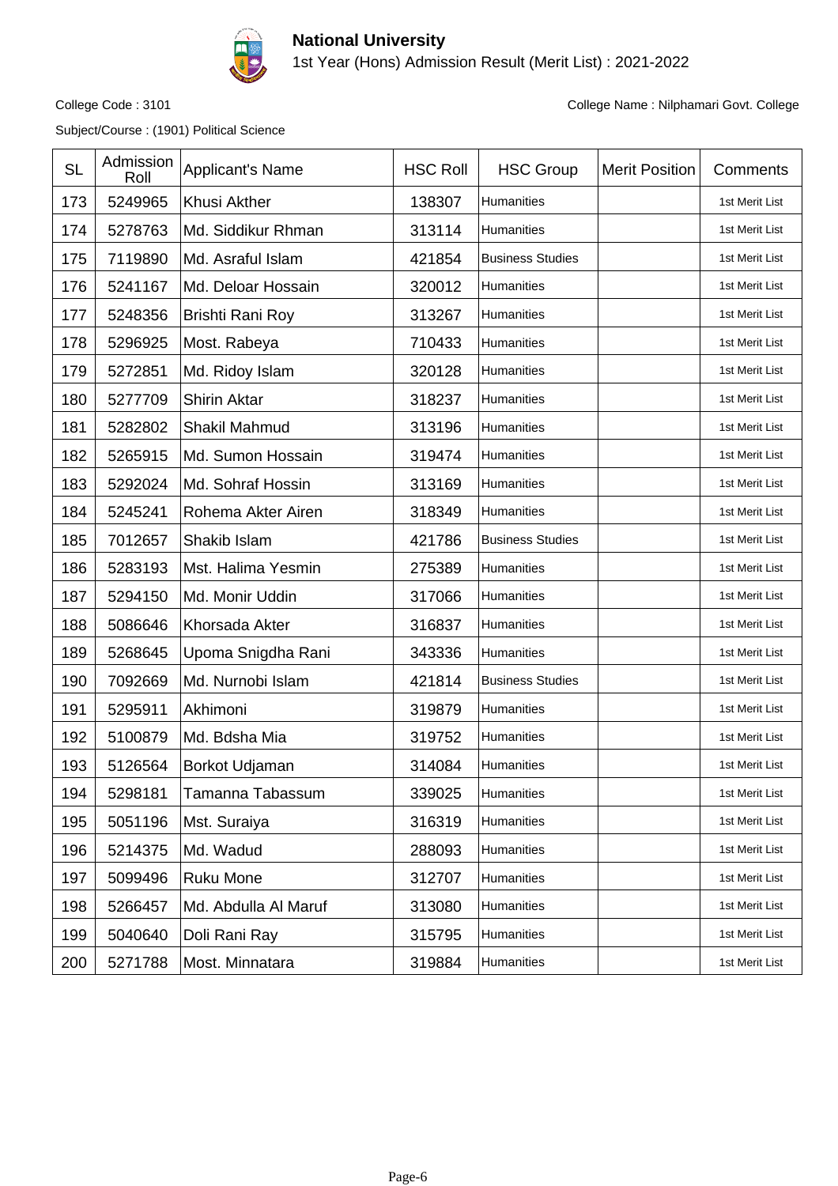# National University

1st Year (Hons) Admission Result (Merit List) : 2021-2022

College Code : 3101

College Name : Nilphamari Govt. College

Subject/Course : (1901) Political Science

| SL | Admission Roll | Applicant's Name | HSC Roll | HSC Group | Merit Position | Comments |
|---|---|---|---|---|---|---|
| 173 | 5249965 | Khusi Akther | 138307 | Humanities | | 1st Merit List |
| 174 | 5278763 | Md. Siddikur Rhman | 313114 | Humanities | | 1st Merit List |
| 175 | 7119890 | Md. Asraful Islam | 421854 | Business Studies | | 1st Merit List |
| 176 | 5241167 | Md. Deloar Hossain | 320012 | Humanities | | 1st Merit List |
| 177 | 5248356 | Brishti Rani Roy | 313267 | Humanities | | 1st Merit List |
| 178 | 5296925 | Most. Rabeya | 710433 | Humanities | | 1st Merit List |
| 179 | 5272851 | Md. Ridoy Islam | 320128 | Humanities | | 1st Merit List |
| 180 | 5277709 | Shirin Aktar | 318237 | Humanities | | 1st Merit List |
| 181 | 5282802 | Shakil Mahmud | 313196 | Humanities | | 1st Merit List |
| 182 | 5265915 | Md. Sumon Hossain | 319474 | Humanities | | 1st Merit List |
| 183 | 5292024 | Md. Sohraf Hossin | 313169 | Humanities | | 1st Merit List |
| 184 | 5245241 | Rohema Akter Airen | 318349 | Humanities | | 1st Merit List |
| 185 | 7012657 | Shakib Islam | 421786 | Business Studies | | 1st Merit List |
| 186 | 5283193 | Mst. Halima Yesmin | 275389 | Humanities | | 1st Merit List |
| 187 | 5294150 | Md. Monir Uddin | 317066 | Humanities | | 1st Merit List |
| 188 | 5086646 | Khorsada Akter | 316837 | Humanities | | 1st Merit List |
| 189 | 5268645 | Upoma Snigdha Rani | 343336 | Humanities | | 1st Merit List |
| 190 | 7092669 | Md. Nurnobi Islam | 421814 | Business Studies | | 1st Merit List |
| 191 | 5295911 | Akhimoni | 319879 | Humanities | | 1st Merit List |
| 192 | 5100879 | Md. Bdsha Mia | 319752 | Humanities | | 1st Merit List |
| 193 | 5126564 | Borkot Udjaman | 314084 | Humanities | | 1st Merit List |
| 194 | 5298181 | Tamanna Tabassum | 339025 | Humanities | | 1st Merit List |
| 195 | 5051196 | Mst. Suraiya | 316319 | Humanities | | 1st Merit List |
| 196 | 5214375 | Md. Wadud | 288093 | Humanities | | 1st Merit List |
| 197 | 5099496 | Ruku Mone | 312707 | Humanities | | 1st Merit List |
| 198 | 5266457 | Md. Abdulla Al Maruf | 313080 | Humanities | | 1st Merit List |
| 199 | 5040640 | Doli Rani Ray | 315795 | Humanities | | 1st Merit List |
| 200 | 5271788 | Most. Minnatara | 319884 | Humanities | | 1st Merit List |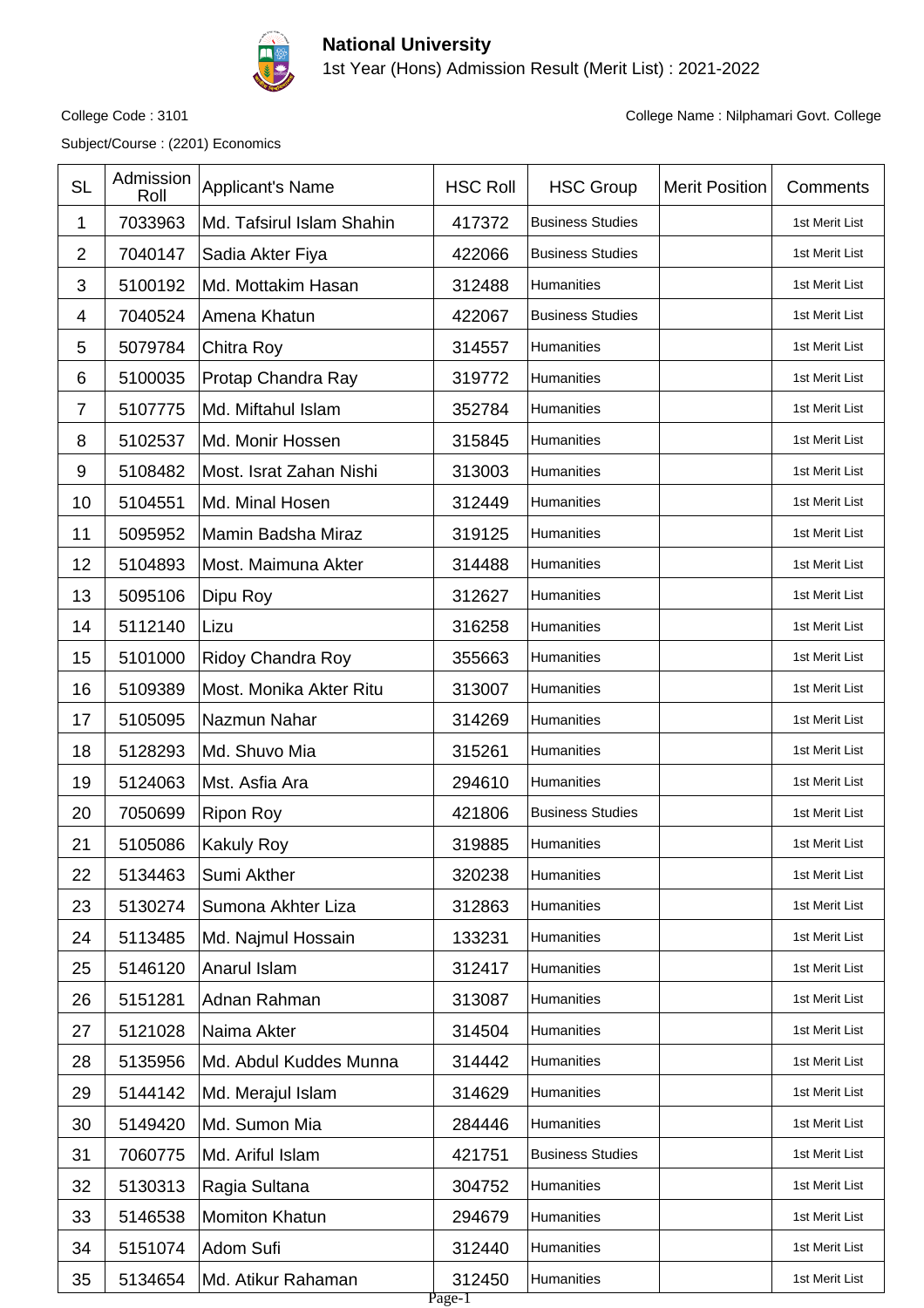# National University

1st Year (Hons) Admission Result (Merit List) : 2021-2022

College Code : 3101

College Name : Nilphamari Govt. College

Subject/Course : (2201) Economics

| SL | Admission Roll | Applicant's Name | HSC Roll | HSC Group | Merit Position | Comments |
|---|---|---|---|---|---|---|
| 1 | 7033963 | Md. Tafsirul Islam Shahin | 417372 | Business Studies | | 1st Merit List |
| 2 | 7040147 | Sadia Akter Fiya | 422066 | Business Studies | | 1st Merit List |
| 3 | 5100192 | Md. Mottakim Hasan | 312488 | Humanities | | 1st Merit List |
| 4 | 7040524 | Amena Khatun | 422067 | Business Studies | | 1st Merit List |
| 5 | 5079784 | Chitra Roy | 314557 | Humanities | | 1st Merit List |
| 6 | 5100035 | Protap Chandra Ray | 319772 | Humanities | | 1st Merit List |
| 7 | 5107775 | Md. Miftahul Islam | 352784 | Humanities | | 1st Merit List |
| 8 | 5102537 | Md. Monir Hossen | 315845 | Humanities | | 1st Merit List |
| 9 | 5108482 | Most. Israt Zahan Nishi | 313003 | Humanities | | 1st Merit List |
| 10 | 5104551 | Md. Minal Hosen | 312449 | Humanities | | 1st Merit List |
| 11 | 5095952 | Mamin Badsha Miraz | 319125 | Humanities | | 1st Merit List |
| 12 | 5104893 | Most. Maimuna Akter | 314488 | Humanities | | 1st Merit List |
| 13 | 5095106 | Dipu Roy | 312627 | Humanities | | 1st Merit List |
| 14 | 5112140 | Lizu | 316258 | Humanities | | 1st Merit List |
| 15 | 5101000 | Ridoy Chandra Roy | 355663 | Humanities | | 1st Merit List |
| 16 | 5109389 | Most. Monika Akter Ritu | 313007 | Humanities | | 1st Merit List |
| 17 | 5105095 | Nazmun Nahar | 314269 | Humanities | | 1st Merit List |
| 18 | 5128293 | Md. Shuvo Mia | 315261 | Humanities | | 1st Merit List |
| 19 | 5124063 | Mst. Asfia Ara | 294610 | Humanities | | 1st Merit List |
| 20 | 7050699 | Ripon Roy | 421806 | Business Studies | | 1st Merit List |
| 21 | 5105086 | Kakuly Roy | 319885 | Humanities | | 1st Merit List |
| 22 | 5134463 | Sumi Akther | 320238 | Humanities | | 1st Merit List |
| 23 | 5130274 | Sumona Akhter Liza | 312863 | Humanities | | 1st Merit List |
| 24 | 5113485 | Md. Najmul Hossain | 133231 | Humanities | | 1st Merit List |
| 25 | 5146120 | Anarul Islam | 312417 | Humanities | | 1st Merit List |
| 26 | 5151281 | Adnan Rahman | 313087 | Humanities | | 1st Merit List |
| 27 | 5121028 | Naima Akter | 314504 | Humanities | | 1st Merit List |
| 28 | 5135956 | Md. Abdul Kuddes Munna | 314442 | Humanities | | 1st Merit List |
| 29 | 5144142 | Md. Merajul Islam | 314629 | Humanities | | 1st Merit List |
| 30 | 5149420 | Md. Sumon Mia | 284446 | Humanities | | 1st Merit List |
| 31 | 7060775 | Md. Ariful Islam | 421751 | Business Studies | | 1st Merit List |
| 32 | 5130313 | Ragia Sultana | 304752 | Humanities | | 1st Merit List |
| 33 | 5146538 | Momiton Khatun | 294679 | Humanities | | 1st Merit List |
| 34 | 5151074 | Adom Sufi | 312440 | Humanities | | 1st Merit List |
| 35 | 5134654 | Md. Atikur Rahaman | 312450 | Humanities | | 1st Merit List |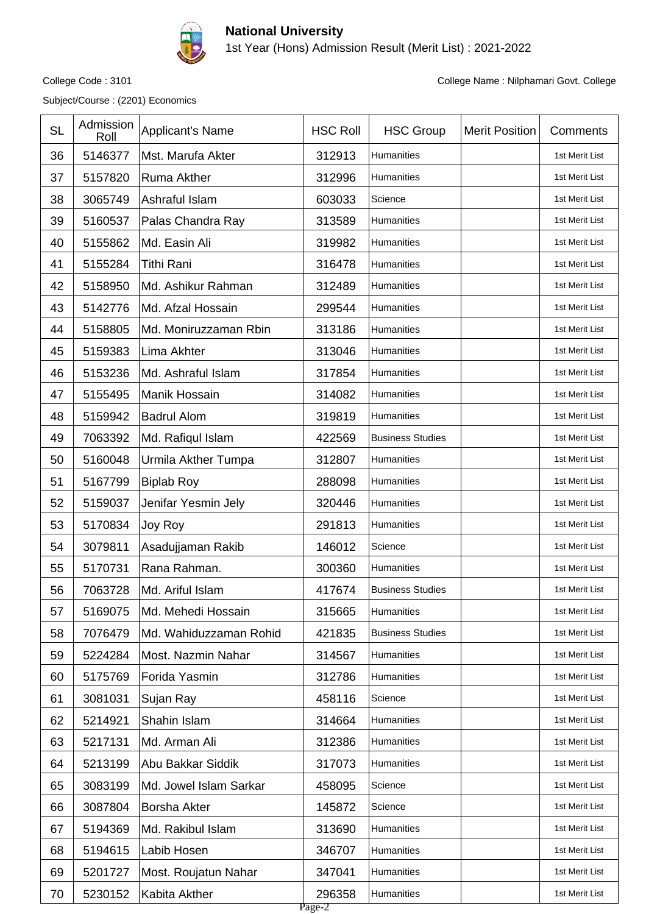**National University**

1st Year (Hons) Admission Result (Merit List) : 2021-2022

College Code : 3101 College Name : Nilphamari Govt. College

Subject/Course : (2201) Economics

| SL | Admission Roll | Applicant's Name | HSC Roll | HSC Group | Merit Position | Comments |
|---|---|---|---|---|---|---|
| 36 | 5146377 | Mst. Marufa Akter | 312913 | Humanities | | 1st Merit List |
| 37 | 5157820 | Ruma Akther | 312996 | Humanities | | 1st Merit List |
| 38 | 3065749 | Ashraful Islam | 603033 | Science | | 1st Merit List |
| 39 | 5160537 | Palas Chandra Ray | 313589 | Humanities | | 1st Merit List |
| 40 | 5155862 | Md. Easin Ali | 319982 | Humanities | | 1st Merit List |
| 41 | 5155284 | Tithi Rani | 316478 | Humanities | | 1st Merit List |
| 42 | 5158950 | Md. Ashikur Rahman | 312489 | Humanities | | 1st Merit List |
| 43 | 5142776 | Md. Afzal Hossain | 299544 | Humanities | | 1st Merit List |
| 44 | 5158805 | Md. Moniruzzaman Rbin | 313186 | Humanities | | 1st Merit List |
| 45 | 5159383 | Lima Akhter | 313046 | Humanities | | 1st Merit List |
| 46 | 5153236 | Md. Ashraful Islam | 317854 | Humanities | | 1st Merit List |
| 47 | 5155495 | Manik Hossain | 314082 | Humanities | | 1st Merit List |
| 48 | 5159942 | Badrul Alom | 319819 | Humanities | | 1st Merit List |
| 49 | 7063392 | Md. Rafiqul Islam | 422569 | Business Studies | | 1st Merit List |
| 50 | 5160048 | Urmila Akther Tumpa | 312807 | Humanities | | 1st Merit List |
| 51 | 5167799 | Biplab Roy | 288098 | Humanities | | 1st Merit List |
| 52 | 5159037 | Jenifar Yesmin Jely | 320446 | Humanities | | 1st Merit List |
| 53 | 5170834 | Joy Roy | 291813 | Humanities | | 1st Merit List |
| 54 | 3079811 | Asadujjaman Rakib | 146012 | Science | | 1st Merit List |
| 55 | 5170731 | Rana Rahman. | 300360 | Humanities | | 1st Merit List |
| 56 | 7063728 | Md. Ariful Islam | 417674 | Business Studies | | 1st Merit List |
| 57 | 5169075 | Md. Mehedi Hossain | 315665 | Humanities | | 1st Merit List |
| 58 | 7076479 | Md. Wahiduzzaman Rohid | 421835 | Business Studies | | 1st Merit List |
| 59 | 5224284 | Most. Nazmin Nahar | 314567 | Humanities | | 1st Merit List |
| 60 | 5175769 | Forida Yasmin | 312786 | Humanities | | 1st Merit List |
| 61 | 3081031 | Sujan Ray | 458116 | Science | | 1st Merit List |
| 62 | 5214921 | Shahin Islam | 314664 | Humanities | | 1st Merit List |
| 63 | 5217131 | Md. Arman Ali | 312386 | Humanities | | 1st Merit List |
| 64 | 5213199 | Abu Bakkar Siddik | 317073 | Humanities | | 1st Merit List |
| 65 | 3083199 | Md. Jowel Islam Sarkar | 458095 | Science | | 1st Merit List |
| 66 | 3087804 | Borsha Akter | 145872 | Science | | 1st Merit List |
| 67 | 5194369 | Md. Rakibul Islam | 313690 | Humanities | | 1st Merit List |
| 68 | 5194615 | Labib Hosen | 346707 | Humanities | | 1st Merit List |
| 69 | 5201727 | Most. Roujatun Nahar | 347041 | Humanities | | 1st Merit List |
| 70 | 5230152 | Kabita Akther | 296358 | Humanities | | 1st Merit List |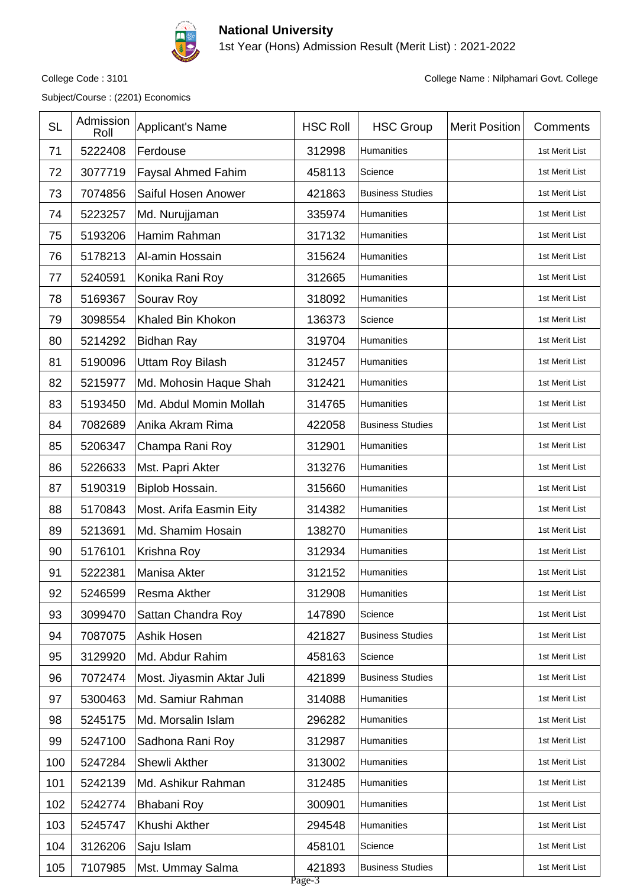# National University

1st Year (Hons) Admission Result (Merit List) : 2021-2022

College Code : 3101

College Name : Nilphamari Govt. College

Subject/Course : (2201) Economics

| SL | Admission Roll | Applicant's Name | HSC Roll | HSC Group | Merit Position | Comments |
|---|---|---|---|---|---|---|
| 71 | 5222408 | Ferdouse | 312998 | Humanities | | 1st Merit List |
| 72 | 3077719 | Faysal Ahmed Fahim | 458113 | Science | | 1st Merit List |
| 73 | 7074856 | Saiful Hosen Anower | 421863 | Business Studies | | 1st Merit List |
| 74 | 5223257 | Md. Nurujjaman | 335974 | Humanities | | 1st Merit List |
| 75 | 5193206 | Hamim Rahman | 317132 | Humanities | | 1st Merit List |
| 76 | 5178213 | Al-amin Hossain | 315624 | Humanities | | 1st Merit List |
| 77 | 5240591 | Konika Rani Roy | 312665 | Humanities | | 1st Merit List |
| 78 | 5169367 | Sourav Roy | 318092 | Humanities | | 1st Merit List |
| 79 | 3098554 | Khaled Bin Khokon | 136373 | Science | | 1st Merit List |
| 80 | 5214292 | Bidhan Ray | 319704 | Humanities | | 1st Merit List |
| 81 | 5190096 | Uttam Roy Bilash | 312457 | Humanities | | 1st Merit List |
| 82 | 5215977 | Md. Mohosin Haque Shah | 312421 | Humanities | | 1st Merit List |
| 83 | 5193450 | Md. Abdul Momin Mollah | 314765 | Humanities | | 1st Merit List |
| 84 | 7082689 | Anika Akram Rima | 422058 | Business Studies | | 1st Merit List |
| 85 | 5206347 | Champa Rani Roy | 312901 | Humanities | | 1st Merit List |
| 86 | 5226633 | Mst. Papri Akter | 313276 | Humanities | | 1st Merit List |
| 87 | 5190319 | Biplob Hossain. | 315660 | Humanities | | 1st Merit List |
| 88 | 5170843 | Most. Arifa Easmin Eity | 314382 | Humanities | | 1st Merit List |
| 89 | 5213691 | Md. Shamim Hosain | 138270 | Humanities | | 1st Merit List |
| 90 | 5176101 | Krishna Roy | 312934 | Humanities | | 1st Merit List |
| 91 | 5222381 | Manisa Akter | 312152 | Humanities | | 1st Merit List |
| 92 | 5246599 | Resma Akther | 312908 | Humanities | | 1st Merit List |
| 93 | 3099470 | Sattan Chandra Roy | 147890 | Science | | 1st Merit List |
| 94 | 7087075 | Ashik Hosen | 421827 | Business Studies | | 1st Merit List |
| 95 | 3129920 | Md. Abdur Rahim | 458163 | Science | | 1st Merit List |
| 96 | 7072474 | Most. Jiyasmin Aktar Juli | 421899 | Business Studies | | 1st Merit List |
| 97 | 5300463 | Md. Samiur Rahman | 314088 | Humanities | | 1st Merit List |
| 98 | 5245175 | Md. Morsalin Islam | 296282 | Humanities | | 1st Merit List |
| 99 | 5247100 | Sadhona Rani Roy | 312987 | Humanities | | 1st Merit List |
| 100 | 5247284 | Shewli Akther | 313002 | Humanities | | 1st Merit List |
| 101 | 5242139 | Md. Ashikur Rahman | 312485 | Humanities | | 1st Merit List |
| 102 | 5242774 | Bhabani Roy | 300901 | Humanities | | 1st Merit List |
| 103 | 5245747 | Khushi Akther | 294548 | Humanities | | 1st Merit List |
| 104 | 3126206 | Saju Islam | 458101 | Science | | 1st Merit List |
| 105 | 7107985 | Mst. Ummay Salma | 421893 | Business Studies | | 1st Merit List |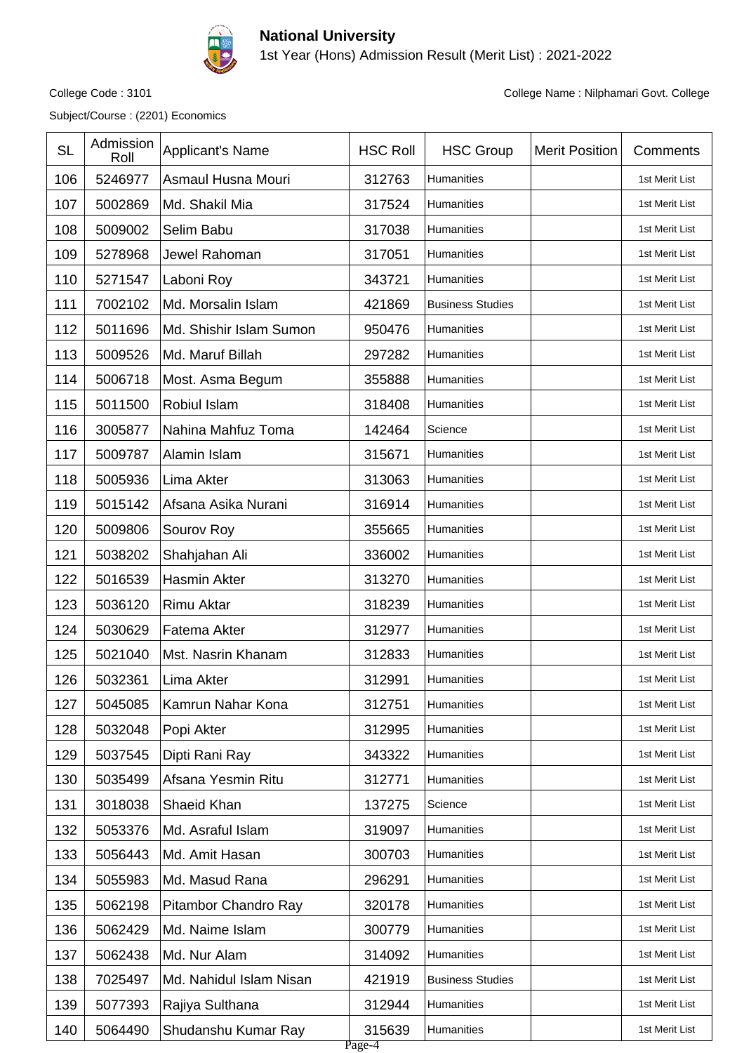# National University

1st Year (Hons) Admission Result (Merit List) : 2021-2022

College Code : 3101

College Name : Nilphamari Govt. College

Subject/Course : (2201) Economics

| SL | Admission Roll | Applicant's Name | HSC Roll | HSC Group | Merit Position | Comments |
|---|---|---|---|---|---|---|
| 106 | 5246977 | Asmaul Husna Mouri | 312763 | Humanities | | 1st Merit List |
| 107 | 5002869 | Md. Shakil Mia | 317524 | Humanities | | 1st Merit List |
| 108 | 5009002 | Selim Babu | 317038 | Humanities | | 1st Merit List |
| 109 | 5278968 | Jewel Rahoman | 317051 | Humanities | | 1st Merit List |
| 110 | 5271547 | Laboni Roy | 343721 | Humanities | | 1st Merit List |
| 111 | 7002102 | Md. Morsalin Islam | 421869 | Business Studies | | 1st Merit List |
| 112 | 5011696 | Md. Shishir Islam Sumon | 950476 | Humanities | | 1st Merit List |
| 113 | 5009526 | Md. Maruf Billah | 297282 | Humanities | | 1st Merit List |
| 114 | 5006718 | Most. Asma Begum | 355888 | Humanities | | 1st Merit List |
| 115 | 5011500 | Robiul Islam | 318408 | Humanities | | 1st Merit List |
| 116 | 3005877 | Nahina Mahfuz Toma | 142464 | Science | | 1st Merit List |
| 117 | 5009787 | Alamin Islam | 315671 | Humanities | | 1st Merit List |
| 118 | 5005936 | Lima Akter | 313063 | Humanities | | 1st Merit List |
| 119 | 5015142 | Afsana Asika Nurani | 316914 | Humanities | | 1st Merit List |
| 120 | 5009806 | Sourov Roy | 355665 | Humanities | | 1st Merit List |
| 121 | 5038202 | Shahjahan Ali | 336002 | Humanities | | 1st Merit List |
| 122 | 5016539 | Hasmin Akter | 313270 | Humanities | | 1st Merit List |
| 123 | 5036120 | Rimu Aktar | 318239 | Humanities | | 1st Merit List |
| 124 | 5030629 | Fatema Akter | 312977 | Humanities | | 1st Merit List |
| 125 | 5021040 | Mst. Nasrin Khanam | 312833 | Humanities | | 1st Merit List |
| 126 | 5032361 | Lima Akter | 312991 | Humanities | | 1st Merit List |
| 127 | 5045085 | Kamrun Nahar Kona | 312751 | Humanities | | 1st Merit List |
| 128 | 5032048 | Popi Akter | 312995 | Humanities | | 1st Merit List |
| 129 | 5037545 | Dipti Rani Ray | 343322 | Humanities | | 1st Merit List |
| 130 | 5035499 | Afsana Yesmin Ritu | 312771 | Humanities | | 1st Merit List |
| 131 | 3018038 | Shaeid Khan | 137275 | Science | | 1st Merit List |
| 132 | 5053376 | Md. Asraful Islam | 319097 | Humanities | | 1st Merit List |
| 133 | 5056443 | Md. Amit Hasan | 300703 | Humanities | | 1st Merit List |
| 134 | 5055983 | Md. Masud Rana | 296291 | Humanities | | 1st Merit List |
| 135 | 5062198 | Pitambor Chandro Ray | 320178 | Humanities | | 1st Merit List |
| 136 | 5062429 | Md. Naime Islam | 300779 | Humanities | | 1st Merit List |
| 137 | 5062438 | Md. Nur Alam | 314092 | Humanities | | 1st Merit List |
| 138 | 7025497 | Md. Nahidul Islam Nisan | 421919 | Business Studies | | 1st Merit List |
| 139 | 5077393 | Rajiya Sulthana | 312944 | Humanities | | 1st Merit List |
| 140 | 5064490 | Shudanshu Kumar Ray | 315639 | Humanities | | 1st Merit List |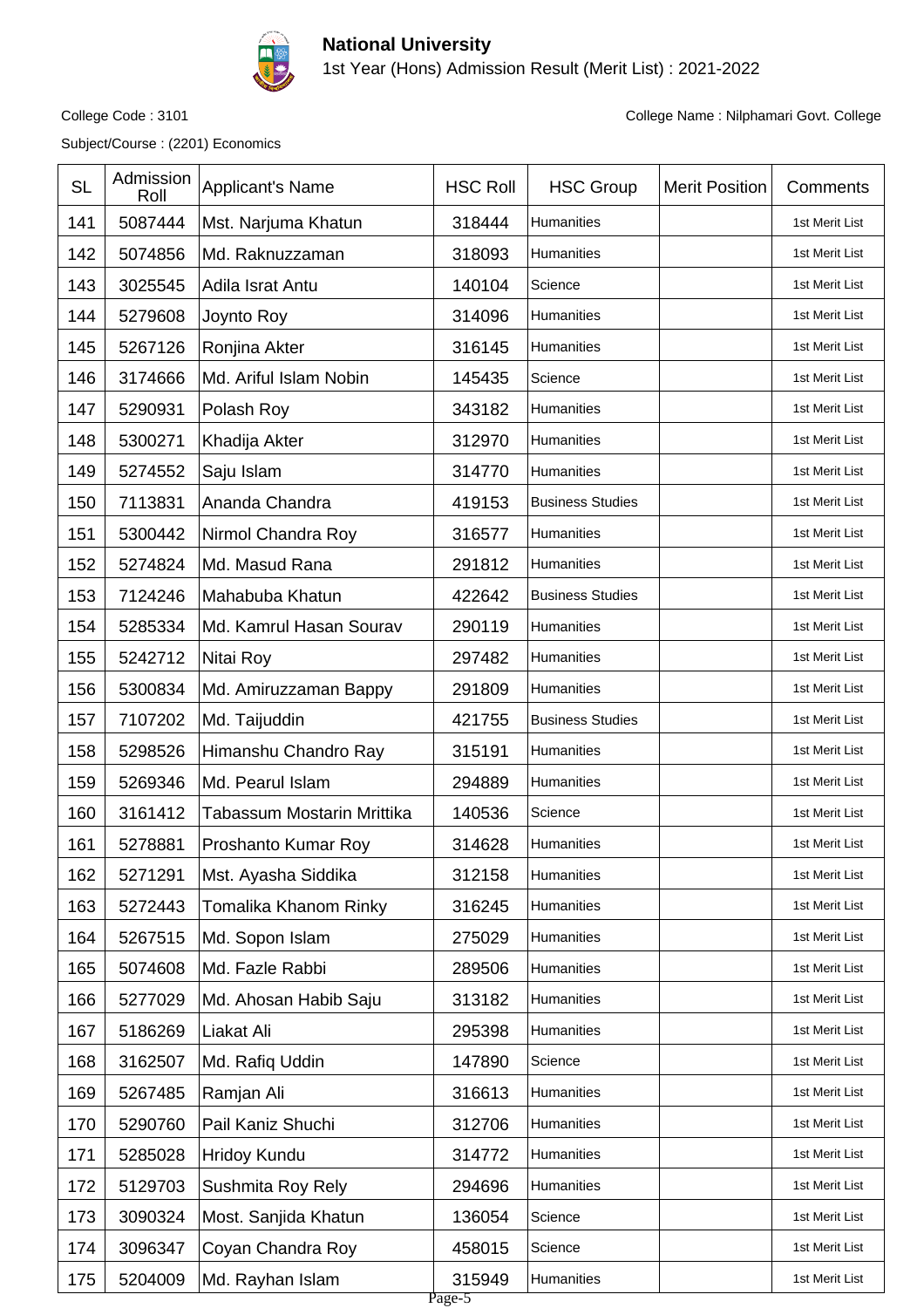# National University

1st Year (Hons) Admission Result (Merit List) : 2021-2022

College Code : 3101

College Name : Nilphamari Govt. College

Subject/Course : (2201) Economics

| SL | Admission Roll | Applicant's Name | HSC Roll | HSC Group | Merit Position | Comments |
|---|---|---|---|---|---|---|
| 141 | 5087444 | Mst. Narjuma Khatun | 318444 | Humanities | | 1st Merit List |
| 142 | 5074856 | Md. Raknuzzaman | 318093 | Humanities | | 1st Merit List |
| 143 | 3025545 | Adila Israt Antu | 140104 | Science | | 1st Merit List |
| 144 | 5279608 | Joynto Roy | 314096 | Humanities | | 1st Merit List |
| 145 | 5267126 | Ronjina Akter | 316145 | Humanities | | 1st Merit List |
| 146 | 3174666 | Md. Ariful Islam Nobin | 145435 | Science | | 1st Merit List |
| 147 | 5290931 | Polash Roy | 343182 | Humanities | | 1st Merit List |
| 148 | 5300271 | Khadija Akter | 312970 | Humanities | | 1st Merit List |
| 149 | 5274552 | Saju Islam | 314770 | Humanities | | 1st Merit List |
| 150 | 7113831 | Ananda Chandra | 419153 | Business Studies | | 1st Merit List |
| 151 | 5300442 | Nirmol Chandra Roy | 316577 | Humanities | | 1st Merit List |
| 152 | 5274824 | Md. Masud Rana | 291812 | Humanities | | 1st Merit List |
| 153 | 7124246 | Mahabuba Khatun | 422642 | Business Studies | | 1st Merit List |
| 154 | 5285334 | Md. Kamrul Hasan Sourav | 290119 | Humanities | | 1st Merit List |
| 155 | 5242712 | Nitai Roy | 297482 | Humanities | | 1st Merit List |
| 156 | 5300834 | Md. Amiruzzaman Bappy | 291809 | Humanities | | 1st Merit List |
| 157 | 7107202 | Md. Taijuddin | 421755 | Business Studies | | 1st Merit List |
| 158 | 5298526 | Himanshu Chandro Ray | 315191 | Humanities | | 1st Merit List |
| 159 | 5269346 | Md. Pearul Islam | 294889 | Humanities | | 1st Merit List |
| 160 | 3161412 | Tabassum Mostarin Mrittika | 140536 | Science | | 1st Merit List |
| 161 | 5278881 | Proshanto Kumar Roy | 314628 | Humanities | | 1st Merit List |
| 162 | 5271291 | Mst. Ayasha Siddika | 312158 | Humanities | | 1st Merit List |
| 163 | 5272443 | Tomalika Khanom Rinky | 316245 | Humanities | | 1st Merit List |
| 164 | 5267515 | Md. Sopon Islam | 275029 | Humanities | | 1st Merit List |
| 165 | 5074608 | Md. Fazle Rabbi | 289506 | Humanities | | 1st Merit List |
| 166 | 5277029 | Md. Ahosan Habib Saju | 313182 | Humanities | | 1st Merit List |
| 167 | 5186269 | Liakat Ali | 295398 | Humanities | | 1st Merit List |
| 168 | 3162507 | Md. Rafiq Uddin | 147890 | Science | | 1st Merit List |
| 169 | 5267485 | Ramjan Ali | 316613 | Humanities | | 1st Merit List |
| 170 | 5290760 | Pail Kaniz Shuchi | 312706 | Humanities | | 1st Merit List |
| 171 | 5285028 | Hridoy Kundu | 314772 | Humanities | | 1st Merit List |
| 172 | 5129703 | Sushmita Roy Rely | 294696 | Humanities | | 1st Merit List |
| 173 | 3090324 | Most. Sanjida Khatun | 136054 | Science | | 1st Merit List |
| 174 | 3096347 | Coyan Chandra Roy | 458015 | Science | | 1st Merit List |
| 175 | 5204009 | Md. Rayhan Islam | 315949 | Humanities | | 1st Merit List |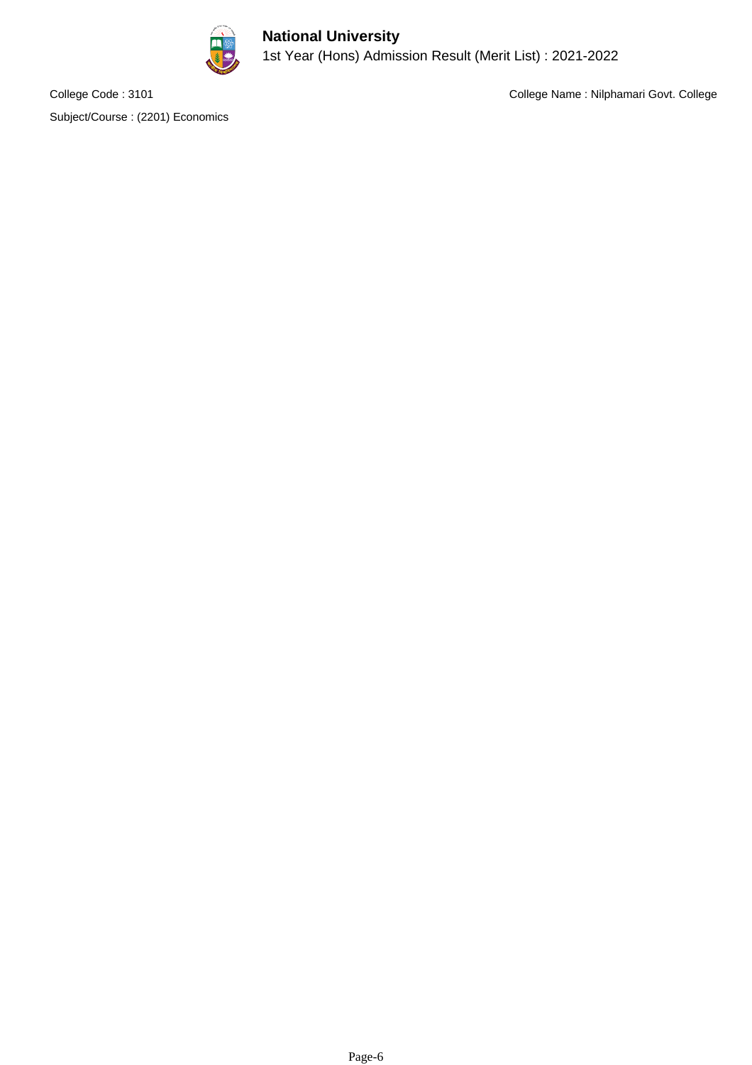**National University**

1st Year (Hons) Admission Result (Merit List) : 2021-2022

College Code : 3101

College Name : Nilphamari Govt. College

Subject/Course : (2201) Economics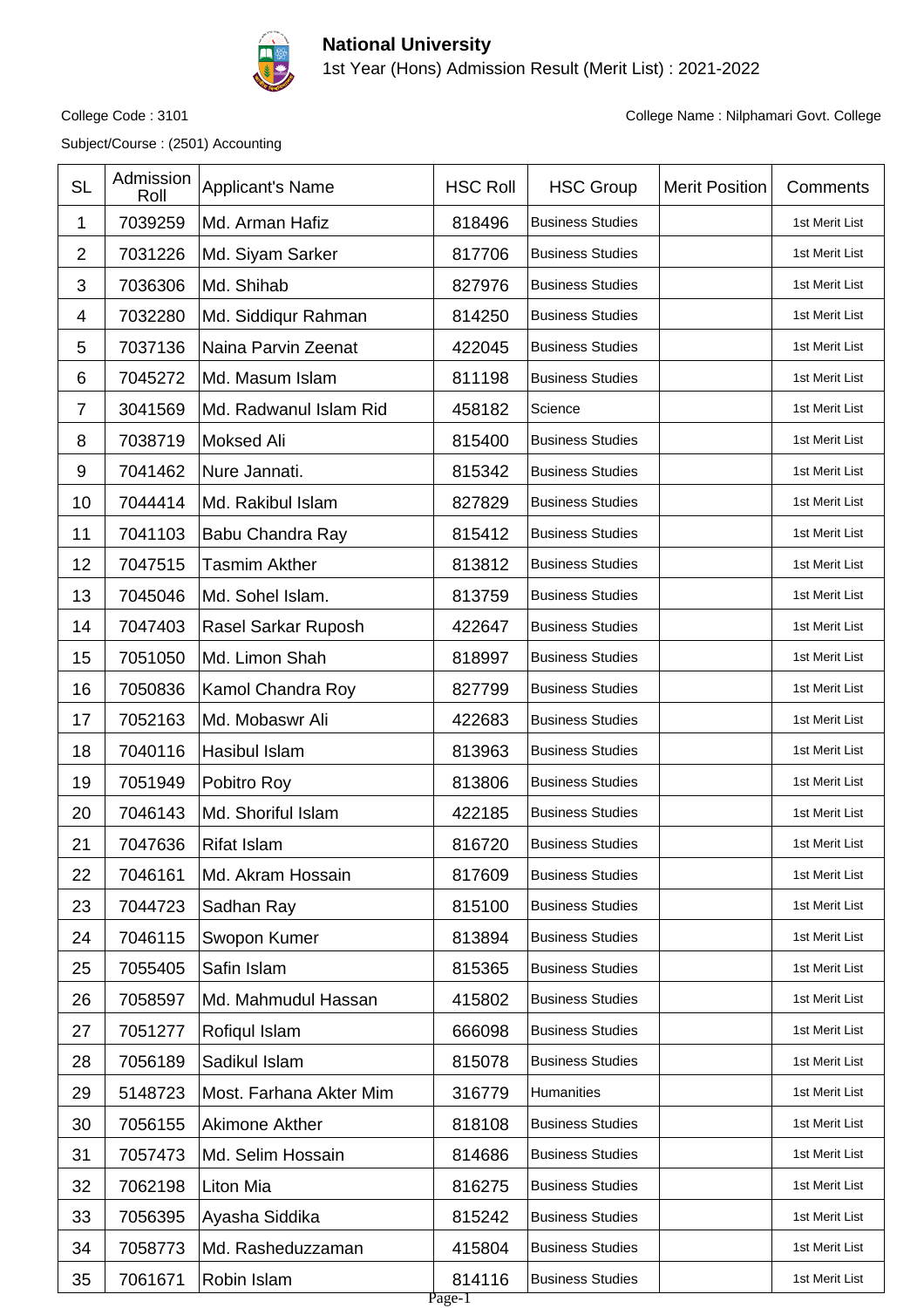# National University

1st Year (Hons) Admission Result (Merit List) : 2021-2022

College Code : 3101

College Name : Nilphamari Govt. College

Subject/Course : (2501) Accounting

| SL | Admission Roll | Applicant's Name | HSC Roll | HSC Group | Merit Position | Comments |
|---|---|---|---|---|---|---|
| 1 | 7039259 | Md. Arman Hafiz | 818496 | Business Studies | | 1st Merit List |
| 2 | 7031226 | Md. Siyam Sarker | 817706 | Business Studies | | 1st Merit List |
| 3 | 7036306 | Md. Shihab | 827976 | Business Studies | | 1st Merit List |
| 4 | 7032280 | Md. Siddiqur Rahman | 814250 | Business Studies | | 1st Merit List |
| 5 | 7037136 | Naina Parvin Zeenat | 422045 | Business Studies | | 1st Merit List |
| 6 | 7045272 | Md. Masum Islam | 811198 | Business Studies | | 1st Merit List |
| 7 | 3041569 | Md. Radwanul Islam Rid | 458182 | Science | | 1st Merit List |
| 8 | 7038719 | Moksed Ali | 815400 | Business Studies | | 1st Merit List |
| 9 | 7041462 | Nure Jannati. | 815342 | Business Studies | | 1st Merit List |
| 10 | 7044414 | Md. Rakibul Islam | 827829 | Business Studies | | 1st Merit List |
| 11 | 7041103 | Babu Chandra Ray | 815412 | Business Studies | | 1st Merit List |
| 12 | 7047515 | Tasmim Akther | 813812 | Business Studies | | 1st Merit List |
| 13 | 7045046 | Md. Sohel Islam. | 813759 | Business Studies | | 1st Merit List |
| 14 | 7047403 | Rasel Sarkar Ruposh | 422647 | Business Studies | | 1st Merit List |
| 15 | 7051050 | Md. Limon Shah | 818997 | Business Studies | | 1st Merit List |
| 16 | 7050836 | Kamol Chandra Roy | 827799 | Business Studies | | 1st Merit List |
| 17 | 7052163 | Md. Mobaswr Ali | 422683 | Business Studies | | 1st Merit List |
| 18 | 7040116 | Hasibul Islam | 813963 | Business Studies | | 1st Merit List |
| 19 | 7051949 | Pobitro Roy | 813806 | Business Studies | | 1st Merit List |
| 20 | 7046143 | Md. Shoriful Islam | 422185 | Business Studies | | 1st Merit List |
| 21 | 7047636 | Rifat Islam | 816720 | Business Studies | | 1st Merit List |
| 22 | 7046161 | Md. Akram Hossain | 817609 | Business Studies | | 1st Merit List |
| 23 | 7044723 | Sadhan Ray | 815100 | Business Studies | | 1st Merit List |
| 24 | 7046115 | Swopon Kumer | 813894 | Business Studies | | 1st Merit List |
| 25 | 7055405 | Safin Islam | 815365 | Business Studies | | 1st Merit List |
| 26 | 7058597 | Md. Mahmudul Hassan | 415802 | Business Studies | | 1st Merit List |
| 27 | 7051277 | Rofiqul Islam | 666098 | Business Studies | | 1st Merit List |
| 28 | 7056189 | Sadikul Islam | 815078 | Business Studies | | 1st Merit List |
| 29 | 5148723 | Most. Farhana Akter Mim | 316779 | Humanities | | 1st Merit List |
| 30 | 7056155 | Akimone Akther | 818108 | Business Studies | | 1st Merit List |
| 31 | 7057473 | Md. Selim Hossain | 814686 | Business Studies | | 1st Merit List |
| 32 | 7062198 | Liton Mia | 816275 | Business Studies | | 1st Merit List |
| 33 | 7056395 | Ayasha Siddika | 815242 | Business Studies | | 1st Merit List |
| 34 | 7058773 | Md. Rasheduzzaman | 415804 | Business Studies | | 1st Merit List |
| 35 | 7061671 | Robin Islam | 814116 | Business Studies | | 1st Merit List |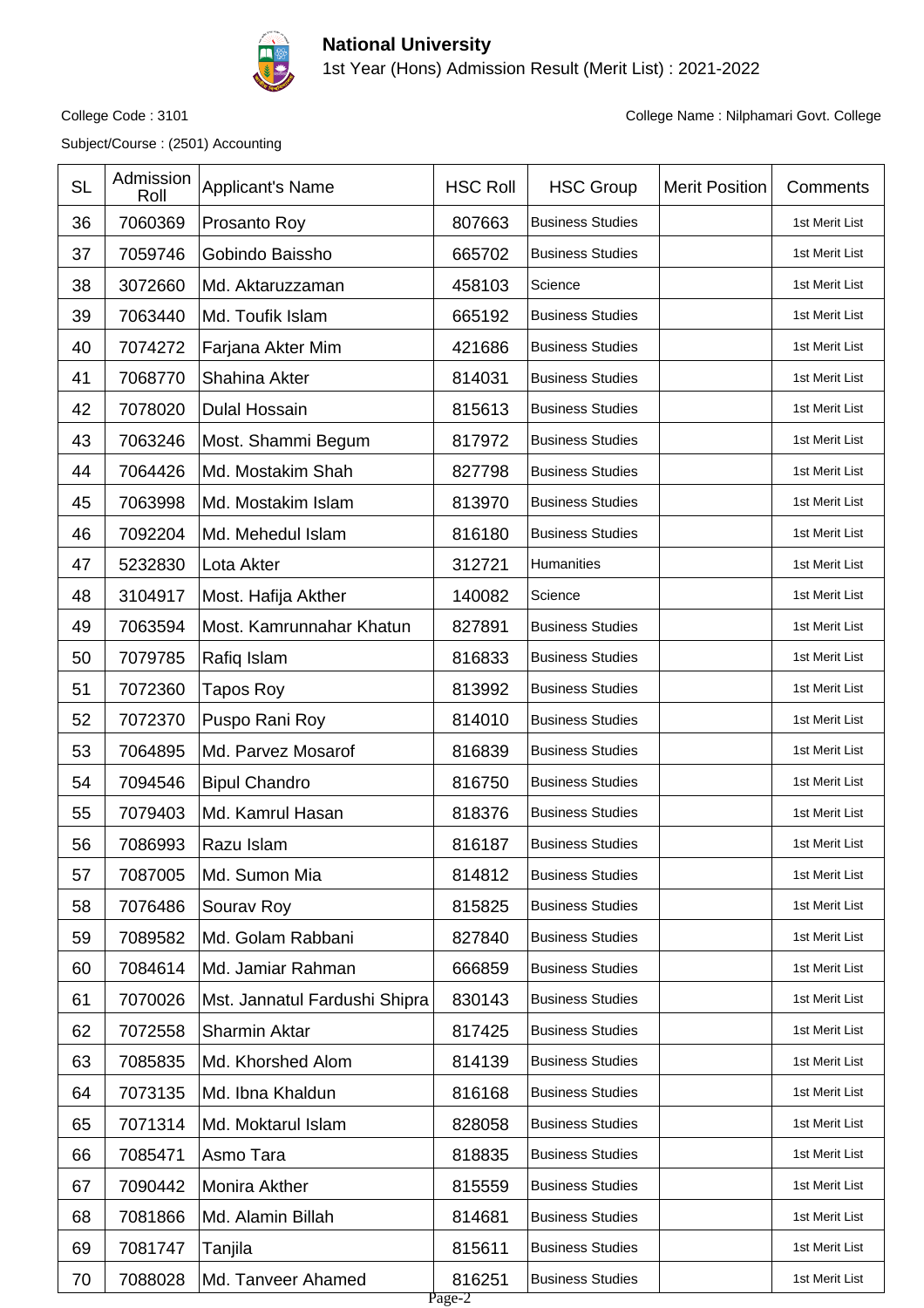**National University**

1st Year (Hons) Admission Result (Merit List) : 2021-2022

College Code : 3101

College Name : Nilphamari Govt. College

Subject/Course : (2501) Accounting

| SL | Admission Roll | Applicant's Name | HSC Roll | HSC Group | Merit Position | Comments |
|---|---|---|---|---|---|---|
| 36 | 7060369 | Prosanto Roy | 807663 | Business Studies | | 1st Merit List |
| 37 | 7059746 | Gobindo Baissho | 665702 | Business Studies | | 1st Merit List |
| 38 | 3072660 | Md. Aktaruzzaman | 458103 | Science | | 1st Merit List |
| 39 | 7063440 | Md. Toufik Islam | 665192 | Business Studies | | 1st Merit List |
| 40 | 7074272 | Farjana Akter Mim | 421686 | Business Studies | | 1st Merit List |
| 41 | 7068770 | Shahina Akter | 814031 | Business Studies | | 1st Merit List |
| 42 | 7078020 | Dulal Hossain | 815613 | Business Studies | | 1st Merit List |
| 43 | 7063246 | Most. Shammi Begum | 817972 | Business Studies | | 1st Merit List |
| 44 | 7064426 | Md. Mostakim Shah | 827798 | Business Studies | | 1st Merit List |
| 45 | 7063998 | Md. Mostakim Islam | 813970 | Business Studies | | 1st Merit List |
| 46 | 7092204 | Md. Mehedul Islam | 816180 | Business Studies | | 1st Merit List |
| 47 | 5232830 | Lota Akter | 312721 | Humanities | | 1st Merit List |
| 48 | 3104917 | Most. Hafija Akther | 140082 | Science | | 1st Merit List |
| 49 | 7063594 | Most. Kamrunnahar Khatun | 827891 | Business Studies | | 1st Merit List |
| 50 | 7079785 | Rafiq Islam | 816833 | Business Studies | | 1st Merit List |
| 51 | 7072360 | Tapos Roy | 813992 | Business Studies | | 1st Merit List |
| 52 | 7072370 | Puspo Rani Roy | 814010 | Business Studies | | 1st Merit List |
| 53 | 7064895 | Md. Parvez Mosarof | 816839 | Business Studies | | 1st Merit List |
| 54 | 7094546 | Bipul Chandro | 816750 | Business Studies | | 1st Merit List |
| 55 | 7079403 | Md. Kamrul Hasan | 818376 | Business Studies | | 1st Merit List |
| 56 | 7086993 | Razu Islam | 816187 | Business Studies | | 1st Merit List |
| 57 | 7087005 | Md. Sumon Mia | 814812 | Business Studies | | 1st Merit List |
| 58 | 7076486 | Sourav Roy | 815825 | Business Studies | | 1st Merit List |
| 59 | 7089582 | Md. Golam Rabbani | 827840 | Business Studies | | 1st Merit List |
| 60 | 7084614 | Md. Jamiar Rahman | 666859 | Business Studies | | 1st Merit List |
| 61 | 7070026 | Mst. Jannatul Fardushi Shipra | 830143 | Business Studies | | 1st Merit List |
| 62 | 7072558 | Sharmin Aktar | 817425 | Business Studies | | 1st Merit List |
| 63 | 7085835 | Md. Khorshed Alom | 814139 | Business Studies | | 1st Merit List |
| 64 | 7073135 | Md. Ibna Khaldun | 816168 | Business Studies | | 1st Merit List |
| 65 | 7071314 | Md. Moktarul Islam | 828058 | Business Studies | | 1st Merit List |
| 66 | 7085471 | Asmo Tara | 818835 | Business Studies | | 1st Merit List |
| 67 | 7090442 | Monira Akther | 815559 | Business Studies | | 1st Merit List |
| 68 | 7081866 | Md. Alamin Billah | 814681 | Business Studies | | 1st Merit List |
| 69 | 7081747 | Tanjila | 815611 | Business Studies | | 1st Merit List |
| 70 | 7088028 | Md. Tanveer Ahamed | 816251 | Business Studies | | 1st Merit List |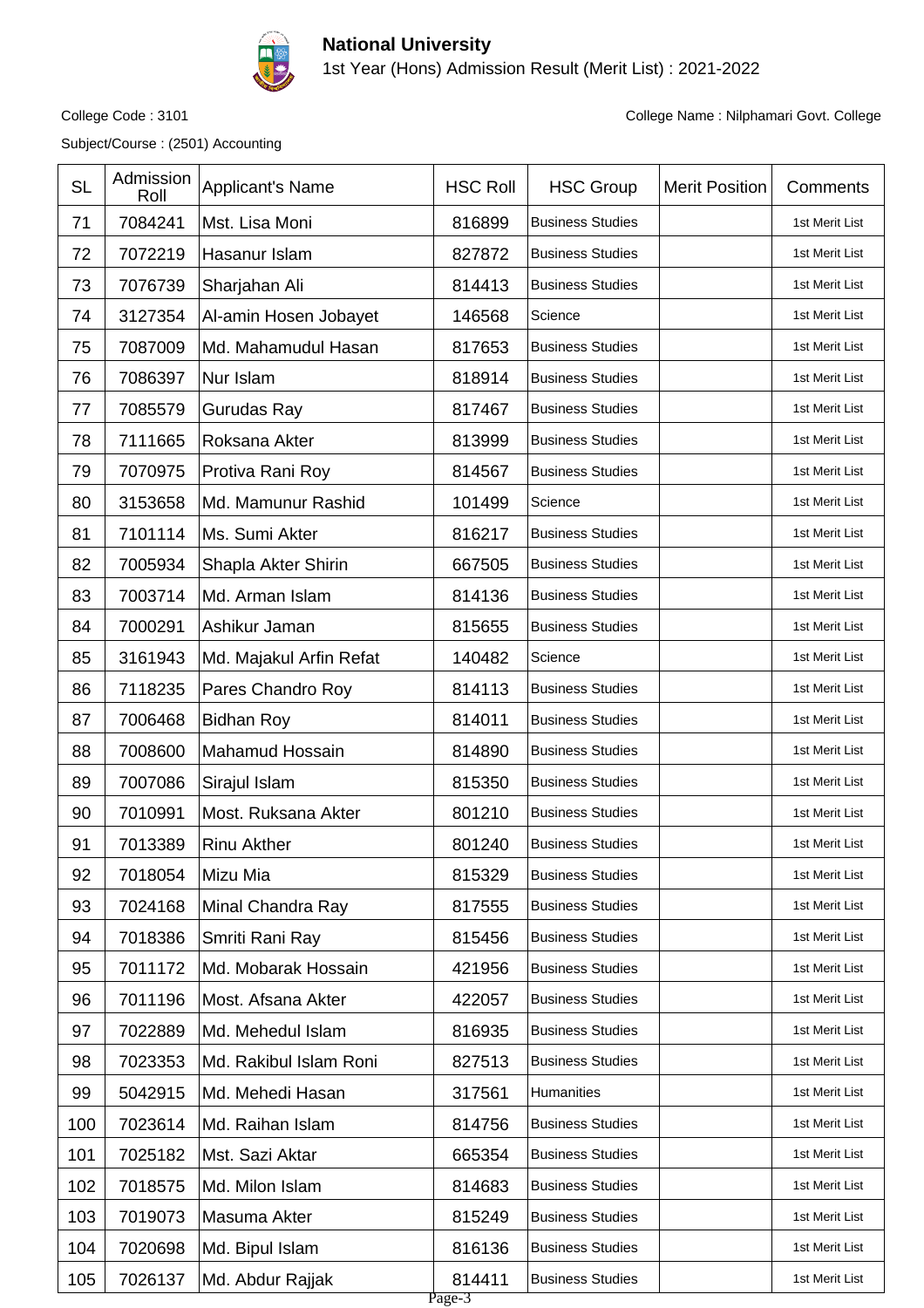# National University

1st Year (Hons) Admission Result (Merit List) : 2021-2022

College Code : 3101

College Name : Nilphamari Govt. College

Subject/Course : (2501) Accounting

| SL | Admission Roll | Applicant's Name | HSC Roll | HSC Group | Merit Position | Comments |
|---|---|---|---|---|---|---|
| 71 | 7084241 | Mst. Lisa Moni | 816899 | Business Studies | | 1st Merit List |
| 72 | 7072219 | Hasanur Islam | 827872 | Business Studies | | 1st Merit List |
| 73 | 7076739 | Sharjahan Ali | 814413 | Business Studies | | 1st Merit List |
| 74 | 3127354 | Al-amin Hosen Jobayet | 146568 | Science | | 1st Merit List |
| 75 | 7087009 | Md. Mahamudul Hasan | 817653 | Business Studies | | 1st Merit List |
| 76 | 7086397 | Nur Islam | 818914 | Business Studies | | 1st Merit List |
| 77 | 7085579 | Gurudas Ray | 817467 | Business Studies | | 1st Merit List |
| 78 | 7111665 | Roksana Akter | 813999 | Business Studies | | 1st Merit List |
| 79 | 7070975 | Protiva Rani Roy | 814567 | Business Studies | | 1st Merit List |
| 80 | 3153658 | Md. Mamunur Rashid | 101499 | Science | | 1st Merit List |
| 81 | 7101114 | Ms. Sumi Akter | 816217 | Business Studies | | 1st Merit List |
| 82 | 7005934 | Shapla Akter Shirin | 667505 | Business Studies | | 1st Merit List |
| 83 | 7003714 | Md. Arman Islam | 814136 | Business Studies | | 1st Merit List |
| 84 | 7000291 | Ashikur Jaman | 815655 | Business Studies | | 1st Merit List |
| 85 | 3161943 | Md. Majakul Arfin Refat | 140482 | Science | | 1st Merit List |
| 86 | 7118235 | Pares Chandro Roy | 814113 | Business Studies | | 1st Merit List |
| 87 | 7006468 | Bidhan Roy | 814011 | Business Studies | | 1st Merit List |
| 88 | 7008600 | Mahamud Hossain | 814890 | Business Studies | | 1st Merit List |
| 89 | 7007086 | Sirajul Islam | 815350 | Business Studies | | 1st Merit List |
| 90 | 7010991 | Most. Ruksana Akter | 801210 | Business Studies | | 1st Merit List |
| 91 | 7013389 | Rinu Akther | 801240 | Business Studies | | 1st Merit List |
| 92 | 7018054 | Mizu Mia | 815329 | Business Studies | | 1st Merit List |
| 93 | 7024168 | Minal Chandra Ray | 817555 | Business Studies | | 1st Merit List |
| 94 | 7018386 | Smriti Rani Ray | 815456 | Business Studies | | 1st Merit List |
| 95 | 7011172 | Md. Mobarak Hossain | 421956 | Business Studies | | 1st Merit List |
| 96 | 7011196 | Most. Afsana Akter | 422057 | Business Studies | | 1st Merit List |
| 97 | 7022889 | Md. Mehedul Islam | 816935 | Business Studies | | 1st Merit List |
| 98 | 7023353 | Md. Rakibul Islam Roni | 827513 | Business Studies | | 1st Merit List |
| 99 | 5042915 | Md. Mehedi Hasan | 317561 | Humanities | | 1st Merit List |
| 100 | 7023614 | Md. Raihan Islam | 814756 | Business Studies | | 1st Merit List |
| 101 | 7025182 | Mst. Sazi Aktar | 665354 | Business Studies | | 1st Merit List |
| 102 | 7018575 | Md. Milon Islam | 814683 | Business Studies | | 1st Merit List |
| 103 | 7019073 | Masuma Akter | 815249 | Business Studies | | 1st Merit List |
| 104 | 7020698 | Md. Bipul Islam | 816136 | Business Studies | | 1st Merit List |
| 105 | 7026137 | Md. Abdur Rajjak | 814411 | Business Studies | | 1st Merit List |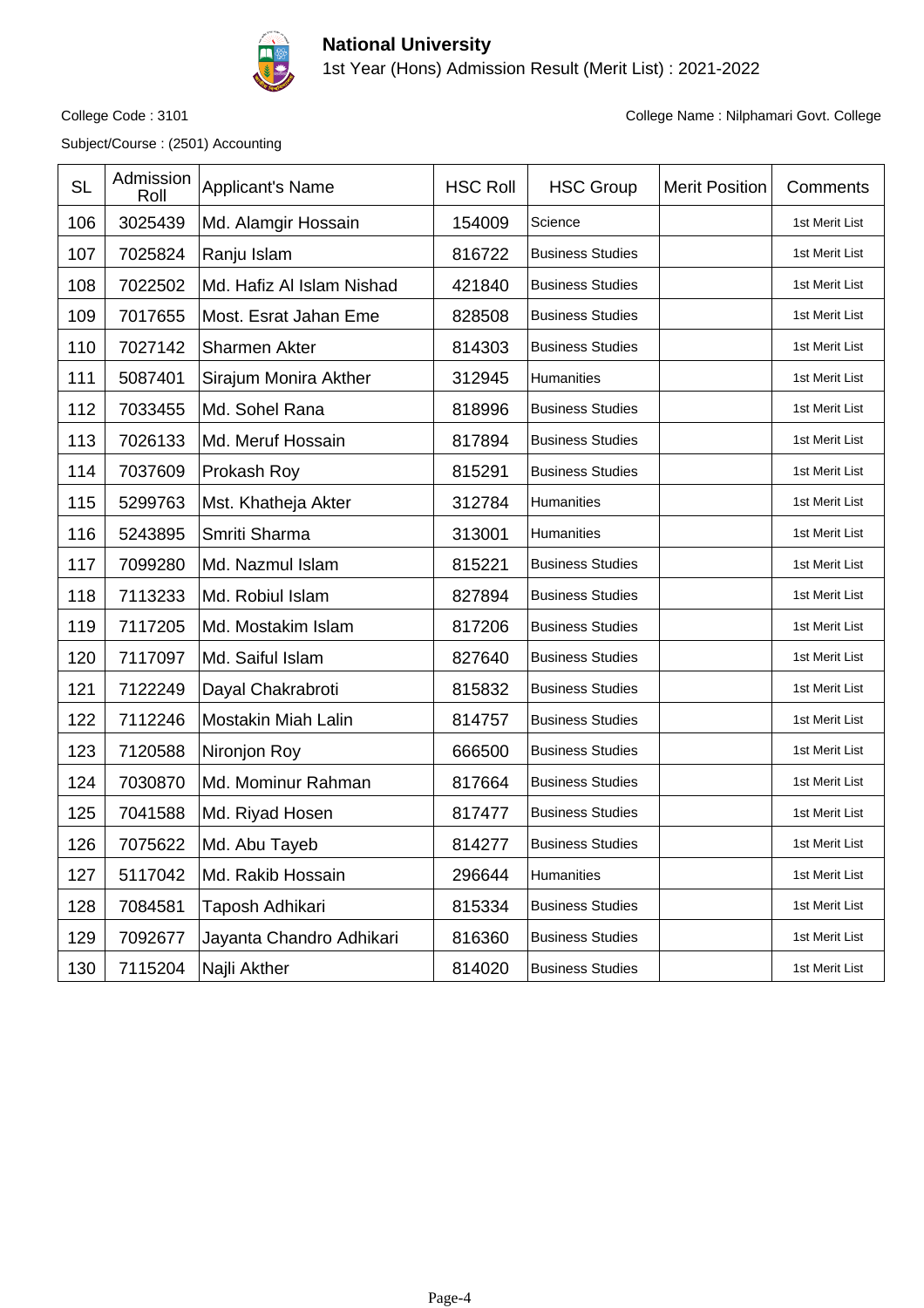# National University

1st Year (Hons) Admission Result (Merit List) : 2021-2022

College Code : 3101

College Name : Nilphamari Govt. College

Subject/Course : (2501) Accounting

| SL | Admission Roll | Applicant's Name | HSC Roll | HSC Group | Merit Position | Comments |
|---|---|---|---|---|---|---|
| 106 | 3025439 | Md. Alamgir Hossain | 154009 | Science | | 1st Merit List |
| 107 | 7025824 | Ranju Islam | 816722 | Business Studies | | 1st Merit List |
| 108 | 7022502 | Md. Hafiz Al Islam Nishad | 421840 | Business Studies | | 1st Merit List |
| 109 | 7017655 | Most. Esrat Jahan Eme | 828508 | Business Studies | | 1st Merit List |
| 110 | 7027142 | Sharmen Akter | 814303 | Business Studies | | 1st Merit List |
| 111 | 5087401 | Sirajum Monira Akther | 312945 | Humanities | | 1st Merit List |
| 112 | 7033455 | Md. Sohel Rana | 818996 | Business Studies | | 1st Merit List |
| 113 | 7026133 | Md. Meruf Hossain | 817894 | Business Studies | | 1st Merit List |
| 114 | 7037609 | Prokash Roy | 815291 | Business Studies | | 1st Merit List |
| 115 | 5299763 | Mst. Khatheja Akter | 312784 | Humanities | | 1st Merit List |
| 116 | 5243895 | Smriti Sharma | 313001 | Humanities | | 1st Merit List |
| 117 | 7099280 | Md. Nazmul Islam | 815221 | Business Studies | | 1st Merit List |
| 118 | 7113233 | Md. Robiul Islam | 827894 | Business Studies | | 1st Merit List |
| 119 | 7117205 | Md. Mostakim Islam | 817206 | Business Studies | | 1st Merit List |
| 120 | 7117097 | Md. Saiful Islam | 827640 | Business Studies | | 1st Merit List |
| 121 | 7122249 | Dayal Chakrabroti | 815832 | Business Studies | | 1st Merit List |
| 122 | 7112246 | Mostakin Miah Lalin | 814757 | Business Studies | | 1st Merit List |
| 123 | 7120588 | Nironjon Roy | 666500 | Business Studies | | 1st Merit List |
| 124 | 7030870 | Md. Mominur Rahman | 817664 | Business Studies | | 1st Merit List |
| 125 | 7041588 | Md. Riyad Hosen | 817477 | Business Studies | | 1st Merit List |
| 126 | 7075622 | Md. Abu Tayeb | 814277 | Business Studies | | 1st Merit List |
| 127 | 5117042 | Md. Rakib Hossain | 296644 | Humanities | | 1st Merit List |
| 128 | 7084581 | Taposh Adhikari | 815334 | Business Studies | | 1st Merit List |
| 129 | 7092677 | Jayanta Chandro Adhikari | 816360 | Business Studies | | 1st Merit List |
| 130 | 7115204 | Najli Akther | 814020 | Business Studies | | 1st Merit List |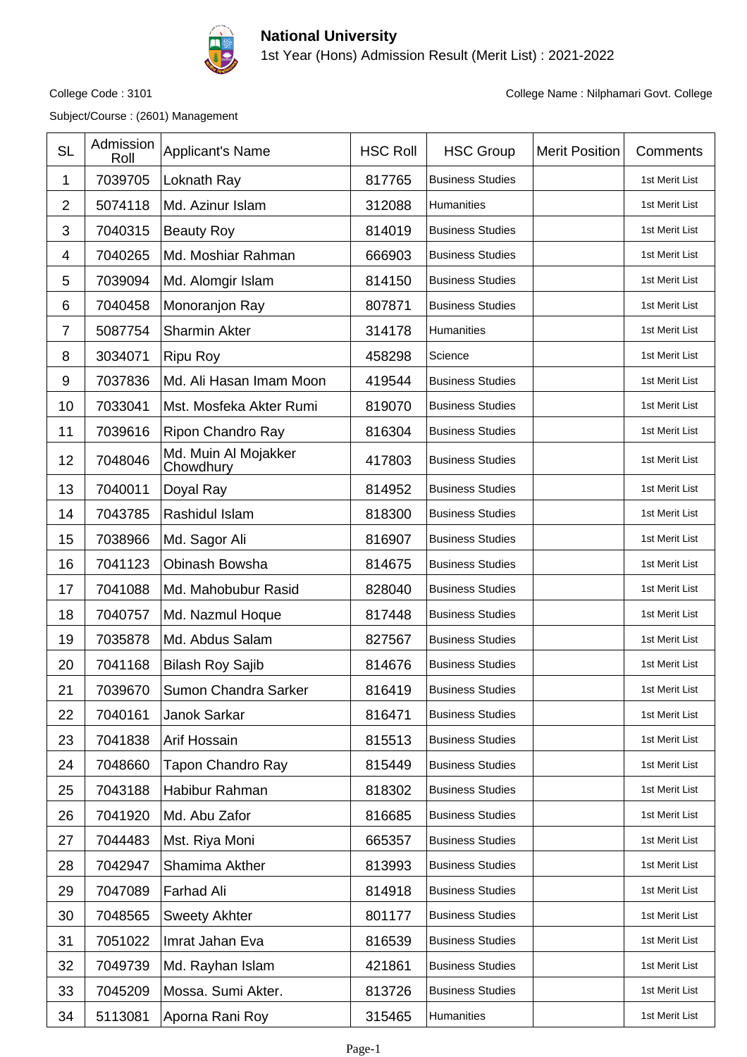# National University

1st Year (Hons) Admission Result (Merit List) : 2021-2022

College Code : 3101

College Name : Nilphamari Govt. College

Subject/Course : (2601) Management

| SL | Admission Roll | Applicant's Name | HSC Roll | HSC Group | Merit Position | Comments |
|---|---|---|---|---|---|---|
| 1 | 7039705 | Loknath Ray | 817765 | Business Studies | | 1st Merit List |
| 2 | 5074118 | Md. Azinur Islam | 312088 | Humanities | | 1st Merit List |
| 3 | 7040315 | Beauty Roy | 814019 | Business Studies | | 1st Merit List |
| 4 | 7040265 | Md. Moshiar Rahman | 666903 | Business Studies | | 1st Merit List |
| 5 | 7039094 | Md. Alomgir Islam | 814150 | Business Studies | | 1st Merit List |
| 6 | 7040458 | Monoranjon Ray | 807871 | Business Studies | | 1st Merit List |
| 7 | 5087754 | Sharmin Akter | 314178 | Humanities | | 1st Merit List |
| 8 | 3034071 | Ripu Roy | 458298 | Science | | 1st Merit List |
| 9 | 7037836 | Md. Ali Hasan Imam Moon | 419544 | Business Studies | | 1st Merit List |
| 10 | 7033041 | Mst. Mosfeka Akter Rumi | 819070 | Business Studies | | 1st Merit List |
| 11 | 7039616 | Ripon Chandro Ray | 816304 | Business Studies | | 1st Merit List |
| 12 | 7048046 | Md. Muin Al Mojakker Chowdhury | 417803 | Business Studies | | 1st Merit List |
| 13 | 7040011 | Doyal Ray | 814952 | Business Studies | | 1st Merit List |
| 14 | 7043785 | Rashidul Islam | 818300 | Business Studies | | 1st Merit List |
| 15 | 7038966 | Md. Sagor Ali | 816907 | Business Studies | | 1st Merit List |
| 16 | 7041123 | Obinash Bowsha | 814675 | Business Studies | | 1st Merit List |
| 17 | 7041088 | Md. Mahobubur Rasid | 828040 | Business Studies | | 1st Merit List |
| 18 | 7040757 | Md. Nazmul Hoque | 817448 | Business Studies | | 1st Merit List |
| 19 | 7035878 | Md. Abdus Salam | 827567 | Business Studies | | 1st Merit List |
| 20 | 7041168 | Bilash Roy Sajib | 814676 | Business Studies | | 1st Merit List |
| 21 | 7039670 | Sumon Chandra Sarker | 816419 | Business Studies | | 1st Merit List |
| 22 | 7040161 | Janok Sarkar | 816471 | Business Studies | | 1st Merit List |
| 23 | 7041838 | Arif Hossain | 815513 | Business Studies | | 1st Merit List |
| 24 | 7048660 | Tapon Chandro Ray | 815449 | Business Studies | | 1st Merit List |
| 25 | 7043188 | Habibur Rahman | 818302 | Business Studies | | 1st Merit List |
| 26 | 7041920 | Md. Abu Zafor | 816685 | Business Studies | | 1st Merit List |
| 27 | 7044483 | Mst. Riya Moni | 665357 | Business Studies | | 1st Merit List |
| 28 | 7042947 | Shamima Akther | 813993 | Business Studies | | 1st Merit List |
| 29 | 7047089 | Farhad Ali | 814918 | Business Studies | | 1st Merit List |
| 30 | 7048565 | Sweety Akhter | 801177 | Business Studies | | 1st Merit List |
| 31 | 7051022 | Imrat Jahan Eva | 816539 | Business Studies | | 1st Merit List |
| 32 | 7049739 | Md. Rayhan Islam | 421861 | Business Studies | | 1st Merit List |
| 33 | 7045209 | Mossa. Sumi Akter. | 813726 | Business Studies | | 1st Merit List |
| 34 | 5113081 | Aporna Rani Roy | 315465 | Humanities | | 1st Merit List |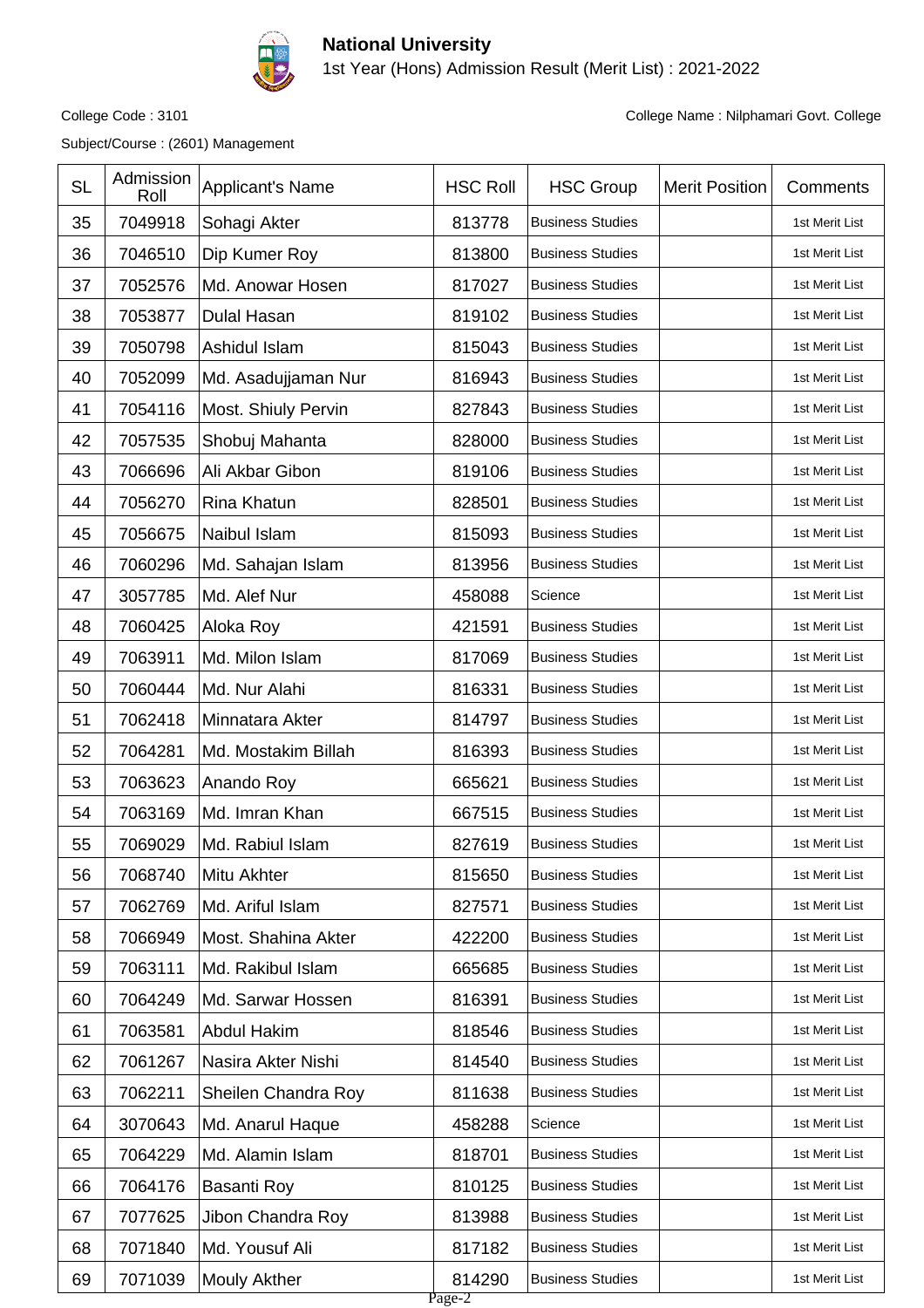**National University**

1st Year (Hons) Admission Result (Merit List) : 2021-2022

College Code : 3101

College Name : Nilphamari Govt. College

Subject/Course : (2601) Management

| SL | Admission Roll | Applicant's Name | HSC Roll | HSC Group | Merit Position | Comments |
|---|---|---|---|---|---|---|
| 35 | 7049918 | Sohagi Akter | 813778 | Business Studies | | 1st Merit List |
| 36 | 7046510 | Dip Kumer Roy | 813800 | Business Studies | | 1st Merit List |
| 37 | 7052576 | Md. Anowar Hosen | 817027 | Business Studies | | 1st Merit List |
| 38 | 7053877 | Dulal Hasan | 819102 | Business Studies | | 1st Merit List |
| 39 | 7050798 | Ashidul Islam | 815043 | Business Studies | | 1st Merit List |
| 40 | 7052099 | Md. Asadujjaman Nur | 816943 | Business Studies | | 1st Merit List |
| 41 | 7054116 | Most. Shiuly Pervin | 827843 | Business Studies | | 1st Merit List |
| 42 | 7057535 | Shobuj Mahanta | 828000 | Business Studies | | 1st Merit List |
| 43 | 7066696 | Ali Akbar Gibon | 819106 | Business Studies | | 1st Merit List |
| 44 | 7056270 | Rina Khatun | 828501 | Business Studies | | 1st Merit List |
| 45 | 7056675 | Naibul Islam | 815093 | Business Studies | | 1st Merit List |
| 46 | 7060296 | Md. Sahajan Islam | 813956 | Business Studies | | 1st Merit List |
| 47 | 3057785 | Md. Alef Nur | 458088 | Science | | 1st Merit List |
| 48 | 7060425 | Aloka Roy | 421591 | Business Studies | | 1st Merit List |
| 49 | 7063911 | Md. Milon Islam | 817069 | Business Studies | | 1st Merit List |
| 50 | 7060444 | Md. Nur Alahi | 816331 | Business Studies | | 1st Merit List |
| 51 | 7062418 | Minnatara Akter | 814797 | Business Studies | | 1st Merit List |
| 52 | 7064281 | Md. Mostakim Billah | 816393 | Business Studies | | 1st Merit List |
| 53 | 7063623 | Anando Roy | 665621 | Business Studies | | 1st Merit List |
| 54 | 7063169 | Md. Imran Khan | 667515 | Business Studies | | 1st Merit List |
| 55 | 7069029 | Md. Rabiul Islam | 827619 | Business Studies | | 1st Merit List |
| 56 | 7068740 | Mitu Akhter | 815650 | Business Studies | | 1st Merit List |
| 57 | 7062769 | Md. Ariful Islam | 827571 | Business Studies | | 1st Merit List |
| 58 | 7066949 | Most. Shahina Akter | 422200 | Business Studies | | 1st Merit List |
| 59 | 7063111 | Md. Rakibul Islam | 665685 | Business Studies | | 1st Merit List |
| 60 | 7064249 | Md. Sarwar Hossen | 816391 | Business Studies | | 1st Merit List |
| 61 | 7063581 | Abdul Hakim | 818546 | Business Studies | | 1st Merit List |
| 62 | 7061267 | Nasira Akter Nishi | 814540 | Business Studies | | 1st Merit List |
| 63 | 7062211 | Sheilen Chandra Roy | 811638 | Business Studies | | 1st Merit List |
| 64 | 3070643 | Md. Anarul Haque | 458288 | Science | | 1st Merit List |
| 65 | 7064229 | Md. Alamin Islam | 818701 | Business Studies | | 1st Merit List |
| 66 | 7064176 | Basanti Roy | 810125 | Business Studies | | 1st Merit List |
| 67 | 7077625 | Jibon Chandra Roy | 813988 | Business Studies | | 1st Merit List |
| 68 | 7071840 | Md. Yousuf Ali | 817182 | Business Studies | | 1st Merit List |
| 69 | 7071039 | Mouly Akther | 814290 | Business Studies | | 1st Merit List |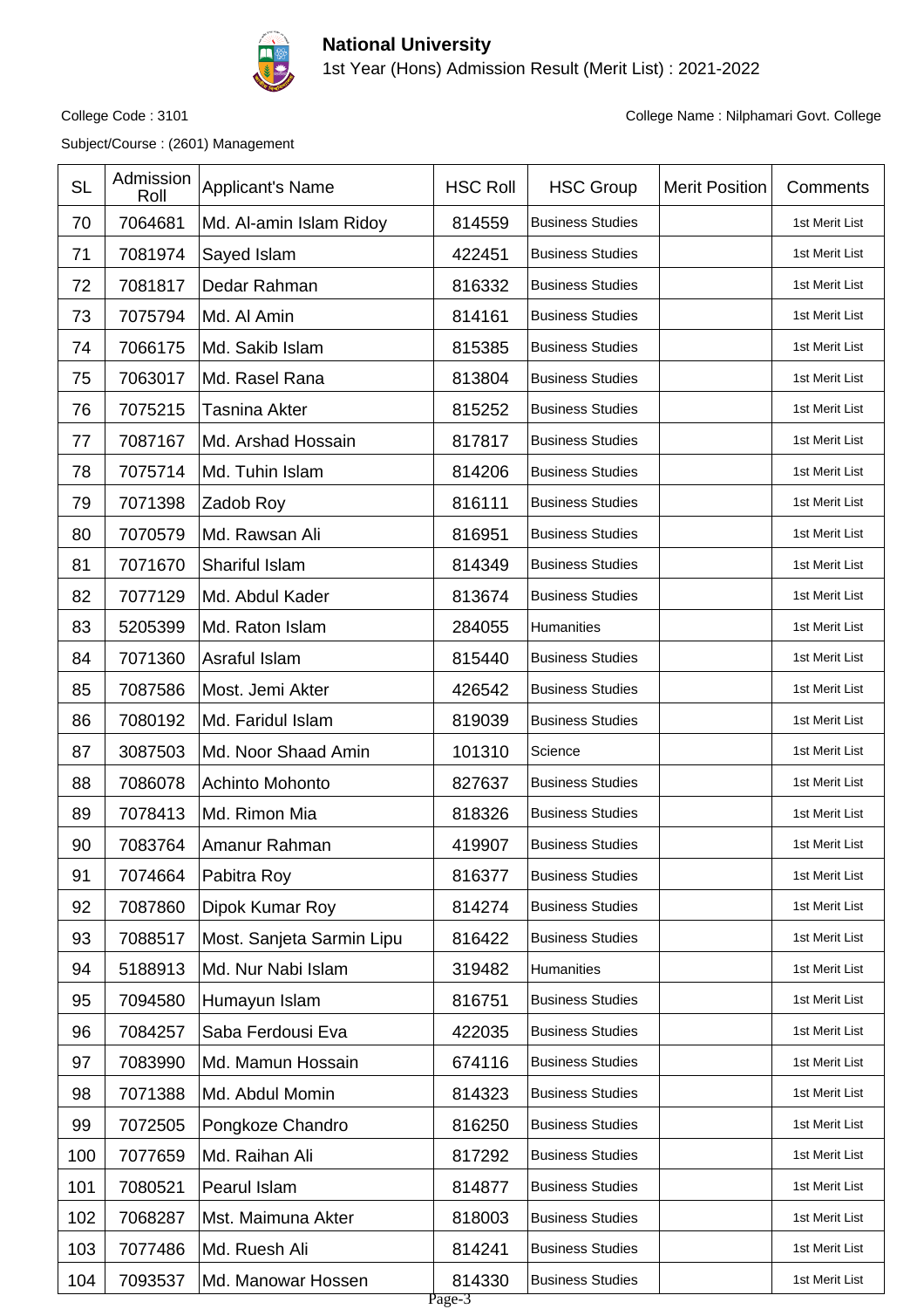# National University

1st Year (Hons) Admission Result (Merit List) : 2021-2022

College Code : 3101

College Name : Nilphamari Govt. College

Subject/Course : (2601) Management

| SL | Admission Roll | Applicant's Name | HSC Roll | HSC Group | Merit Position | Comments |
|---|---|---|---|---|---|---|
| 70 | 7064681 | Md. Al-amin Islam Ridoy | 814559 | Business Studies | | 1st Merit List |
| 71 | 7081974 | Sayed Islam | 422451 | Business Studies | | 1st Merit List |
| 72 | 7081817 | Dedar Rahman | 816332 | Business Studies | | 1st Merit List |
| 73 | 7075794 | Md. Al Amin | 814161 | Business Studies | | 1st Merit List |
| 74 | 7066175 | Md. Sakib Islam | 815385 | Business Studies | | 1st Merit List |
| 75 | 7063017 | Md. Rasel Rana | 813804 | Business Studies | | 1st Merit List |
| 76 | 7075215 | Tasnina Akter | 815252 | Business Studies | | 1st Merit List |
| 77 | 7087167 | Md. Arshad Hossain | 817817 | Business Studies | | 1st Merit List |
| 78 | 7075714 | Md. Tuhin Islam | 814206 | Business Studies | | 1st Merit List |
| 79 | 7071398 | Zadob Roy | 816111 | Business Studies | | 1st Merit List |
| 80 | 7070579 | Md. Rawsan Ali | 816951 | Business Studies | | 1st Merit List |
| 81 | 7071670 | Shariful Islam | 814349 | Business Studies | | 1st Merit List |
| 82 | 7077129 | Md. Abdul Kader | 813674 | Business Studies | | 1st Merit List |
| 83 | 5205399 | Md. Raton Islam | 284055 | Humanities | | 1st Merit List |
| 84 | 7071360 | Asraful Islam | 815440 | Business Studies | | 1st Merit List |
| 85 | 7087586 | Most. Jemi Akter | 426542 | Business Studies | | 1st Merit List |
| 86 | 7080192 | Md. Faridul Islam | 819039 | Business Studies | | 1st Merit List |
| 87 | 3087503 | Md. Noor Shaad Amin | 101310 | Science | | 1st Merit List |
| 88 | 7086078 | Achinto Mohonto | 827637 | Business Studies | | 1st Merit List |
| 89 | 7078413 | Md. Rimon Mia | 818326 | Business Studies | | 1st Merit List |
| 90 | 7083764 | Amanur Rahman | 419907 | Business Studies | | 1st Merit List |
| 91 | 7074664 | Pabitra Roy | 816377 | Business Studies | | 1st Merit List |
| 92 | 7087860 | Dipok Kumar Roy | 814274 | Business Studies | | 1st Merit List |
| 93 | 7088517 | Most. Sanjeta Sarmin Lipu | 816422 | Business Studies | | 1st Merit List |
| 94 | 5188913 | Md. Nur Nabi Islam | 319482 | Humanities | | 1st Merit List |
| 95 | 7094580 | Humayun Islam | 816751 | Business Studies | | 1st Merit List |
| 96 | 7084257 | Saba Ferdousi Eva | 422035 | Business Studies | | 1st Merit List |
| 97 | 7083990 | Md. Mamun Hossain | 674116 | Business Studies | | 1st Merit List |
| 98 | 7071388 | Md. Abdul Momin | 814323 | Business Studies | | 1st Merit List |
| 99 | 7072505 | Pongkoze Chandro | 816250 | Business Studies | | 1st Merit List |
| 100 | 7077659 | Md. Raihan Ali | 817292 | Business Studies | | 1st Merit List |
| 101 | 7080521 | Pearul Islam | 814877 | Business Studies | | 1st Merit List |
| 102 | 7068287 | Mst. Maimuna Akter | 818003 | Business Studies | | 1st Merit List |
| 103 | 7077486 | Md. Ruesh Ali | 814241 | Business Studies | | 1st Merit List |
| 104 | 7093537 | Md. Manowar Hossen | 814330 | Business Studies | | 1st Merit List |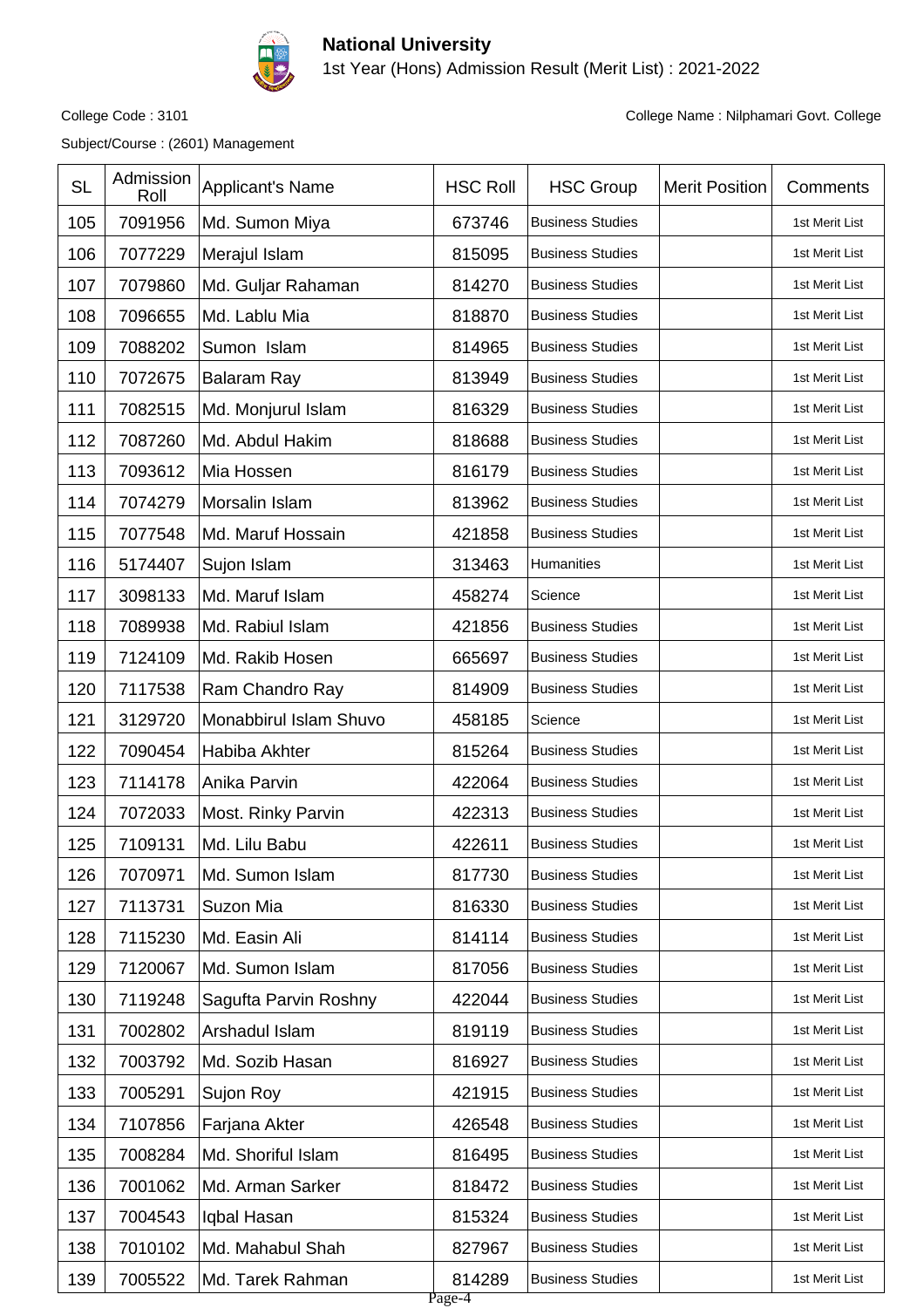**National University**

1st Year (Hons) Admission Result (Merit List) : 2021-2022

College Code : 3101

College Name : Nilphamari Govt. College

Subject/Course : (2601) Management

| SL | Admission Roll | Applicant's Name | HSC Roll | HSC Group | Merit Position | Comments |
|---|---|---|---|---|---|---|
| 105 | 7091956 | Md. Sumon Miya | 673746 | Business Studies | | 1st Merit List |
| 106 | 7077229 | Merajul Islam | 815095 | Business Studies | | 1st Merit List |
| 107 | 7079860 | Md. Guljar Rahaman | 814270 | Business Studies | | 1st Merit List |
| 108 | 7096655 | Md. Lablu Mia | 818870 | Business Studies | | 1st Merit List |
| 109 | 7088202 | Sumon Islam | 814965 | Business Studies | | 1st Merit List |
| 110 | 7072675 | Balaram Ray | 813949 | Business Studies | | 1st Merit List |
| 111 | 7082515 | Md. Monjurul Islam | 816329 | Business Studies | | 1st Merit List |
| 112 | 7087260 | Md. Abdul Hakim | 818688 | Business Studies | | 1st Merit List |
| 113 | 7093612 | Mia Hossen | 816179 | Business Studies | | 1st Merit List |
| 114 | 7074279 | Morsalin Islam | 813962 | Business Studies | | 1st Merit List |
| 115 | 7077548 | Md. Maruf Hossain | 421858 | Business Studies | | 1st Merit List |
| 116 | 5174407 | Sujon Islam | 313463 | Humanities | | 1st Merit List |
| 117 | 3098133 | Md. Maruf Islam | 458274 | Science | | 1st Merit List |
| 118 | 7089938 | Md. Rabiul Islam | 421856 | Business Studies | | 1st Merit List |
| 119 | 7124109 | Md. Rakib Hosen | 665697 | Business Studies | | 1st Merit List |
| 120 | 7117538 | Ram Chandro Ray | 814909 | Business Studies | | 1st Merit List |
| 121 | 3129720 | Monabbirul Islam Shuvo | 458185 | Science | | 1st Merit List |
| 122 | 7090454 | Habiba Akhter | 815264 | Business Studies | | 1st Merit List |
| 123 | 7114178 | Anika Parvin | 422064 | Business Studies | | 1st Merit List |
| 124 | 7072033 | Most. Rinky Parvin | 422313 | Business Studies | | 1st Merit List |
| 125 | 7109131 | Md. Lilu Babu | 422611 | Business Studies | | 1st Merit List |
| 126 | 7070971 | Md. Sumon Islam | 817730 | Business Studies | | 1st Merit List |
| 127 | 7113731 | Suzon Mia | 816330 | Business Studies | | 1st Merit List |
| 128 | 7115230 | Md. Easin Ali | 814114 | Business Studies | | 1st Merit List |
| 129 | 7120067 | Md. Sumon Islam | 817056 | Business Studies | | 1st Merit List |
| 130 | 7119248 | Sagufta Parvin Roshny | 422044 | Business Studies | | 1st Merit List |
| 131 | 7002802 | Arshadul Islam | 819119 | Business Studies | | 1st Merit List |
| 132 | 7003792 | Md. Sozib Hasan | 816927 | Business Studies | | 1st Merit List |
| 133 | 7005291 | Sujon Roy | 421915 | Business Studies | | 1st Merit List |
| 134 | 7107856 | Farjana Akter | 426548 | Business Studies | | 1st Merit List |
| 135 | 7008284 | Md. Shoriful Islam | 816495 | Business Studies | | 1st Merit List |
| 136 | 7001062 | Md. Arman Sarker | 818472 | Business Studies | | 1st Merit List |
| 137 | 7004543 | Iqbal Hasan | 815324 | Business Studies | | 1st Merit List |
| 138 | 7010102 | Md. Mahabul Shah | 827967 | Business Studies | | 1st Merit List |
| 139 | 7005522 | Md. Tarek Rahman | 814289 | Business Studies | | 1st Merit List |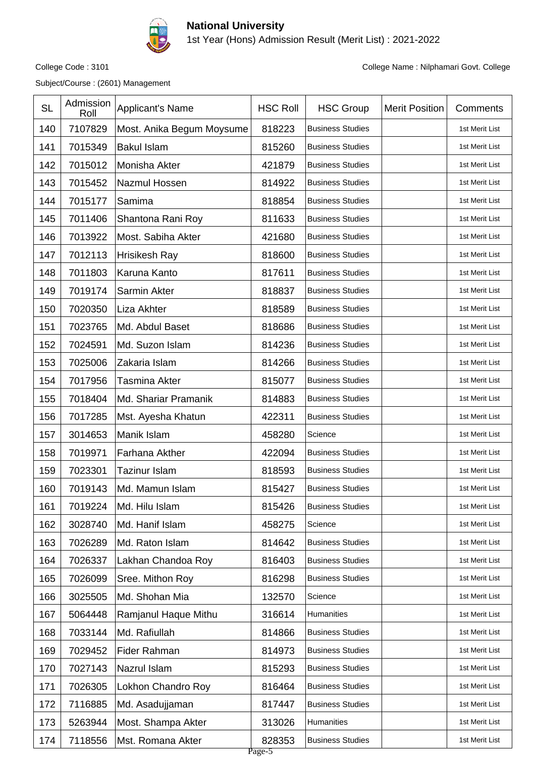**National University**

1st Year (Hons) Admission Result (Merit List) : 2021-2022

College Code : 3101

College Name : Nilphamari Govt. College

Subject/Course : (2601) Management

| SL | Admission Roll | Applicant's Name | HSC Roll | HSC Group | Merit Position | Comments |
|---|---|---|---|---|---|---|
| 140 | 7107829 | Most. Anika Begum Moysume | 818223 | Business Studies | | 1st Merit List |
| 141 | 7015349 | Bakul Islam | 815260 | Business Studies | | 1st Merit List |
| 142 | 7015012 | Monisha Akter | 421879 | Business Studies | | 1st Merit List |
| 143 | 7015452 | Nazmul Hossen | 814922 | Business Studies | | 1st Merit List |
| 144 | 7015177 | Samima | 818854 | Business Studies | | 1st Merit List |
| 145 | 7011406 | Shantona Rani Roy | 811633 | Business Studies | | 1st Merit List |
| 146 | 7013922 | Most. Sabiha Akter | 421680 | Business Studies | | 1st Merit List |
| 147 | 7012113 | Hrisikesh Ray | 818600 | Business Studies | | 1st Merit List |
| 148 | 7011803 | Karuna Kanto | 817611 | Business Studies | | 1st Merit List |
| 149 | 7019174 | Sarmin Akter | 818837 | Business Studies | | 1st Merit List |
| 150 | 7020350 | Liza Akhter | 818589 | Business Studies | | 1st Merit List |
| 151 | 7023765 | Md. Abdul Baset | 818686 | Business Studies | | 1st Merit List |
| 152 | 7024591 | Md. Suzon Islam | 814236 | Business Studies | | 1st Merit List |
| 153 | 7025006 | Zakaria Islam | 814266 | Business Studies | | 1st Merit List |
| 154 | 7017956 | Tasmina Akter | 815077 | Business Studies | | 1st Merit List |
| 155 | 7018404 | Md. Shariar Pramanik | 814883 | Business Studies | | 1st Merit List |
| 156 | 7017285 | Mst. Ayesha Khatun | 422311 | Business Studies | | 1st Merit List |
| 157 | 3014653 | Manik Islam | 458280 | Science | | 1st Merit List |
| 158 | 7019971 | Farhana Akther | 422094 | Business Studies | | 1st Merit List |
| 159 | 7023301 | Tazinur Islam | 818593 | Business Studies | | 1st Merit List |
| 160 | 7019143 | Md. Mamun Islam | 815427 | Business Studies | | 1st Merit List |
| 161 | 7019224 | Md. Hilu Islam | 815426 | Business Studies | | 1st Merit List |
| 162 | 3028740 | Md. Hanif Islam | 458275 | Science | | 1st Merit List |
| 163 | 7026289 | Md. Raton Islam | 814642 | Business Studies | | 1st Merit List |
| 164 | 7026337 | Lakhan Chandoa Roy | 816403 | Business Studies | | 1st Merit List |
| 165 | 7026099 | Sree. Mithon Roy | 816298 | Business Studies | | 1st Merit List |
| 166 | 3025505 | Md. Shohan Mia | 132570 | Science | | 1st Merit List |
| 167 | 5064448 | Ramjanul Haque Mithu | 316614 | Humanities | | 1st Merit List |
| 168 | 7033144 | Md. Rafiullah | 814866 | Business Studies | | 1st Merit List |
| 169 | 7029452 | Fider Rahman | 814973 | Business Studies | | 1st Merit List |
| 170 | 7027143 | Nazrul Islam | 815293 | Business Studies | | 1st Merit List |
| 171 | 7026305 | Lokhon Chandro Roy | 816464 | Business Studies | | 1st Merit List |
| 172 | 7116885 | Md. Asadujjaman | 817447 | Business Studies | | 1st Merit List |
| 173 | 5263944 | Most. Shampa Akter | 313026 | Humanities | | 1st Merit List |
| 174 | 7118556 | Mst. Romana Akter | 828353 | Business Studies | | 1st Merit List |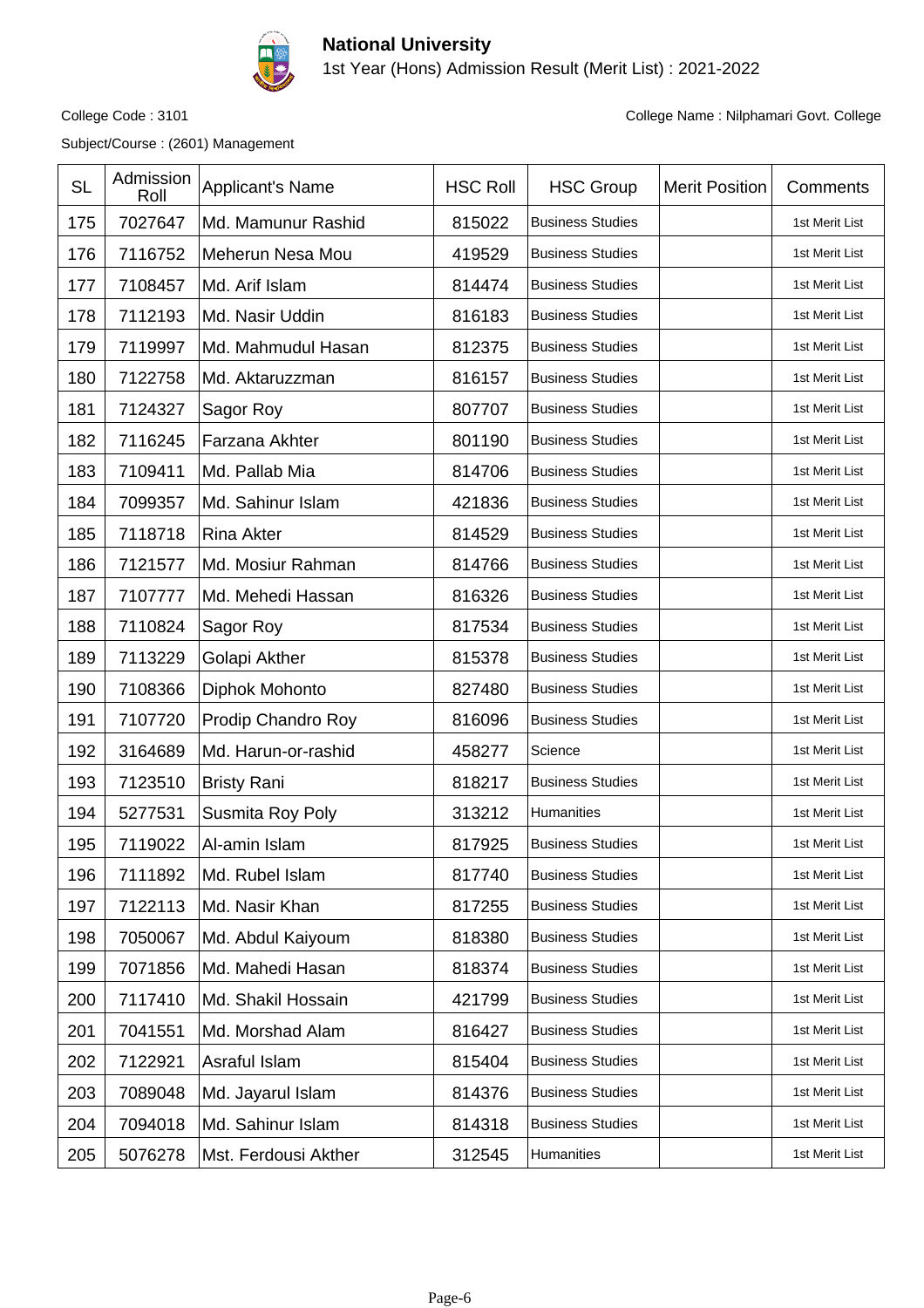# National University

1st Year (Hons) Admission Result (Merit List) : 2021-2022

College Code : 3101

College Name : Nilphamari Govt. College

Subject/Course : (2601) Management

| SL | Admission Roll | Applicant's Name | HSC Roll | HSC Group | Merit Position | Comments |
|---|---|---|---|---|---|---|
| 175 | 7027647 | Md. Mamunur Rashid | 815022 | Business Studies | | 1st Merit List |
| 176 | 7116752 | Meherun Nesa Mou | 419529 | Business Studies | | 1st Merit List |
| 177 | 7108457 | Md. Arif Islam | 814474 | Business Studies | | 1st Merit List |
| 178 | 7112193 | Md. Nasir Uddin | 816183 | Business Studies | | 1st Merit List |
| 179 | 7119997 | Md. Mahmudul Hasan | 812375 | Business Studies | | 1st Merit List |
| 180 | 7122758 | Md. Aktaruzzman | 816157 | Business Studies | | 1st Merit List |
| 181 | 7124327 | Sagor Roy | 807707 | Business Studies | | 1st Merit List |
| 182 | 7116245 | Farzana Akhter | 801190 | Business Studies | | 1st Merit List |
| 183 | 7109411 | Md. Pallab Mia | 814706 | Business Studies | | 1st Merit List |
| 184 | 7099357 | Md. Sahinur Islam | 421836 | Business Studies | | 1st Merit List |
| 185 | 7118718 | Rina Akter | 814529 | Business Studies | | 1st Merit List |
| 186 | 7121577 | Md. Mosiur Rahman | 814766 | Business Studies | | 1st Merit List |
| 187 | 7107777 | Md. Mehedi Hassan | 816326 | Business Studies | | 1st Merit List |
| 188 | 7110824 | Sagor Roy | 817534 | Business Studies | | 1st Merit List |
| 189 | 7113229 | Golapi Akther | 815378 | Business Studies | | 1st Merit List |
| 190 | 7108366 | Diphok Mohonto | 827480 | Business Studies | | 1st Merit List |
| 191 | 7107720 | Prodip Chandro Roy | 816096 | Business Studies | | 1st Merit List |
| 192 | 3164689 | Md. Harun-or-rashid | 458277 | Science | | 1st Merit List |
| 193 | 7123510 | Bristy Rani | 818217 | Business Studies | | 1st Merit List |
| 194 | 5277531 | Susmita Roy Poly | 313212 | Humanities | | 1st Merit List |
| 195 | 7119022 | Al-amin Islam | 817925 | Business Studies | | 1st Merit List |
| 196 | 7111892 | Md. Rubel Islam | 817740 | Business Studies | | 1st Merit List |
| 197 | 7122113 | Md. Nasir Khan | 817255 | Business Studies | | 1st Merit List |
| 198 | 7050067 | Md. Abdul Kaiyoum | 818380 | Business Studies | | 1st Merit List |
| 199 | 7071856 | Md. Mahedi Hasan | 818374 | Business Studies | | 1st Merit List |
| 200 | 7117410 | Md. Shakil Hossain | 421799 | Business Studies | | 1st Merit List |
| 201 | 7041551 | Md. Morshad Alam | 816427 | Business Studies | | 1st Merit List |
| 202 | 7122921 | Asraful Islam | 815404 | Business Studies | | 1st Merit List |
| 203 | 7089048 | Md. Jayarul Islam | 814376 | Business Studies | | 1st Merit List |
| 204 | 7094018 | Md. Sahinur Islam | 814318 | Business Studies | | 1st Merit List |
| 205 | 5076278 | Mst. Ferdousi Akther | 312545 | Humanities | | 1st Merit List |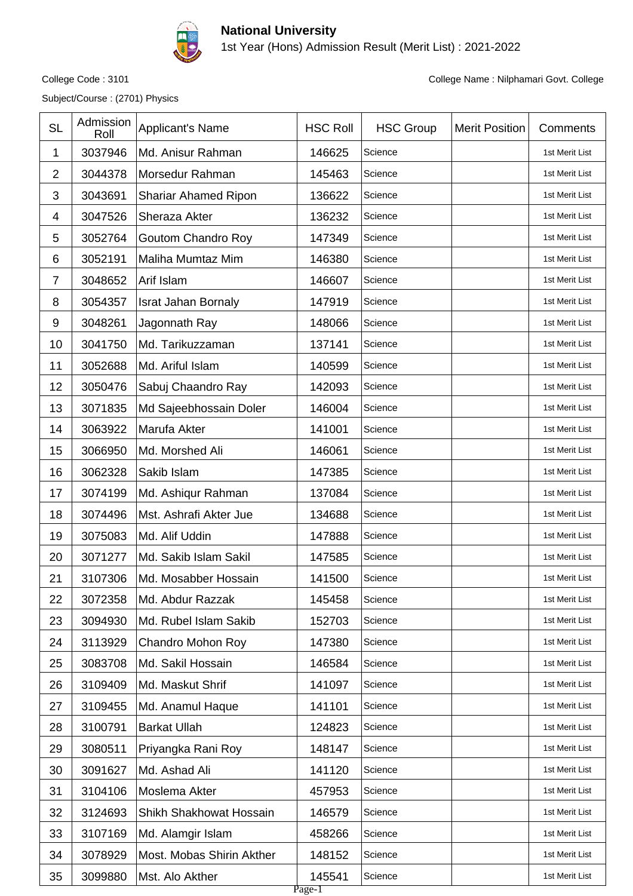# National University

1st Year (Hons) Admission Result (Merit List) : 2021-2022

College Code : 3101

College Name : Nilphamari Govt. College

Subject/Course : (2701) Physics

| SL | Admission Roll | Applicant's Name | HSC Roll | HSC Group | Merit Position | Comments |
|---|---|---|---|---|---|---|
| 1 | 3037946 | Md. Anisur Rahman | 146625 | Science | | 1st Merit List |
| 2 | 3044378 | Morsedur Rahman | 145463 | Science | | 1st Merit List |
| 3 | 3043691 | Shariar Ahamed Ripon | 136622 | Science | | 1st Merit List |
| 4 | 3047526 | Sheraza Akter | 136232 | Science | | 1st Merit List |
| 5 | 3052764 | Goutom Chandro Roy | 147349 | Science | | 1st Merit List |
| 6 | 3052191 | Maliha Mumtaz Mim | 146380 | Science | | 1st Merit List |
| 7 | 3048652 | Arif Islam | 146607 | Science | | 1st Merit List |
| 8 | 3054357 | Israt Jahan Bornaly | 147919 | Science | | 1st Merit List |
| 9 | 3048261 | Jagonnath Ray | 148066 | Science | | 1st Merit List |
| 10 | 3041750 | Md. Tarikuzzaman | 137141 | Science | | 1st Merit List |
| 11 | 3052688 | Md. Ariful Islam | 140599 | Science | | 1st Merit List |
| 12 | 3050476 | Sabuj Chaandro Ray | 142093 | Science | | 1st Merit List |
| 13 | 3071835 | Md Sajeebhossain Doler | 146004 | Science | | 1st Merit List |
| 14 | 3063922 | Marufa Akter | 141001 | Science | | 1st Merit List |
| 15 | 3066950 | Md. Morshed Ali | 146061 | Science | | 1st Merit List |
| 16 | 3062328 | Sakib Islam | 147385 | Science | | 1st Merit List |
| 17 | 3074199 | Md. Ashiqur Rahman | 137084 | Science | | 1st Merit List |
| 18 | 3074496 | Mst. Ashrafi Akter Jue | 134688 | Science | | 1st Merit List |
| 19 | 3075083 | Md. Alif Uddin | 147888 | Science | | 1st Merit List |
| 20 | 3071277 | Md. Sakib Islam Sakil | 147585 | Science | | 1st Merit List |
| 21 | 3107306 | Md. Mosabber Hossain | 141500 | Science | | 1st Merit List |
| 22 | 3072358 | Md. Abdur Razzak | 145458 | Science | | 1st Merit List |
| 23 | 3094930 | Md. Rubel Islam Sakib | 152703 | Science | | 1st Merit List |
| 24 | 3113929 | Chandro Mohon Roy | 147380 | Science | | 1st Merit List |
| 25 | 3083708 | Md. Sakil Hossain | 146584 | Science | | 1st Merit List |
| 26 | 3109409 | Md. Maskut Shrif | 141097 | Science | | 1st Merit List |
| 27 | 3109455 | Md. Anamul Haque | 141101 | Science | | 1st Merit List |
| 28 | 3100791 | Barkat Ullah | 124823 | Science | | 1st Merit List |
| 29 | 3080511 | Priyangka Rani Roy | 148147 | Science | | 1st Merit List |
| 30 | 3091627 | Md. Ashad Ali | 141120 | Science | | 1st Merit List |
| 31 | 3104106 | Moslema Akter | 457953 | Science | | 1st Merit List |
| 32 | 3124693 | Shikh Shakhowat Hossain | 146579 | Science | | 1st Merit List |
| 33 | 3107169 | Md. Alamgir Islam | 458266 | Science | | 1st Merit List |
| 34 | 3078929 | Most. Mobas Shirin Akther | 148152 | Science | | 1st Merit List |
| 35 | 3099880 | Mst. Alo Akther | 145541 | Science | | 1st Merit List |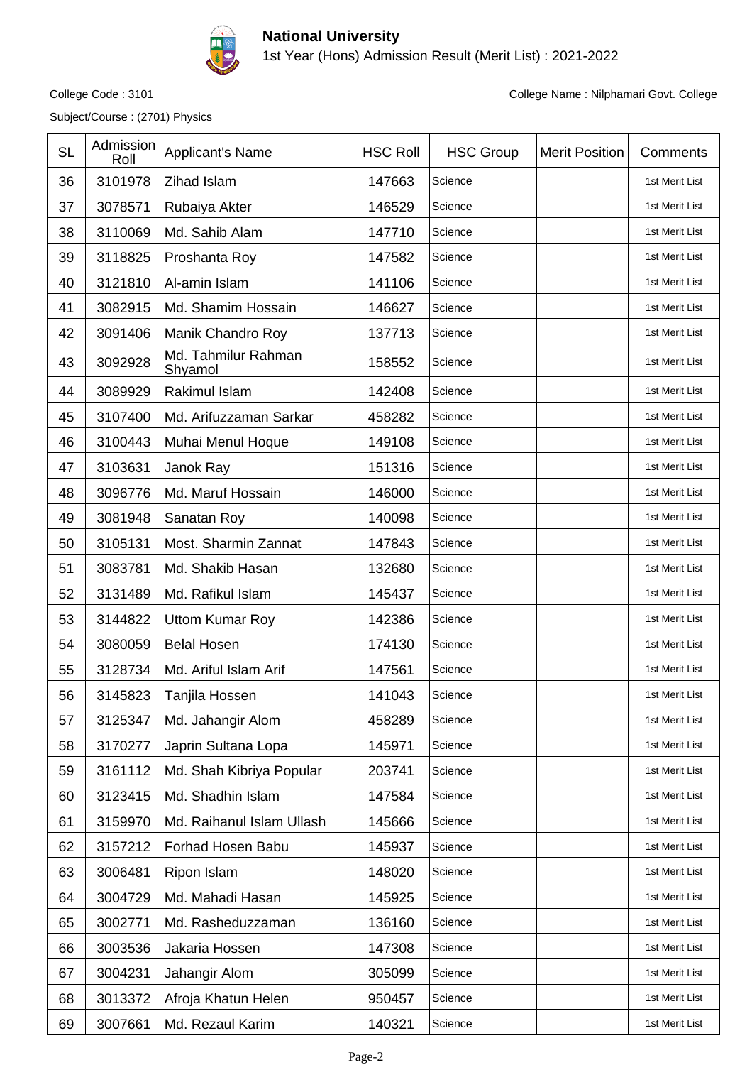**National University**

1st Year (Hons) Admission Result (Merit List) : 2021-2022

College Code : 3101

College Name : Nilphamari Govt. College

Subject/Course : (2701) Physics

| SL | Admission Roll | Applicant's Name | HSC Roll | HSC Group | Merit Position | Comments |
|---|---|---|---|---|---|---|
| 36 | 3101978 | Zihad Islam | 147663 | Science | | 1st Merit List |
| 37 | 3078571 | Rubaiya Akter | 146529 | Science | | 1st Merit List |
| 38 | 3110069 | Md. Sahib Alam | 147710 | Science | | 1st Merit List |
| 39 | 3118825 | Proshanta Roy | 147582 | Science | | 1st Merit List |
| 40 | 3121810 | Al-amin Islam | 141106 | Science | | 1st Merit List |
| 41 | 3082915 | Md. Shamim Hossain | 146627 | Science | | 1st Merit List |
| 42 | 3091406 | Manik Chandro Roy | 137713 | Science | | 1st Merit List |
| 43 | 3092928 | Md. Tahmilur Rahman Shyamol | 158552 | Science | | 1st Merit List |
| 44 | 3089929 | Rakimul Islam | 142408 | Science | | 1st Merit List |
| 45 | 3107400 | Md. Arifuzzaman Sarkar | 458282 | Science | | 1st Merit List |
| 46 | 3100443 | Muhai Menul Hoque | 149108 | Science | | 1st Merit List |
| 47 | 3103631 | Janok Ray | 151316 | Science | | 1st Merit List |
| 48 | 3096776 | Md. Maruf Hossain | 146000 | Science | | 1st Merit List |
| 49 | 3081948 | Sanatan Roy | 140098 | Science | | 1st Merit List |
| 50 | 3105131 | Most. Sharmin Zannat | 147843 | Science | | 1st Merit List |
| 51 | 3083781 | Md. Shakib Hasan | 132680 | Science | | 1st Merit List |
| 52 | 3131489 | Md. Rafikul Islam | 145437 | Science | | 1st Merit List |
| 53 | 3144822 | Uttom Kumar Roy | 142386 | Science | | 1st Merit List |
| 54 | 3080059 | Belal Hosen | 174130 | Science | | 1st Merit List |
| 55 | 3128734 | Md. Ariful Islam Arif | 147561 | Science | | 1st Merit List |
| 56 | 3145823 | Tanjila Hossen | 141043 | Science | | 1st Merit List |
| 57 | 3125347 | Md. Jahangir Alom | 458289 | Science | | 1st Merit List |
| 58 | 3170277 | Japrin Sultana Lopa | 145971 | Science | | 1st Merit List |
| 59 | 3161112 | Md. Shah Kibriya Popular | 203741 | Science | | 1st Merit List |
| 60 | 3123415 | Md. Shadhin Islam | 147584 | Science | | 1st Merit List |
| 61 | 3159970 | Md. Raihanul Islam Ullash | 145666 | Science | | 1st Merit List |
| 62 | 3157212 | Forhad Hosen Babu | 145937 | Science | | 1st Merit List |
| 63 | 3006481 | Ripon Islam | 148020 | Science | | 1st Merit List |
| 64 | 3004729 | Md. Mahadi Hasan | 145925 | Science | | 1st Merit List |
| 65 | 3002771 | Md. Rasheduzzaman | 136160 | Science | | 1st Merit List |
| 66 | 3003536 | Jakaria Hossen | 147308 | Science | | 1st Merit List |
| 67 | 3004231 | Jahangir Alom | 305099 | Science | | 1st Merit List |
| 68 | 3013372 | Afroja Khatun Helen | 950457 | Science | | 1st Merit List |
| 69 | 3007661 | Md. Rezaul Karim | 140321 | Science | | 1st Merit List |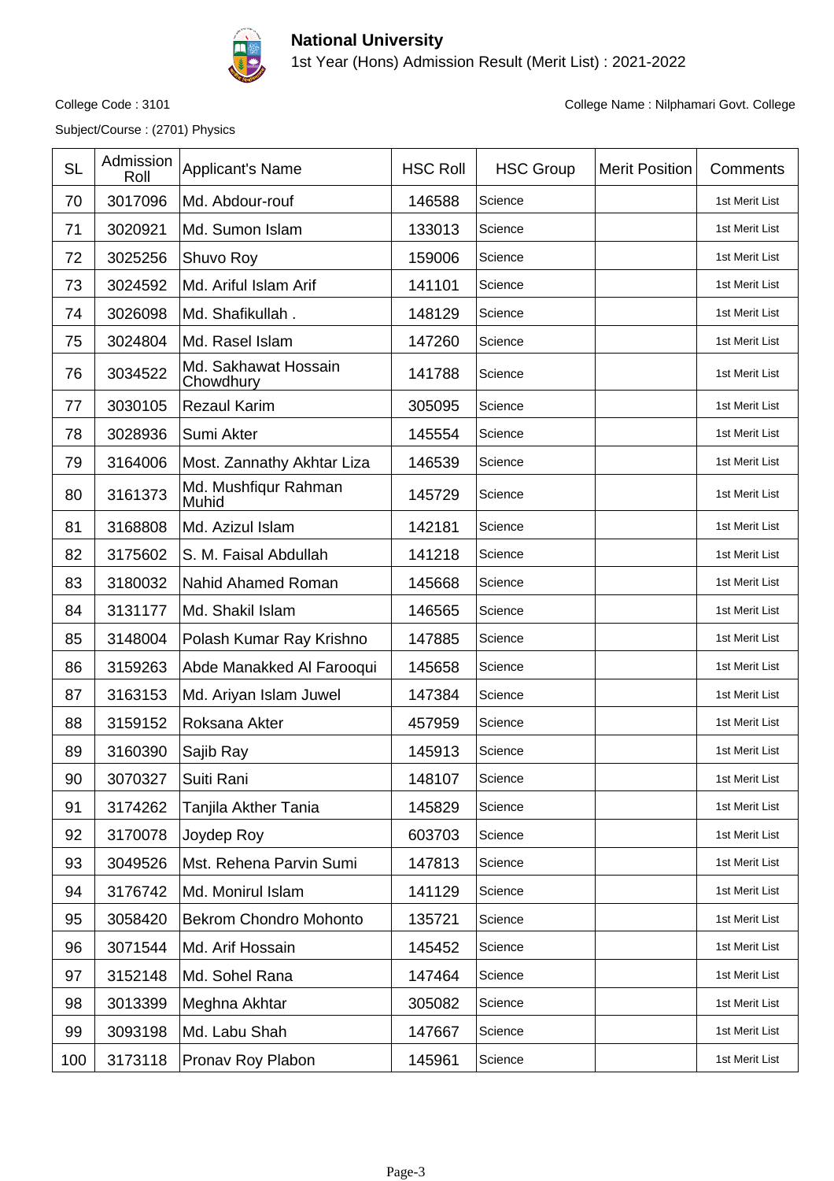# National University

1st Year (Hons) Admission Result (Merit List) : 2021-2022

College Code : 3101

College Name : Nilphamari Govt. College

Subject/Course : (2701) Physics

| SL | Admission Roll | Applicant's Name | HSC Roll | HSC Group | Merit Position | Comments |
|---|---|---|---|---|---|---|
| 70 | 3017096 | Md. Abdour-rouf | 146588 | Science | | 1st Merit List |
| 71 | 3020921 | Md. Sumon Islam | 133013 | Science | | 1st Merit List |
| 72 | 3025256 | Shuvo Roy | 159006 | Science | | 1st Merit List |
| 73 | 3024592 | Md. Ariful Islam Arif | 141101 | Science | | 1st Merit List |
| 74 | 3026098 | Md. Shafikullah . | 148129 | Science | | 1st Merit List |
| 75 | 3024804 | Md. Rasel Islam | 147260 | Science | | 1st Merit List |
| 76 | 3034522 | Md. Sakhawat Hossain Chowdhury | 141788 | Science | | 1st Merit List |
| 77 | 3030105 | Rezaul Karim | 305095 | Science | | 1st Merit List |
| 78 | 3028936 | Sumi Akter | 145554 | Science | | 1st Merit List |
| 79 | 3164006 | Most. Zannathy Akhtar Liza | 146539 | Science | | 1st Merit List |
| 80 | 3161373 | Md. Mushfiqur Rahman Muhid | 145729 | Science | | 1st Merit List |
| 81 | 3168808 | Md. Azizul Islam | 142181 | Science | | 1st Merit List |
| 82 | 3175602 | S. M. Faisal Abdullah | 141218 | Science | | 1st Merit List |
| 83 | 3180032 | Nahid Ahamed Roman | 145668 | Science | | 1st Merit List |
| 84 | 3131177 | Md. Shakil Islam | 146565 | Science | | 1st Merit List |
| 85 | 3148004 | Polash Kumar Ray Krishno | 147885 | Science | | 1st Merit List |
| 86 | 3159263 | Abde Manakked Al Farooqui | 145658 | Science | | 1st Merit List |
| 87 | 3163153 | Md. Ariyan Islam Juwel | 147384 | Science | | 1st Merit List |
| 88 | 3159152 | Roksana Akter | 457959 | Science | | 1st Merit List |
| 89 | 3160390 | Sajib Ray | 145913 | Science | | 1st Merit List |
| 90 | 3070327 | Suiti Rani | 148107 | Science | | 1st Merit List |
| 91 | 3174262 | Tanjila Akther Tania | 145829 | Science | | 1st Merit List |
| 92 | 3170078 | Joydep Roy | 603703 | Science | | 1st Merit List |
| 93 | 3049526 | Mst. Rehena Parvin Sumi | 147813 | Science | | 1st Merit List |
| 94 | 3176742 | Md. Monirul Islam | 141129 | Science | | 1st Merit List |
| 95 | 3058420 | Bekrom Chondro Mohonto | 135721 | Science | | 1st Merit List |
| 96 | 3071544 | Md. Arif Hossain | 145452 | Science | | 1st Merit List |
| 97 | 3152148 | Md. Sohel Rana | 147464 | Science | | 1st Merit List |
| 98 | 3013399 | Meghna Akhtar | 305082 | Science | | 1st Merit List |
| 99 | 3093198 | Md. Labu Shah | 147667 | Science | | 1st Merit List |
| 100 | 3173118 | Pronav Roy Plabon | 145961 | Science | | 1st Merit List |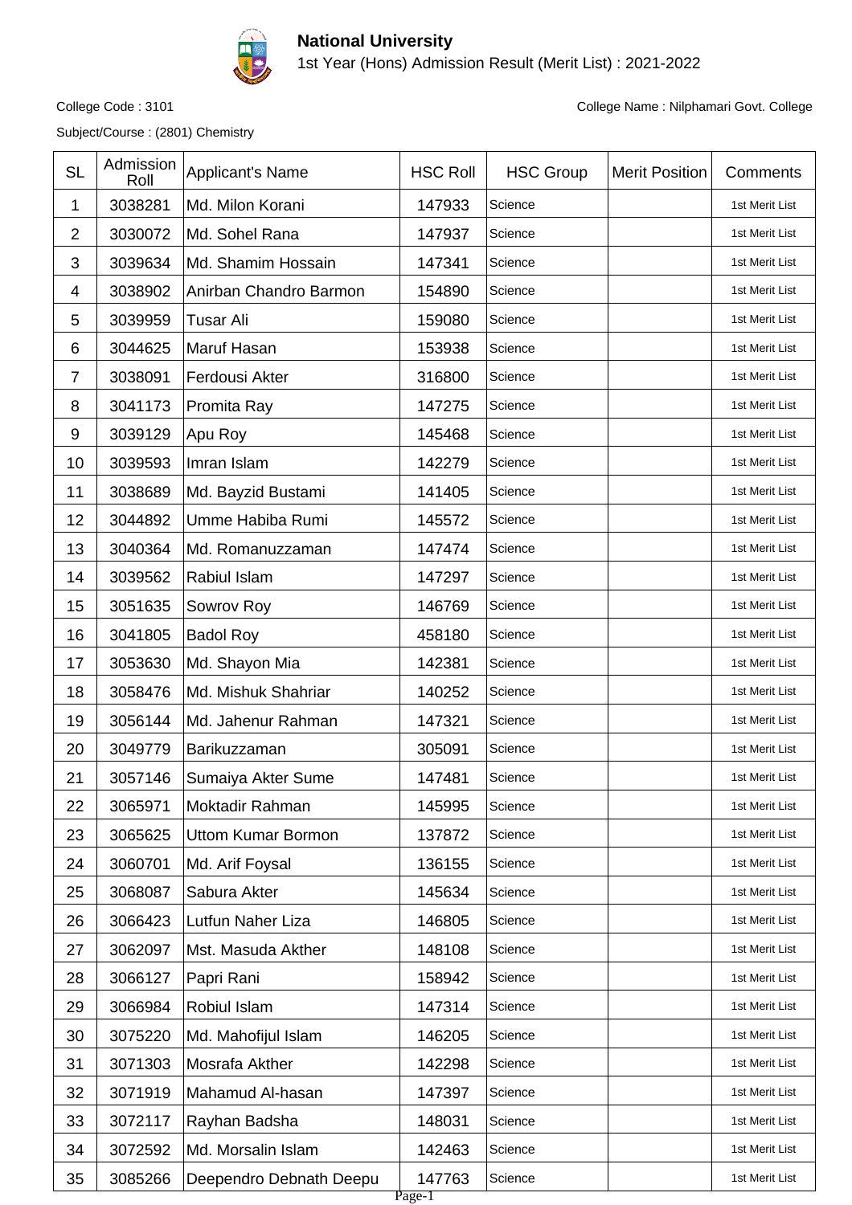# National University

1st Year (Hons) Admission Result (Merit List) : 2021-2022

College Code : 3101

College Name : Nilphamari Govt. College

Subject/Course : (2801) Chemistry

| SL | Admission Roll | Applicant's Name | HSC Roll | HSC Group | Merit Position | Comments |
|---|---|---|---|---|---|---|
| 1 | 3038281 | Md. Milon Korani | 147933 | Science | | 1st Merit List |
| 2 | 3030072 | Md. Sohel Rana | 147937 | Science | | 1st Merit List |
| 3 | 3039634 | Md. Shamim Hossain | 147341 | Science | | 1st Merit List |
| 4 | 3038902 | Anirban Chandro Barmon | 154890 | Science | | 1st Merit List |
| 5 | 3039959 | Tusar Ali | 159080 | Science | | 1st Merit List |
| 6 | 3044625 | Maruf Hasan | 153938 | Science | | 1st Merit List |
| 7 | 3038091 | Ferdousi Akter | 316800 | Science | | 1st Merit List |
| 8 | 3041173 | Promita Ray | 147275 | Science | | 1st Merit List |
| 9 | 3039129 | Apu Roy | 145468 | Science | | 1st Merit List |
| 10 | 3039593 | Imran Islam | 142279 | Science | | 1st Merit List |
| 11 | 3038689 | Md. Bayzid Bustami | 141405 | Science | | 1st Merit List |
| 12 | 3044892 | Umme Habiba Rumi | 145572 | Science | | 1st Merit List |
| 13 | 3040364 | Md. Romanuzzaman | 147474 | Science | | 1st Merit List |
| 14 | 3039562 | Rabiul Islam | 147297 | Science | | 1st Merit List |
| 15 | 3051635 | Sowrov Roy | 146769 | Science | | 1st Merit List |
| 16 | 3041805 | Badol Roy | 458180 | Science | | 1st Merit List |
| 17 | 3053630 | Md. Shayon Mia | 142381 | Science | | 1st Merit List |
| 18 | 3058476 | Md. Mishuk Shahriar | 140252 | Science | | 1st Merit List |
| 19 | 3056144 | Md. Jahenur Rahman | 147321 | Science | | 1st Merit List |
| 20 | 3049779 | Barikuzzaman | 305091 | Science | | 1st Merit List |
| 21 | 3057146 | Sumaiya Akter Sume | 147481 | Science | | 1st Merit List |
| 22 | 3065971 | Moktadir Rahman | 145995 | Science | | 1st Merit List |
| 23 | 3065625 | Uttom Kumar Bormon | 137872 | Science | | 1st Merit List |
| 24 | 3060701 | Md. Arif Foysal | 136155 | Science | | 1st Merit List |
| 25 | 3068087 | Sabura Akter | 145634 | Science | | 1st Merit List |
| 26 | 3066423 | Lutfun Naher Liza | 146805 | Science | | 1st Merit List |
| 27 | 3062097 | Mst. Masuda Akther | 148108 | Science | | 1st Merit List |
| 28 | 3066127 | Papri Rani | 158942 | Science | | 1st Merit List |
| 29 | 3066984 | Robiul Islam | 147314 | Science | | 1st Merit List |
| 30 | 3075220 | Md. Mahofijul Islam | 146205 | Science | | 1st Merit List |
| 31 | 3071303 | Mosrafa Akther | 142298 | Science | | 1st Merit List |
| 32 | 3071919 | Mahamud Al-hasan | 147397 | Science | | 1st Merit List |
| 33 | 3072117 | Rayhan Badsha | 148031 | Science | | 1st Merit List |
| 34 | 3072592 | Md. Morsalin Islam | 142463 | Science | | 1st Merit List |
| 35 | 3085266 | Deependro Debnath Deepu | 147763 | Science | | 1st Merit List |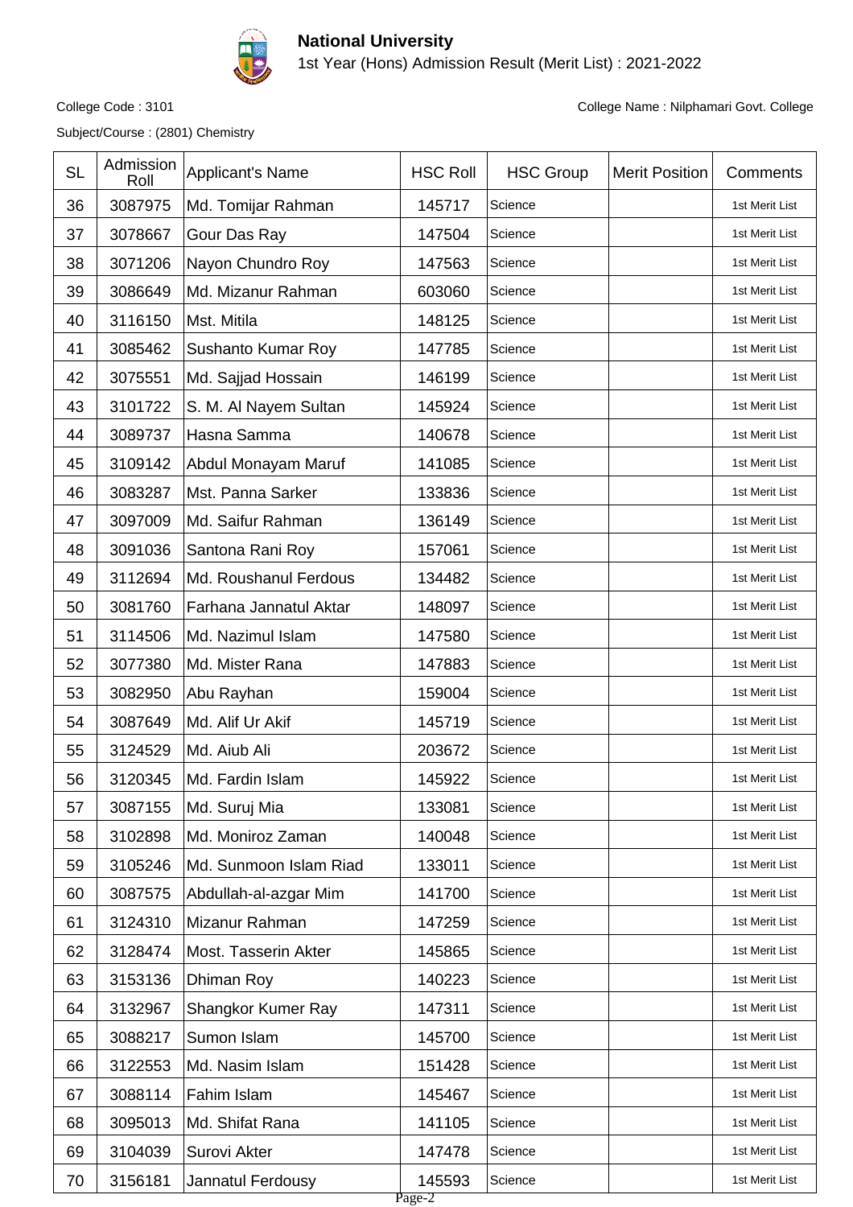**National University**

1st Year (Hons) Admission Result (Merit List) : 2021-2022

College Code : 3101

College Name : Nilphamari Govt. College

Subject/Course : (2801) Chemistry

| SL | Admission Roll | Applicant's Name | HSC Roll | HSC Group | Merit Position | Comments |
|---|---|---|---|---|---|---|
| 36 | 3087975 | Md. Tomijar Rahman | 145717 | Science | | 1st Merit List |
| 37 | 3078667 | Gour Das Ray | 147504 | Science | | 1st Merit List |
| 38 | 3071206 | Nayon Chundro Roy | 147563 | Science | | 1st Merit List |
| 39 | 3086649 | Md. Mizanur Rahman | 603060 | Science | | 1st Merit List |
| 40 | 3116150 | Mst. Mitila | 148125 | Science | | 1st Merit List |
| 41 | 3085462 | Sushanto Kumar Roy | 147785 | Science | | 1st Merit List |
| 42 | 3075551 | Md. Sajjad Hossain | 146199 | Science | | 1st Merit List |
| 43 | 3101722 | S. M. Al Nayem Sultan | 145924 | Science | | 1st Merit List |
| 44 | 3089737 | Hasna Samma | 140678 | Science | | 1st Merit List |
| 45 | 3109142 | Abdul Monayam Maruf | 141085 | Science | | 1st Merit List |
| 46 | 3083287 | Mst. Panna Sarker | 133836 | Science | | 1st Merit List |
| 47 | 3097009 | Md. Saifur Rahman | 136149 | Science | | 1st Merit List |
| 48 | 3091036 | Santona Rani Roy | 157061 | Science | | 1st Merit List |
| 49 | 3112694 | Md. Roushanul Ferdous | 134482 | Science | | 1st Merit List |
| 50 | 3081760 | Farhana Jannatul Aktar | 148097 | Science | | 1st Merit List |
| 51 | 3114506 | Md. Nazimul Islam | 147580 | Science | | 1st Merit List |
| 52 | 3077380 | Md. Mister Rana | 147883 | Science | | 1st Merit List |
| 53 | 3082950 | Abu Rayhan | 159004 | Science | | 1st Merit List |
| 54 | 3087649 | Md. Alif Ur Akif | 145719 | Science | | 1st Merit List |
| 55 | 3124529 | Md. Aiub Ali | 203672 | Science | | 1st Merit List |
| 56 | 3120345 | Md. Fardin Islam | 145922 | Science | | 1st Merit List |
| 57 | 3087155 | Md. Suruj Mia | 133081 | Science | | 1st Merit List |
| 58 | 3102898 | Md. Moniroz Zaman | 140048 | Science | | 1st Merit List |
| 59 | 3105246 | Md. Sunmoon Islam Riad | 133011 | Science | | 1st Merit List |
| 60 | 3087575 | Abdullah-al-azgar Mim | 141700 | Science | | 1st Merit List |
| 61 | 3124310 | Mizanur Rahman | 147259 | Science | | 1st Merit List |
| 62 | 3128474 | Most. Tasserin Akter | 145865 | Science | | 1st Merit List |
| 63 | 3153136 | Dhiman Roy | 140223 | Science | | 1st Merit List |
| 64 | 3132967 | Shangkor Kumer Ray | 147311 | Science | | 1st Merit List |
| 65 | 3088217 | Sumon Islam | 145700 | Science | | 1st Merit List |
| 66 | 3122553 | Md. Nasim Islam | 151428 | Science | | 1st Merit List |
| 67 | 3088114 | Fahim Islam | 145467 | Science | | 1st Merit List |
| 68 | 3095013 | Md. Shifat Rana | 141105 | Science | | 1st Merit List |
| 69 | 3104039 | Surovi Akter | 147478 | Science | | 1st Merit List |
| 70 | 3156181 | Jannatul Ferdousy | 145593 | Science | | 1st Merit List |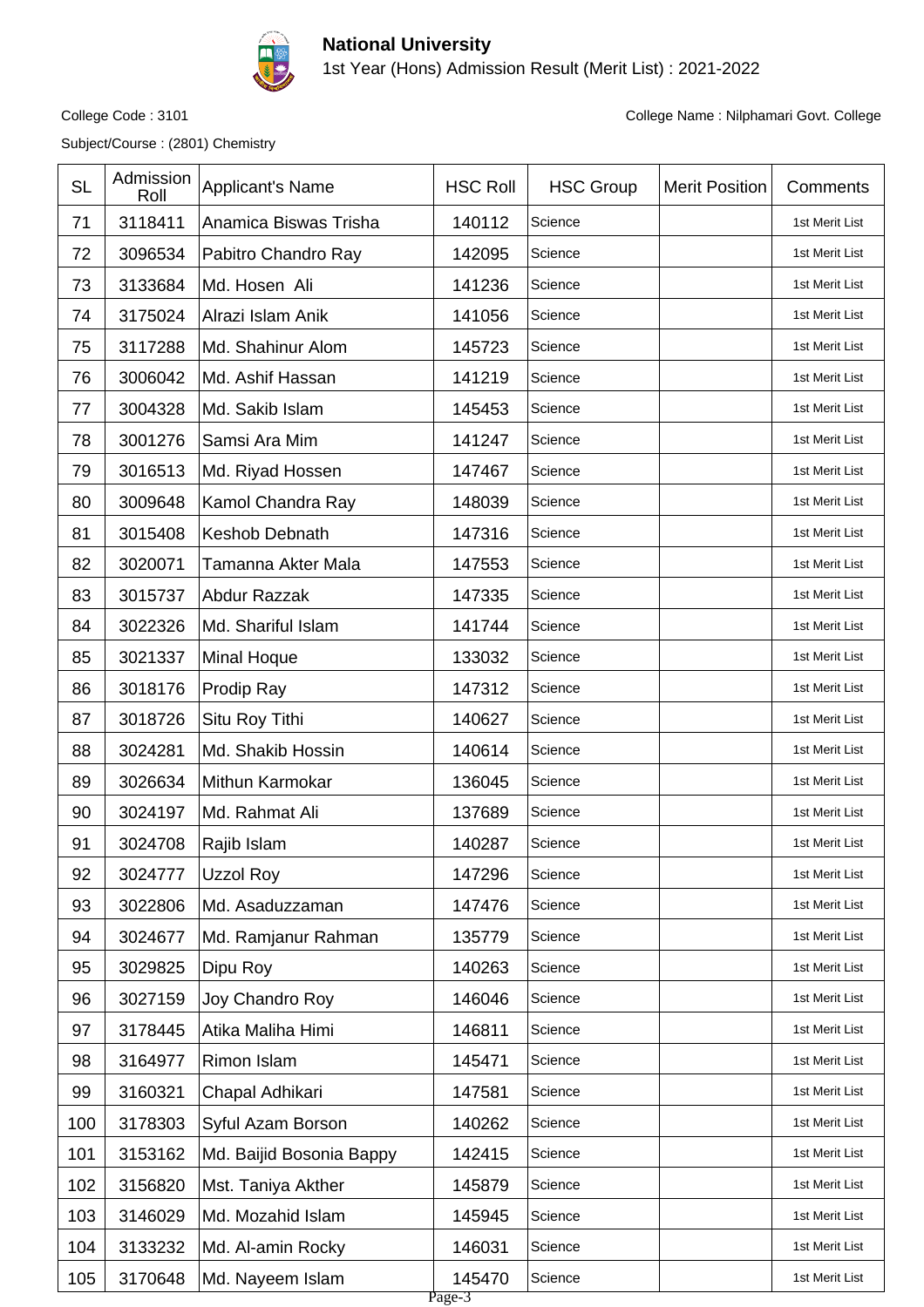# National University

1st Year (Hons) Admission Result (Merit List) : 2021-2022

College Code : 3101

College Name : Nilphamari Govt. College

Subject/Course : (2801) Chemistry

| SL | Admission Roll | Applicant's Name | HSC Roll | HSC Group | Merit Position | Comments |
|---|---|---|---|---|---|---|
| 71 | 3118411 | Anamica Biswas Trisha | 140112 | Science | | 1st Merit List |
| 72 | 3096534 | Pabitro Chandro Ray | 142095 | Science | | 1st Merit List |
| 73 | 3133684 | Md. Hosen Ali | 141236 | Science | | 1st Merit List |
| 74 | 3175024 | Alrazi Islam Anik | 141056 | Science | | 1st Merit List |
| 75 | 3117288 | Md. Shahinur Alom | 145723 | Science | | 1st Merit List |
| 76 | 3006042 | Md. Ashif Hassan | 141219 | Science | | 1st Merit List |
| 77 | 3004328 | Md. Sakib Islam | 145453 | Science | | 1st Merit List |
| 78 | 3001276 | Samsi Ara Mim | 141247 | Science | | 1st Merit List |
| 79 | 3016513 | Md. Riyad Hossen | 147467 | Science | | 1st Merit List |
| 80 | 3009648 | Kamol Chandra Ray | 148039 | Science | | 1st Merit List |
| 81 | 3015408 | Keshob Debnath | 147316 | Science | | 1st Merit List |
| 82 | 3020071 | Tamanna Akter Mala | 147553 | Science | | 1st Merit List |
| 83 | 3015737 | Abdur Razzak | 147335 | Science | | 1st Merit List |
| 84 | 3022326 | Md. Shariful Islam | 141744 | Science | | 1st Merit List |
| 85 | 3021337 | Minal Hoque | 133032 | Science | | 1st Merit List |
| 86 | 3018176 | Prodip Ray | 147312 | Science | | 1st Merit List |
| 87 | 3018726 | Situ Roy Tithi | 140627 | Science | | 1st Merit List |
| 88 | 3024281 | Md. Shakib Hossin | 140614 | Science | | 1st Merit List |
| 89 | 3026634 | Mithun Karmokar | 136045 | Science | | 1st Merit List |
| 90 | 3024197 | Md. Rahmat Ali | 137689 | Science | | 1st Merit List |
| 91 | 3024708 | Rajib Islam | 140287 | Science | | 1st Merit List |
| 92 | 3024777 | Uzzol Roy | 147296 | Science | | 1st Merit List |
| 93 | 3022806 | Md. Asaduzzaman | 147476 | Science | | 1st Merit List |
| 94 | 3024677 | Md. Ramjanur Rahman | 135779 | Science | | 1st Merit List |
| 95 | 3029825 | Dipu Roy | 140263 | Science | | 1st Merit List |
| 96 | 3027159 | Joy Chandro Roy | 146046 | Science | | 1st Merit List |
| 97 | 3178445 | Atika Maliha Himi | 146811 | Science | | 1st Merit List |
| 98 | 3164977 | Rimon Islam | 145471 | Science | | 1st Merit List |
| 99 | 3160321 | Chapal Adhikari | 147581 | Science | | 1st Merit List |
| 100 | 3178303 | Syful Azam Borson | 140262 | Science | | 1st Merit List |
| 101 | 3153162 | Md. Baijid Bosonia Bappy | 142415 | Science | | 1st Merit List |
| 102 | 3156820 | Mst. Taniya Akther | 145879 | Science | | 1st Merit List |
| 103 | 3146029 | Md. Mozahid Islam | 145945 | Science | | 1st Merit List |
| 104 | 3133232 | Md. Al-amin Rocky | 146031 | Science | | 1st Merit List |
| 105 | 3170648 | Md. Nayeem Islam | 145470 | Science | | 1st Merit List |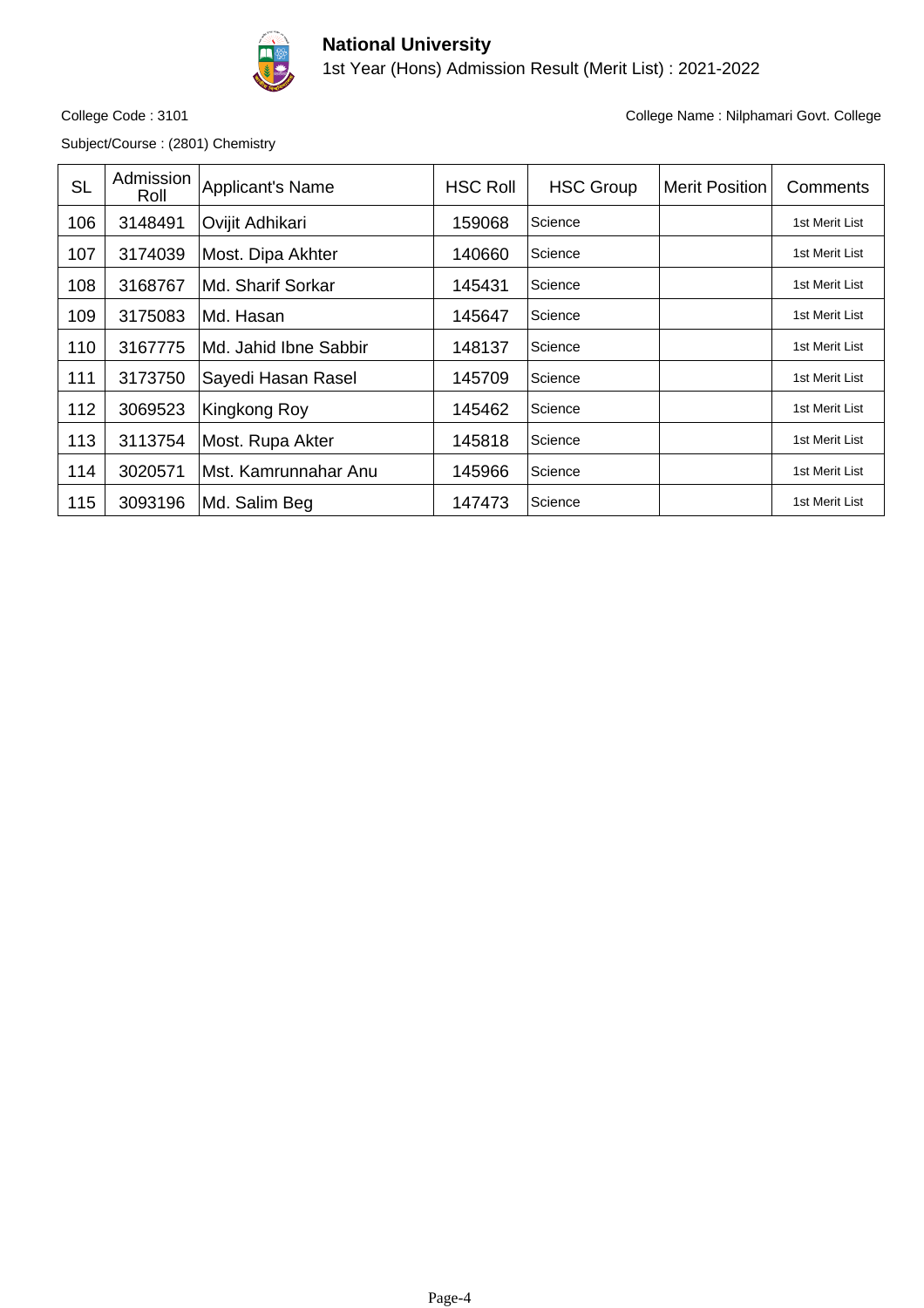# National University

1st Year (Hons) Admission Result (Merit List) : 2021-2022

College Code : 3101

College Name : Nilphamari Govt. College

Subject/Course : (2801) Chemistry

| SL | Admission Roll | Applicant's Name | HSC Roll | HSC Group | Merit Position | Comments |
|---|---|---|---|---|---|---|
| 106 | 3148491 | Ovijit Adhikari | 159068 | Science | | 1st Merit List |
| 107 | 3174039 | Most. Dipa Akhter | 140660 | Science | | 1st Merit List |
| 108 | 3168767 | Md. Sharif Sorkar | 145431 | Science | | 1st Merit List |
| 109 | 3175083 | Md. Hasan | 145647 | Science | | 1st Merit List |
| 110 | 3167775 | Md. Jahid Ibne Sabbir | 148137 | Science | | 1st Merit List |
| 111 | 3173750 | Sayedi Hasan Rasel | 145709 | Science | | 1st Merit List |
| 112 | 3069523 | Kingkong Roy | 145462 | Science | | 1st Merit List |
| 113 | 3113754 | Most. Rupa Akter | 145818 | Science | | 1st Merit List |
| 114 | 3020571 | Mst. Kamrunnahar Anu | 145966 | Science | | 1st Merit List |
| 115 | 3093196 | Md. Salim Beg | 147473 | Science | | 1st Merit List |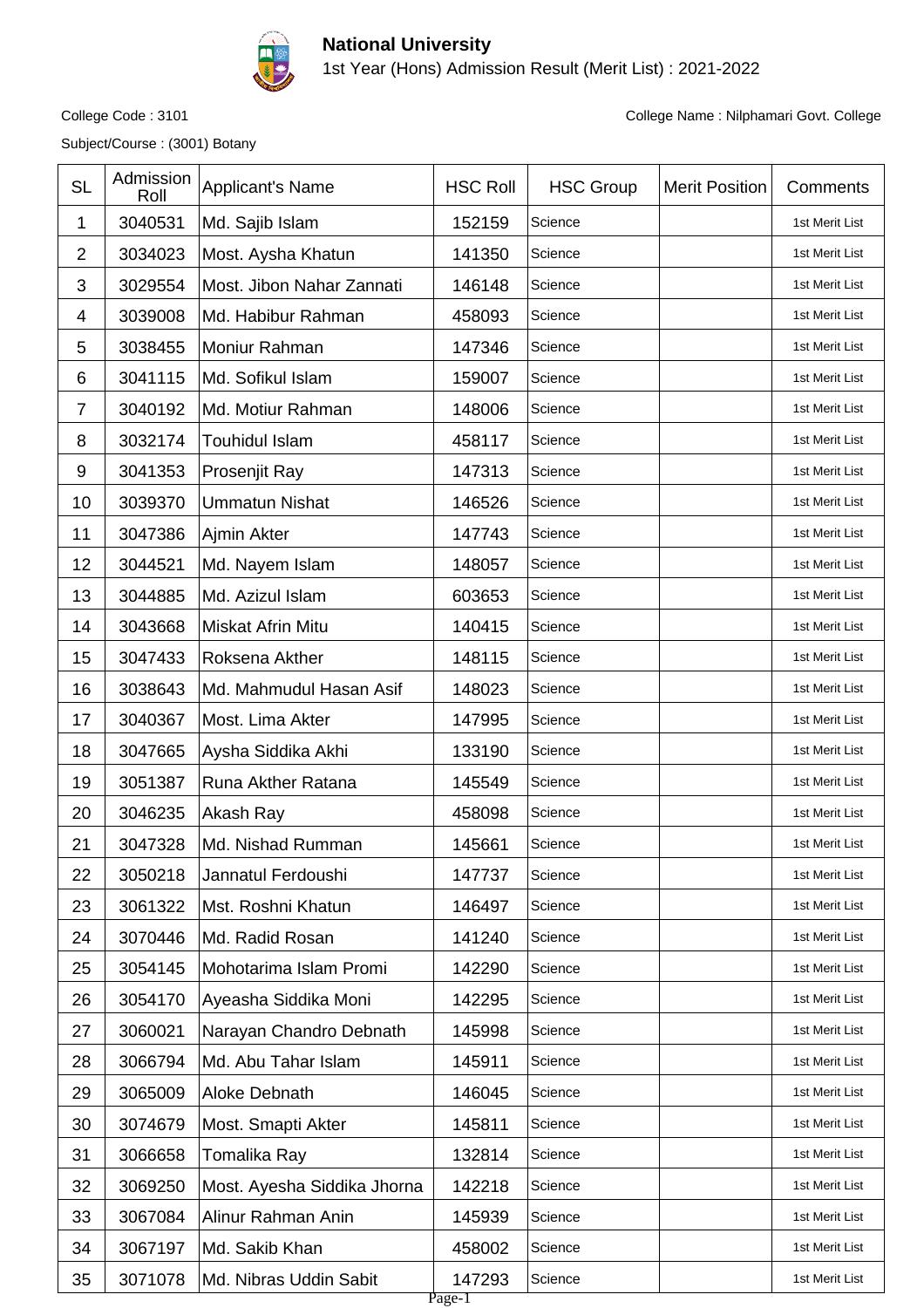# National University

1st Year (Hons) Admission Result (Merit List) : 2021-2022

College Code : 3101

College Name : Nilphamari Govt. College

Subject/Course : (3001) Botany

| SL | Admission Roll | Applicant's Name | HSC Roll | HSC Group | Merit Position | Comments |
|---|---|---|---|---|---|---|
| 1 | 3040531 | Md. Sajib Islam | 152159 | Science | | 1st Merit List |
| 2 | 3034023 | Most. Aysha Khatun | 141350 | Science | | 1st Merit List |
| 3 | 3029554 | Most. Jibon Nahar Zannati | 146148 | Science | | 1st Merit List |
| 4 | 3039008 | Md. Habibur Rahman | 458093 | Science | | 1st Merit List |
| 5 | 3038455 | Moniur Rahman | 147346 | Science | | 1st Merit List |
| 6 | 3041115 | Md. Sofikul Islam | 159007 | Science | | 1st Merit List |
| 7 | 3040192 | Md. Motiur Rahman | 148006 | Science | | 1st Merit List |
| 8 | 3032174 | Touhidul Islam | 458117 | Science | | 1st Merit List |
| 9 | 3041353 | Prosenjit Ray | 147313 | Science | | 1st Merit List |
| 10 | 3039370 | Ummatun Nishat | 146526 | Science | | 1st Merit List |
| 11 | 3047386 | Ajmin Akter | 147743 | Science | | 1st Merit List |
| 12 | 3044521 | Md. Nayem Islam | 148057 | Science | | 1st Merit List |
| 13 | 3044885 | Md. Azizul Islam | 603653 | Science | | 1st Merit List |
| 14 | 3043668 | Miskat Afrin Mitu | 140415 | Science | | 1st Merit List |
| 15 | 3047433 | Roksena Akther | 148115 | Science | | 1st Merit List |
| 16 | 3038643 | Md. Mahmudul Hasan Asif | 148023 | Science | | 1st Merit List |
| 17 | 3040367 | Most. Lima Akter | 147995 | Science | | 1st Merit List |
| 18 | 3047665 | Aysha Siddika Akhi | 133190 | Science | | 1st Merit List |
| 19 | 3051387 | Runa Akther Ratana | 145549 | Science | | 1st Merit List |
| 20 | 3046235 | Akash Ray | 458098 | Science | | 1st Merit List |
| 21 | 3047328 | Md. Nishad Rumman | 145661 | Science | | 1st Merit List |
| 22 | 3050218 | Jannatul Ferdoushi | 147737 | Science | | 1st Merit List |
| 23 | 3061322 | Mst. Roshni Khatun | 146497 | Science | | 1st Merit List |
| 24 | 3070446 | Md. Radid Rosan | 141240 | Science | | 1st Merit List |
| 25 | 3054145 | Mohotarima Islam Promi | 142290 | Science | | 1st Merit List |
| 26 | 3054170 | Ayeasha Siddika Moni | 142295 | Science | | 1st Merit List |
| 27 | 3060021 | Narayan Chandro Debnath | 145998 | Science | | 1st Merit List |
| 28 | 3066794 | Md. Abu Tahar Islam | 145911 | Science | | 1st Merit List |
| 29 | 3065009 | Aloke Debnath | 146045 | Science | | 1st Merit List |
| 30 | 3074679 | Most. Smapti Akter | 145811 | Science | | 1st Merit List |
| 31 | 3066658 | Tomalika Ray | 132814 | Science | | 1st Merit List |
| 32 | 3069250 | Most. Ayesha Siddika Jhorna | 142218 | Science | | 1st Merit List |
| 33 | 3067084 | Alinur Rahman Anin | 145939 | Science | | 1st Merit List |
| 34 | 3067197 | Md. Sakib Khan | 458002 | Science | | 1st Merit List |
| 35 | 3071078 | Md. Nibras Uddin Sabit | 147293 | Science | | 1st Merit List |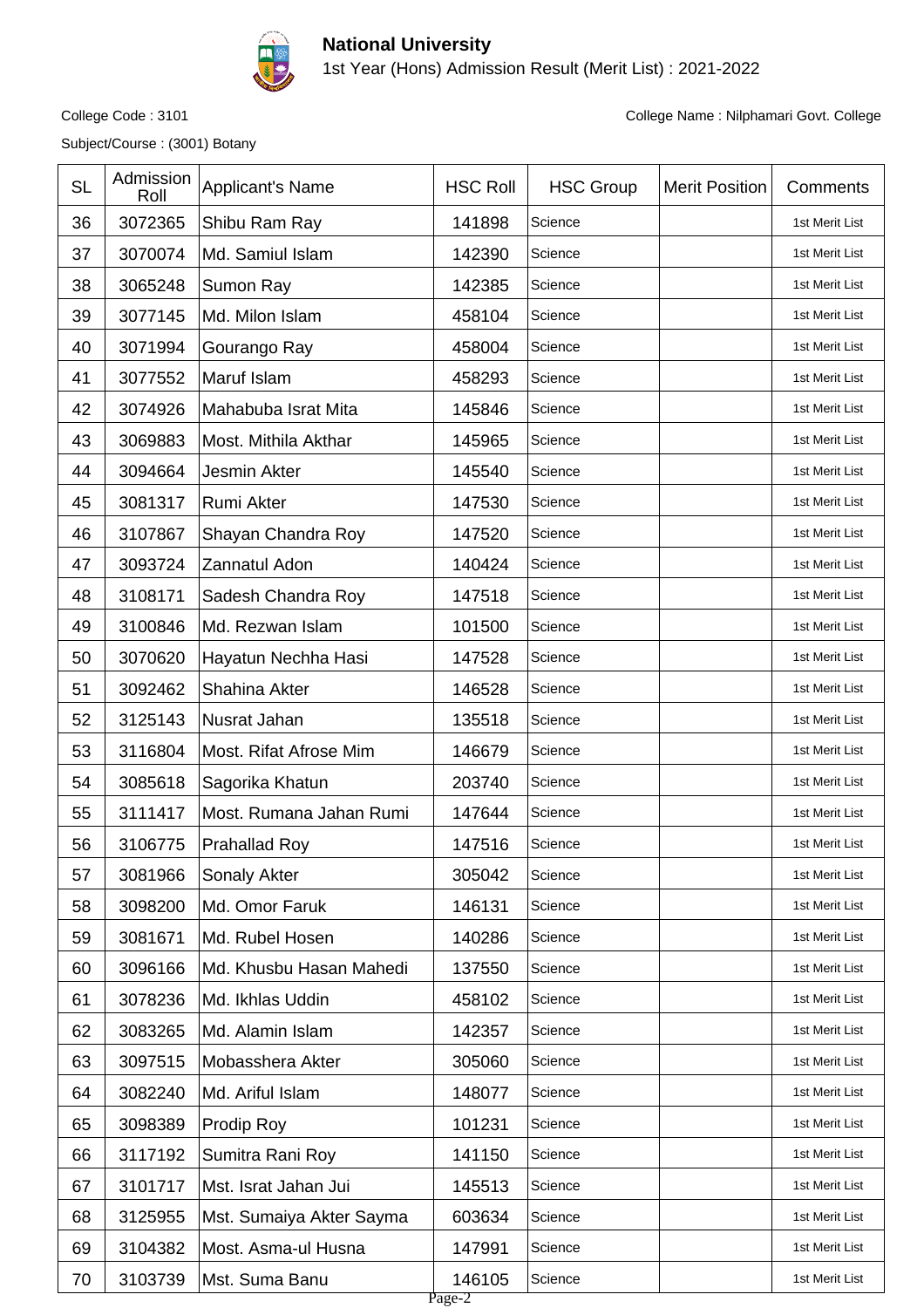**National University**

1st Year (Hons) Admission Result (Merit List) : 2021-2022

College Code : 3101

College Name : Nilphamari Govt. College

Subject/Course : (3001) Botany

| SL | Admission Roll | Applicant's Name | HSC Roll | HSC Group | Merit Position | Comments |
|---|---|---|---|---|---|---|
| 36 | 3072365 | Shibu Ram Ray | 141898 | Science | | 1st Merit List |
| 37 | 3070074 | Md. Samiul Islam | 142390 | Science | | 1st Merit List |
| 38 | 3065248 | Sumon Ray | 142385 | Science | | 1st Merit List |
| 39 | 3077145 | Md. Milon Islam | 458104 | Science | | 1st Merit List |
| 40 | 3071994 | Gourango Ray | 458004 | Science | | 1st Merit List |
| 41 | 3077552 | Maruf Islam | 458293 | Science | | 1st Merit List |
| 42 | 3074926 | Mahabuba Israt Mita | 145846 | Science | | 1st Merit List |
| 43 | 3069883 | Most. Mithila Akthar | 145965 | Science | | 1st Merit List |
| 44 | 3094664 | Jesmin Akter | 145540 | Science | | 1st Merit List |
| 45 | 3081317 | Rumi Akter | 147530 | Science | | 1st Merit List |
| 46 | 3107867 | Shayan Chandra Roy | 147520 | Science | | 1st Merit List |
| 47 | 3093724 | Zannatul Adon | 140424 | Science | | 1st Merit List |
| 48 | 3108171 | Sadesh Chandra Roy | 147518 | Science | | 1st Merit List |
| 49 | 3100846 | Md. Rezwan Islam | 101500 | Science | | 1st Merit List |
| 50 | 3070620 | Hayatun Nechha Hasi | 147528 | Science | | 1st Merit List |
| 51 | 3092462 | Shahina Akter | 146528 | Science | | 1st Merit List |
| 52 | 3125143 | Nusrat Jahan | 135518 | Science | | 1st Merit List |
| 53 | 3116804 | Most. Rifat Afrose Mim | 146679 | Science | | 1st Merit List |
| 54 | 3085618 | Sagorika Khatun | 203740 | Science | | 1st Merit List |
| 55 | 3111417 | Most. Rumana Jahan Rumi | 147644 | Science | | 1st Merit List |
| 56 | 3106775 | Prahallad Roy | 147516 | Science | | 1st Merit List |
| 57 | 3081966 | Sonaly Akter | 305042 | Science | | 1st Merit List |
| 58 | 3098200 | Md. Omor Faruk | 146131 | Science | | 1st Merit List |
| 59 | 3081671 | Md. Rubel Hosen | 140286 | Science | | 1st Merit List |
| 60 | 3096166 | Md. Khusbu Hasan Mahedi | 137550 | Science | | 1st Merit List |
| 61 | 3078236 | Md. Ikhlas Uddin | 458102 | Science | | 1st Merit List |
| 62 | 3083265 | Md. Alamin Islam | 142357 | Science | | 1st Merit List |
| 63 | 3097515 | Mobasshera Akter | 305060 | Science | | 1st Merit List |
| 64 | 3082240 | Md. Ariful Islam | 148077 | Science | | 1st Merit List |
| 65 | 3098389 | Prodip Roy | 101231 | Science | | 1st Merit List |
| 66 | 3117192 | Sumitra Rani Roy | 141150 | Science | | 1st Merit List |
| 67 | 3101717 | Mst. Israt Jahan Jui | 145513 | Science | | 1st Merit List |
| 68 | 3125955 | Mst. Sumaiya Akter Sayma | 603634 | Science | | 1st Merit List |
| 69 | 3104382 | Most. Asma-ul Husna | 147991 | Science | | 1st Merit List |
| 70 | 3103739 | Mst. Suma Banu | 146105 | Science | | 1st Merit List |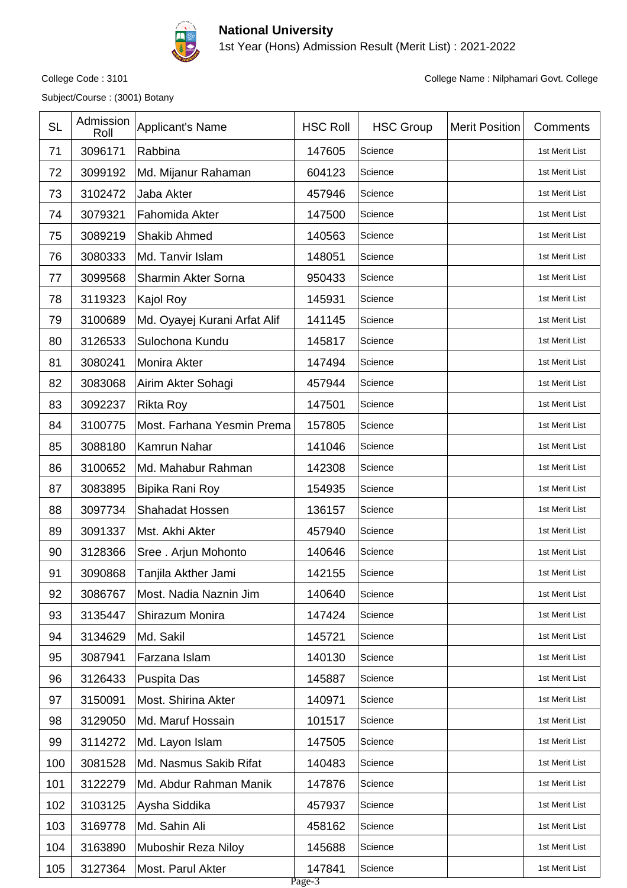**National University**

1st Year (Hons) Admission Result (Merit List) : 2021-2022

College Code : 3101

College Name : Nilphamari Govt. College

Subject/Course : (3001) Botany

| SL | Admission Roll | Applicant's Name | HSC Roll | HSC Group | Merit Position | Comments |
|---|---|---|---|---|---|---|
| 71 | 3096171 | Rabbina | 147605 | Science | | 1st Merit List |
| 72 | 3099192 | Md. Mijanur Rahaman | 604123 | Science | | 1st Merit List |
| 73 | 3102472 | Jaba Akter | 457946 | Science | | 1st Merit List |
| 74 | 3079321 | Fahomida Akter | 147500 | Science | | 1st Merit List |
| 75 | 3089219 | Shakib Ahmed | 140563 | Science | | 1st Merit List |
| 76 | 3080333 | Md. Tanvir Islam | 148051 | Science | | 1st Merit List |
| 77 | 3099568 | Sharmin Akter Sorna | 950433 | Science | | 1st Merit List |
| 78 | 3119323 | Kajol Roy | 145931 | Science | | 1st Merit List |
| 79 | 3100689 | Md. Oyayej Kurani Arfat Alif | 141145 | Science | | 1st Merit List |
| 80 | 3126533 | Sulochona Kundu | 145817 | Science | | 1st Merit List |
| 81 | 3080241 | Monira Akter | 147494 | Science | | 1st Merit List |
| 82 | 3083068 | Airim Akter Sohagi | 457944 | Science | | 1st Merit List |
| 83 | 3092237 | Rikta Roy | 147501 | Science | | 1st Merit List |
| 84 | 3100775 | Most. Farhana Yesmin Prema | 157805 | Science | | 1st Merit List |
| 85 | 3088180 | Kamrun Nahar | 141046 | Science | | 1st Merit List |
| 86 | 3100652 | Md. Mahabur Rahman | 142308 | Science | | 1st Merit List |
| 87 | 3083895 | Bipika Rani Roy | 154935 | Science | | 1st Merit List |
| 88 | 3097734 | Shahadat Hossen | 136157 | Science | | 1st Merit List |
| 89 | 3091337 | Mst. Akhi Akter | 457940 | Science | | 1st Merit List |
| 90 | 3128366 | Sree . Arjun Mohonto | 140646 | Science | | 1st Merit List |
| 91 | 3090868 | Tanjila Akther Jami | 142155 | Science | | 1st Merit List |
| 92 | 3086767 | Most. Nadia Naznin Jim | 140640 | Science | | 1st Merit List |
| 93 | 3135447 | Shirazum Monira | 147424 | Science | | 1st Merit List |
| 94 | 3134629 | Md. Sakil | 145721 | Science | | 1st Merit List |
| 95 | 3087941 | Farzana Islam | 140130 | Science | | 1st Merit List |
| 96 | 3126433 | Puspita Das | 145887 | Science | | 1st Merit List |
| 97 | 3150091 | Most. Shirina Akter | 140971 | Science | | 1st Merit List |
| 98 | 3129050 | Md. Maruf Hossain | 101517 | Science | | 1st Merit List |
| 99 | 3114272 | Md. Layon Islam | 147505 | Science | | 1st Merit List |
| 100 | 3081528 | Md. Nasmus Sakib Rifat | 140483 | Science | | 1st Merit List |
| 101 | 3122279 | Md. Abdur Rahman Manik | 147876 | Science | | 1st Merit List |
| 102 | 3103125 | Aysha Siddika | 457937 | Science | | 1st Merit List |
| 103 | 3169778 | Md. Sahin Ali | 458162 | Science | | 1st Merit List |
| 104 | 3163890 | Muboshir Reza Niloy | 145688 | Science | | 1st Merit List |
| 105 | 3127364 | Most. Parul Akter | 147841 | Science | | 1st Merit List |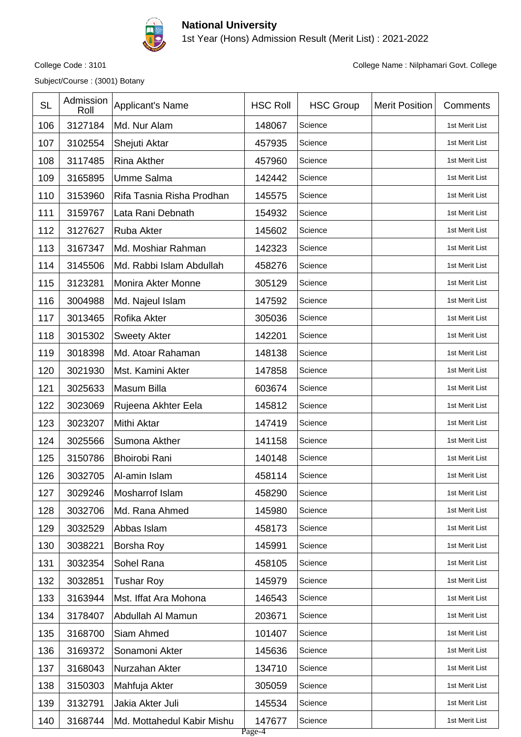**National University**

1st Year (Hons) Admission Result (Merit List) : 2021-2022

College Code : 3101

College Name : Nilphamari Govt. College

Subject/Course : (3001) Botany

| SL | Admission Roll | Applicant's Name | HSC Roll | HSC Group | Merit Position | Comments |
|---|---|---|---|---|---|---|
| 106 | 3127184 | Md. Nur Alam | 148067 | Science | | 1st Merit List |
| 107 | 3102554 | Shejuti Aktar | 457935 | Science | | 1st Merit List |
| 108 | 3117485 | Rina Akther | 457960 | Science | | 1st Merit List |
| 109 | 3165895 | Umme Salma | 142442 | Science | | 1st Merit List |
| 110 | 3153960 | Rifa Tasnia Risha Prodhan | 145575 | Science | | 1st Merit List |
| 111 | 3159767 | Lata Rani Debnath | 154932 | Science | | 1st Merit List |
| 112 | 3127627 | Ruba Akter | 145602 | Science | | 1st Merit List |
| 113 | 3167347 | Md. Moshiar Rahman | 142323 | Science | | 1st Merit List |
| 114 | 3145506 | Md. Rabbi Islam Abdullah | 458276 | Science | | 1st Merit List |
| 115 | 3123281 | Monira Akter Monne | 305129 | Science | | 1st Merit List |
| 116 | 3004988 | Md. Najeul Islam | 147592 | Science | | 1st Merit List |
| 117 | 3013465 | Rofika Akter | 305036 | Science | | 1st Merit List |
| 118 | 3015302 | Sweety Akter | 142201 | Science | | 1st Merit List |
| 119 | 3018398 | Md. Atoar Rahaman | 148138 | Science | | 1st Merit List |
| 120 | 3021930 | Mst. Kamini Akter | 147858 | Science | | 1st Merit List |
| 121 | 3025633 | Masum Billa | 603674 | Science | | 1st Merit List |
| 122 | 3023069 | Rujeena Akhter Eela | 145812 | Science | | 1st Merit List |
| 123 | 3023207 | Mithi Aktar | 147419 | Science | | 1st Merit List |
| 124 | 3025566 | Sumona Akther | 141158 | Science | | 1st Merit List |
| 125 | 3150786 | Bhoirobi Rani | 140148 | Science | | 1st Merit List |
| 126 | 3032705 | Al-amin Islam | 458114 | Science | | 1st Merit List |
| 127 | 3029246 | Mosharrof Islam | 458290 | Science | | 1st Merit List |
| 128 | 3032706 | Md. Rana Ahmed | 145980 | Science | | 1st Merit List |
| 129 | 3032529 | Abbas Islam | 458173 | Science | | 1st Merit List |
| 130 | 3038221 | Borsha Roy | 145991 | Science | | 1st Merit List |
| 131 | 3032354 | Sohel Rana | 458105 | Science | | 1st Merit List |
| 132 | 3032851 | Tushar Roy | 145979 | Science | | 1st Merit List |
| 133 | 3163944 | Mst. Iffat Ara Mohona | 146543 | Science | | 1st Merit List |
| 134 | 3178407 | Abdullah Al Mamun | 203671 | Science | | 1st Merit List |
| 135 | 3168700 | Siam Ahmed | 101407 | Science | | 1st Merit List |
| 136 | 3169372 | Sonamoni Akter | 145636 | Science | | 1st Merit List |
| 137 | 3168043 | Nurzahan Akter | 134710 | Science | | 1st Merit List |
| 138 | 3150303 | Mahfuja Akter | 305059 | Science | | 1st Merit List |
| 139 | 3132791 | Jakia Akter Juli | 145534 | Science | | 1st Merit List |
| 140 | 3168744 | Md. Mottahedul Kabir Mishu | 147677 | Science | | 1st Merit List |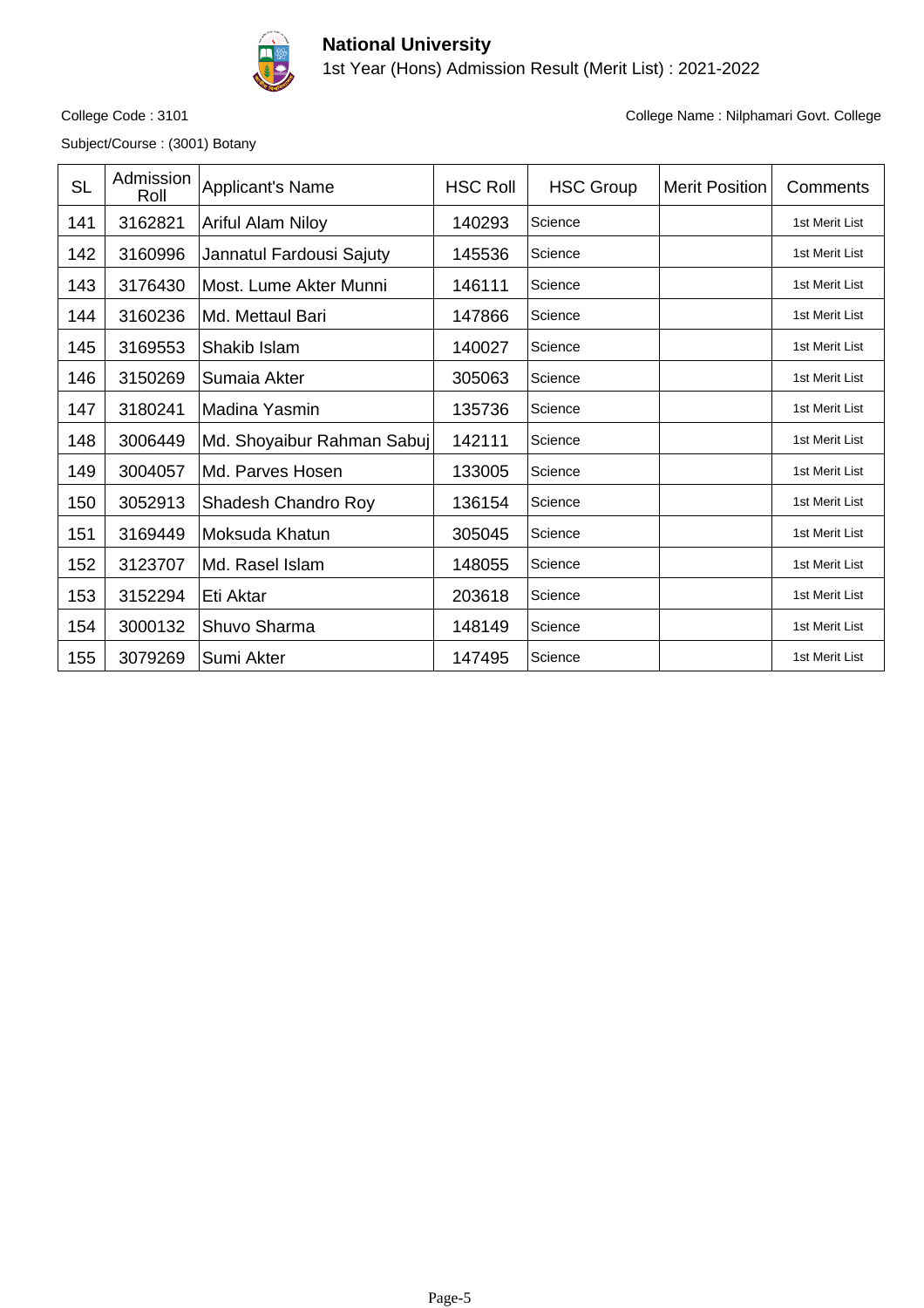# National University

1st Year (Hons) Admission Result (Merit List) : 2021-2022

College Code : 3101

College Name : Nilphamari Govt. College

Subject/Course : (3001) Botany

| SL | Admission Roll | Applicant's Name | HSC Roll | HSC Group | Merit Position | Comments |
|---|---|---|---|---|---|---|
| 141 | 3162821 | Ariful Alam Niloy | 140293 | Science | | 1st Merit List |
| 142 | 3160996 | Jannatul Fardousi Sajuty | 145536 | Science | | 1st Merit List |
| 143 | 3176430 | Most. Lume Akter Munni | 146111 | Science | | 1st Merit List |
| 144 | 3160236 | Md. Mettaul Bari | 147866 | Science | | 1st Merit List |
| 145 | 3169553 | Shakib Islam | 140027 | Science | | 1st Merit List |
| 146 | 3150269 | Sumaia Akter | 305063 | Science | | 1st Merit List |
| 147 | 3180241 | Madina Yasmin | 135736 | Science | | 1st Merit List |
| 148 | 3006449 | Md. Shoyaibur Rahman Sabuj | 142111 | Science | | 1st Merit List |
| 149 | 3004057 | Md. Parves Hosen | 133005 | Science | | 1st Merit List |
| 150 | 3052913 | Shadesh Chandro Roy | 136154 | Science | | 1st Merit List |
| 151 | 3169449 | Moksuda Khatun | 305045 | Science | | 1st Merit List |
| 152 | 3123707 | Md. Rasel Islam | 148055 | Science | | 1st Merit List |
| 153 | 3152294 | Eti Aktar | 203618 | Science | | 1st Merit List |
| 154 | 3000132 | Shuvo Sharma | 148149 | Science | | 1st Merit List |
| 155 | 3079269 | Sumi Akter | 147495 | Science | | 1st Merit List |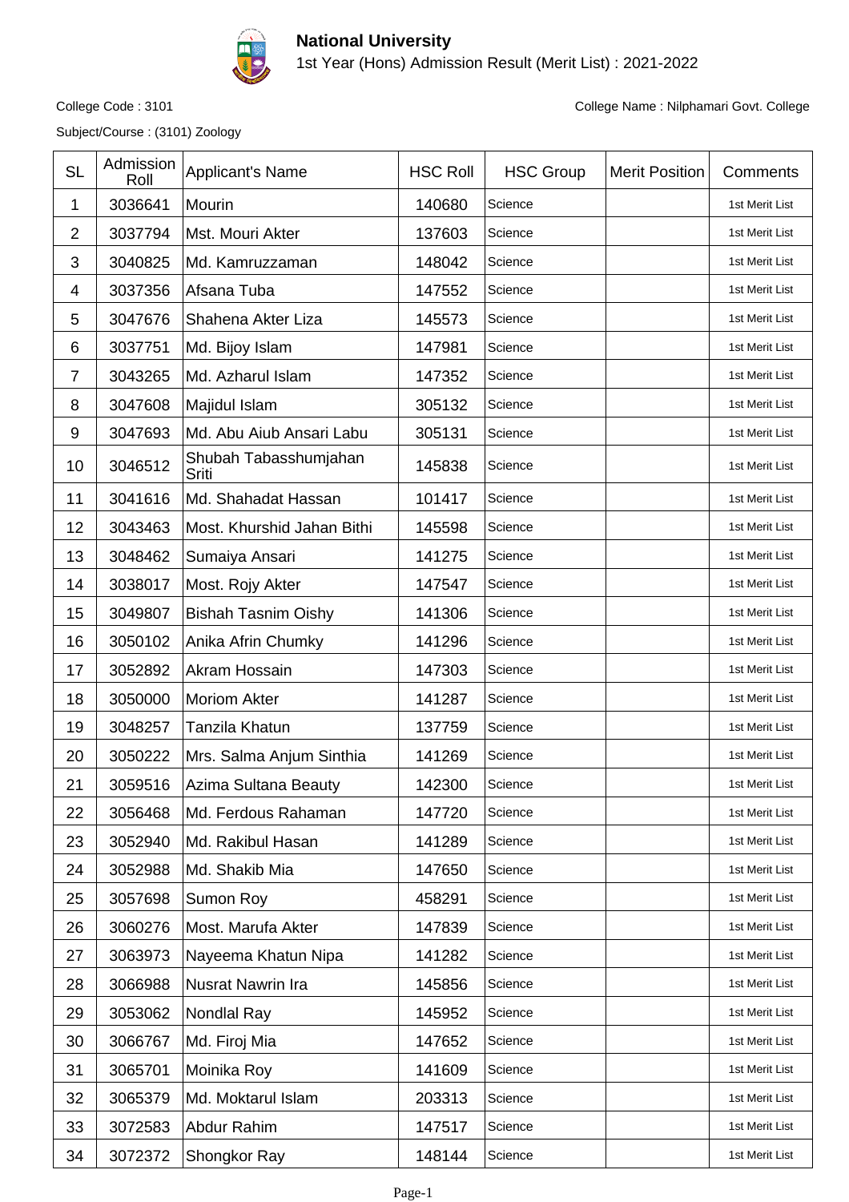# National University

1st Year (Hons) Admission Result (Merit List) : 2021-2022

College Code : 3101

College Name : Nilphamari Govt. College

Subject/Course : (3101) Zoology

| SL | Admission Roll | Applicant's Name | HSC Roll | HSC Group | Merit Position | Comments |
|---|---|---|---|---|---|---|
| 1 | 3036641 | Mourin | 140680 | Science | | 1st Merit List |
| 2 | 3037794 | Mst. Mouri Akter | 137603 | Science | | 1st Merit List |
| 3 | 3040825 | Md. Kamruzzaman | 148042 | Science | | 1st Merit List |
| 4 | 3037356 | Afsana Tuba | 147552 | Science | | 1st Merit List |
| 5 | 3047676 | Shahena Akter Liza | 145573 | Science | | 1st Merit List |
| 6 | 3037751 | Md. Bijoy Islam | 147981 | Science | | 1st Merit List |
| 7 | 3043265 | Md. Azharul Islam | 147352 | Science | | 1st Merit List |
| 8 | 3047608 | Majidul Islam | 305132 | Science | | 1st Merit List |
| 9 | 3047693 | Md. Abu Aiub Ansari Labu | 305131 | Science | | 1st Merit List |
| 10 | 3046512 | Shubah Tabasshumjahan Sriti | 145838 | Science | | 1st Merit List |
| 11 | 3041616 | Md. Shahadat Hassan | 101417 | Science | | 1st Merit List |
| 12 | 3043463 | Most. Khurshid Jahan Bithi | 145598 | Science | | 1st Merit List |
| 13 | 3048462 | Sumaiya Ansari | 141275 | Science | | 1st Merit List |
| 14 | 3038017 | Most. Rojy Akter | 147547 | Science | | 1st Merit List |
| 15 | 3049807 | Bishah Tasnim Oishy | 141306 | Science | | 1st Merit List |
| 16 | 3050102 | Anika Afrin Chumky | 141296 | Science | | 1st Merit List |
| 17 | 3052892 | Akram Hossain | 147303 | Science | | 1st Merit List |
| 18 | 3050000 | Moriom Akter | 141287 | Science | | 1st Merit List |
| 19 | 3048257 | Tanzila Khatun | 137759 | Science | | 1st Merit List |
| 20 | 3050222 | Mrs. Salma Anjum Sinthia | 141269 | Science | | 1st Merit List |
| 21 | 3059516 | Azima Sultana Beauty | 142300 | Science | | 1st Merit List |
| 22 | 3056468 | Md. Ferdous Rahaman | 147720 | Science | | 1st Merit List |
| 23 | 3052940 | Md. Rakibul Hasan | 141289 | Science | | 1st Merit List |
| 24 | 3052988 | Md. Shakib Mia | 147650 | Science | | 1st Merit List |
| 25 | 3057698 | Sumon Roy | 458291 | Science | | 1st Merit List |
| 26 | 3060276 | Most. Marufa Akter | 147839 | Science | | 1st Merit List |
| 27 | 3063973 | Nayeema Khatun Nipa | 141282 | Science | | 1st Merit List |
| 28 | 3066988 | Nusrat Nawrin Ira | 145856 | Science | | 1st Merit List |
| 29 | 3053062 | Nondlal Ray | 145952 | Science | | 1st Merit List |
| 30 | 3066767 | Md. Firoj Mia | 147652 | Science | | 1st Merit List |
| 31 | 3065701 | Moinika Roy | 141609 | Science | | 1st Merit List |
| 32 | 3065379 | Md. Moktarul Islam | 203313 | Science | | 1st Merit List |
| 33 | 3072583 | Abdur Rahim | 147517 | Science | | 1st Merit List |
| 34 | 3072372 | Shongkor Ray | 148144 | Science | | 1st Merit List |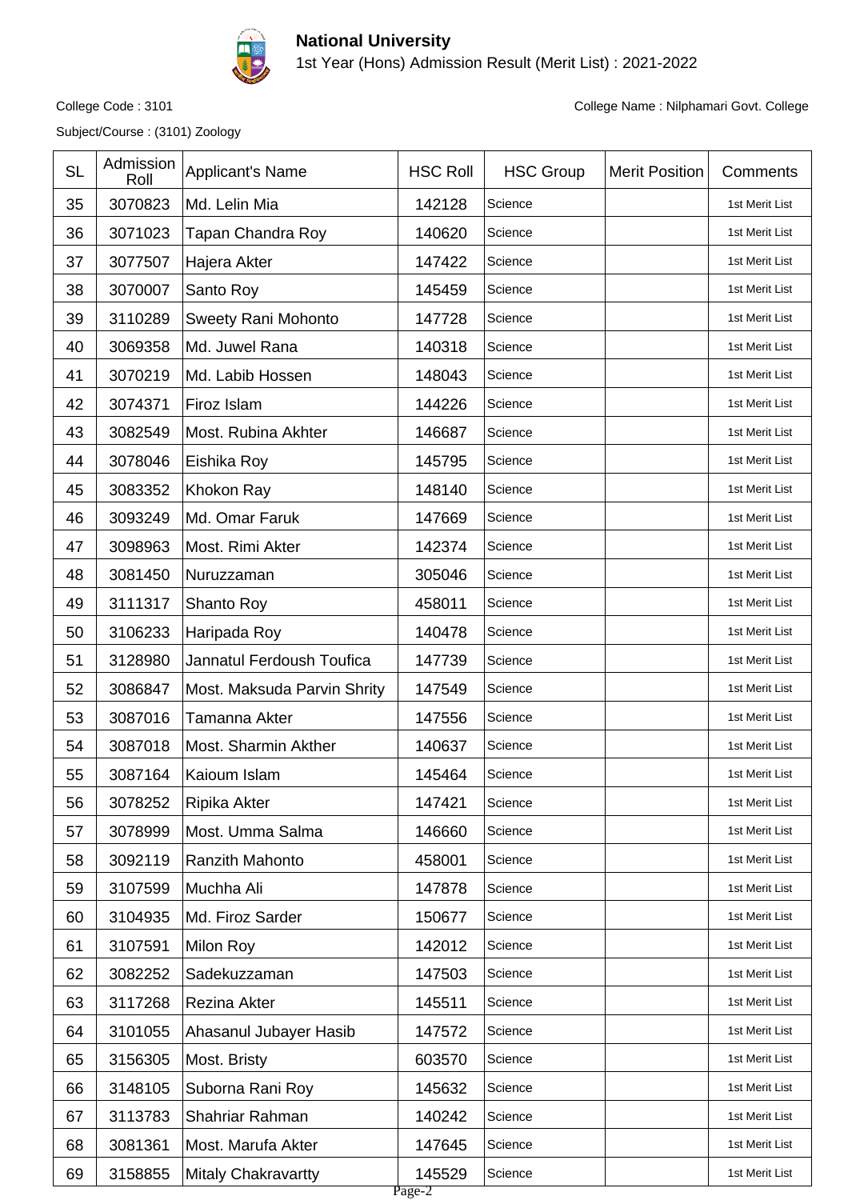# National University

1st Year (Hons) Admission Result (Merit List) : 2021-2022

College Code : 3101

College Name : Nilphamari Govt. College

Subject/Course : (3101) Zoology

| SL | Admission Roll | Applicant's Name | HSC Roll | HSC Group | Merit Position | Comments |
|---|---|---|---|---|---|---|
| 35 | 3070823 | Md. Lelin Mia | 142128 | Science | | 1st Merit List |
| 36 | 3071023 | Tapan Chandra Roy | 140620 | Science | | 1st Merit List |
| 37 | 3077507 | Hajera Akter | 147422 | Science | | 1st Merit List |
| 38 | 3070007 | Santo Roy | 145459 | Science | | 1st Merit List |
| 39 | 3110289 | Sweety Rani Mohonto | 147728 | Science | | 1st Merit List |
| 40 | 3069358 | Md. Juwel Rana | 140318 | Science | | 1st Merit List |
| 41 | 3070219 | Md. Labib Hossen | 148043 | Science | | 1st Merit List |
| 42 | 3074371 | Firoz Islam | 144226 | Science | | 1st Merit List |
| 43 | 3082549 | Most. Rubina Akhter | 146687 | Science | | 1st Merit List |
| 44 | 3078046 | Eishika Roy | 145795 | Science | | 1st Merit List |
| 45 | 3083352 | Khokon Ray | 148140 | Science | | 1st Merit List |
| 46 | 3093249 | Md. Omar Faruk | 147669 | Science | | 1st Merit List |
| 47 | 3098963 | Most. Rimi Akter | 142374 | Science | | 1st Merit List |
| 48 | 3081450 | Nuruzzaman | 305046 | Science | | 1st Merit List |
| 49 | 3111317 | Shanto Roy | 458011 | Science | | 1st Merit List |
| 50 | 3106233 | Haripada Roy | 140478 | Science | | 1st Merit List |
| 51 | 3128980 | Jannatul Ferdoush Toufica | 147739 | Science | | 1st Merit List |
| 52 | 3086847 | Most. Maksuda Parvin Shrity | 147549 | Science | | 1st Merit List |
| 53 | 3087016 | Tamanna Akter | 147556 | Science | | 1st Merit List |
| 54 | 3087018 | Most. Sharmin Akther | 140637 | Science | | 1st Merit List |
| 55 | 3087164 | Kaioum Islam | 145464 | Science | | 1st Merit List |
| 56 | 3078252 | Ripika Akter | 147421 | Science | | 1st Merit List |
| 57 | 3078999 | Most. Umma Salma | 146660 | Science | | 1st Merit List |
| 58 | 3092119 | Ranzith Mahonto | 458001 | Science | | 1st Merit List |
| 59 | 3107599 | Muchha Ali | 147878 | Science | | 1st Merit List |
| 60 | 3104935 | Md. Firoz Sarder | 150677 | Science | | 1st Merit List |
| 61 | 3107591 | Milon Roy | 142012 | Science | | 1st Merit List |
| 62 | 3082252 | Sadekuzzaman | 147503 | Science | | 1st Merit List |
| 63 | 3117268 | Rezina Akter | 145511 | Science | | 1st Merit List |
| 64 | 3101055 | Ahasanul Jubayer Hasib | 147572 | Science | | 1st Merit List |
| 65 | 3156305 | Most. Bristy | 603570 | Science | | 1st Merit List |
| 66 | 3148105 | Suborna Rani Roy | 145632 | Science | | 1st Merit List |
| 67 | 3113783 | Shahriar Rahman | 140242 | Science | | 1st Merit List |
| 68 | 3081361 | Most. Marufa Akter | 147645 | Science | | 1st Merit List |
| 69 | 3158855 | Mitaly Chakravartty | 145529 | Science | | 1st Merit List |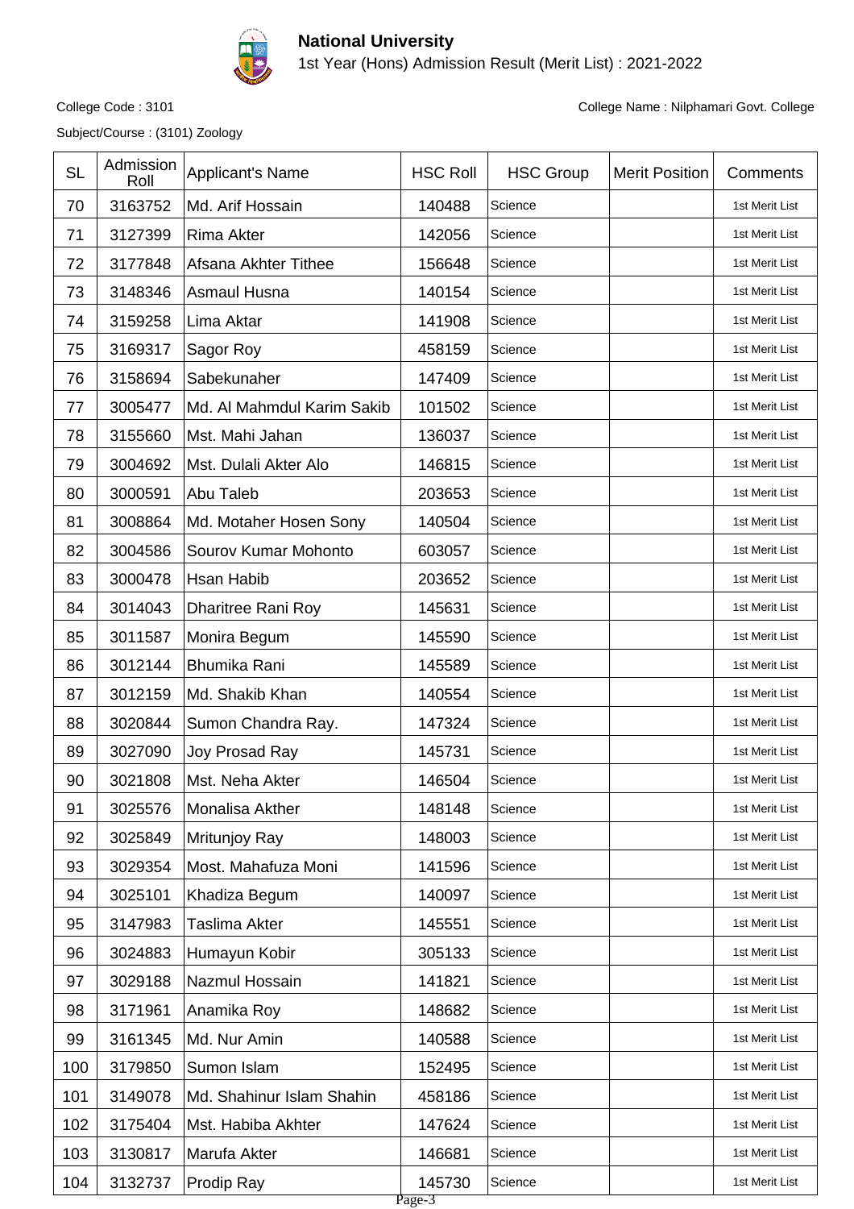**National University**

1st Year (Hons) Admission Result (Merit List) : 2021-2022

College Code : 3101

College Name : Nilphamari Govt. College

Subject/Course : (3101) Zoology

| SL | Admission Roll | Applicant's Name | HSC Roll | HSC Group | Merit Position | Comments |
|---|---|---|---|---|---|---|
| 70 | 3163752 | Md. Arif Hossain | 140488 | Science | | 1st Merit List |
| 71 | 3127399 | Rima Akter | 142056 | Science | | 1st Merit List |
| 72 | 3177848 | Afsana Akhter Tithee | 156648 | Science | | 1st Merit List |
| 73 | 3148346 | Asmaul Husna | 140154 | Science | | 1st Merit List |
| 74 | 3159258 | Lima Aktar | 141908 | Science | | 1st Merit List |
| 75 | 3169317 | Sagor Roy | 458159 | Science | | 1st Merit List |
| 76 | 3158694 | Sabekunaher | 147409 | Science | | 1st Merit List |
| 77 | 3005477 | Md. Al Mahmdul Karim Sakib | 101502 | Science | | 1st Merit List |
| 78 | 3155660 | Mst. Mahi Jahan | 136037 | Science | | 1st Merit List |
| 79 | 3004692 | Mst. Dulali Akter Alo | 146815 | Science | | 1st Merit List |
| 80 | 3000591 | Abu Taleb | 203653 | Science | | 1st Merit List |
| 81 | 3008864 | Md. Motaher Hosen Sony | 140504 | Science | | 1st Merit List |
| 82 | 3004586 | Sourov Kumar Mohonto | 603057 | Science | | 1st Merit List |
| 83 | 3000478 | Hsan Habib | 203652 | Science | | 1st Merit List |
| 84 | 3014043 | Dharitree Rani Roy | 145631 | Science | | 1st Merit List |
| 85 | 3011587 | Monira Begum | 145590 | Science | | 1st Merit List |
| 86 | 3012144 | Bhumika Rani | 145589 | Science | | 1st Merit List |
| 87 | 3012159 | Md. Shakib Khan | 140554 | Science | | 1st Merit List |
| 88 | 3020844 | Sumon Chandra Ray. | 147324 | Science | | 1st Merit List |
| 89 | 3027090 | Joy Prosad Ray | 145731 | Science | | 1st Merit List |
| 90 | 3021808 | Mst. Neha Akter | 146504 | Science | | 1st Merit List |
| 91 | 3025576 | Monalisa Akther | 148148 | Science | | 1st Merit List |
| 92 | 3025849 | Mritunjoy Ray | 148003 | Science | | 1st Merit List |
| 93 | 3029354 | Most. Mahafuza Moni | 141596 | Science | | 1st Merit List |
| 94 | 3025101 | Khadiza Begum | 140097 | Science | | 1st Merit List |
| 95 | 3147983 | Taslima Akter | 145551 | Science | | 1st Merit List |
| 96 | 3024883 | Humayun Kobir | 305133 | Science | | 1st Merit List |
| 97 | 3029188 | Nazmul Hossain | 141821 | Science | | 1st Merit List |
| 98 | 3171961 | Anamika Roy | 148682 | Science | | 1st Merit List |
| 99 | 3161345 | Md. Nur Amin | 140588 | Science | | 1st Merit List |
| 100 | 3179850 | Sumon Islam | 152495 | Science | | 1st Merit List |
| 101 | 3149078 | Md. Shahinur Islam Shahin | 458186 | Science | | 1st Merit List |
| 102 | 3175404 | Mst. Habiba Akhter | 147624 | Science | | 1st Merit List |
| 103 | 3130817 | Marufa Akter | 146681 | Science | | 1st Merit List |
| 104 | 3132737 | Prodip Ray | 145730 | Science | | 1st Merit List |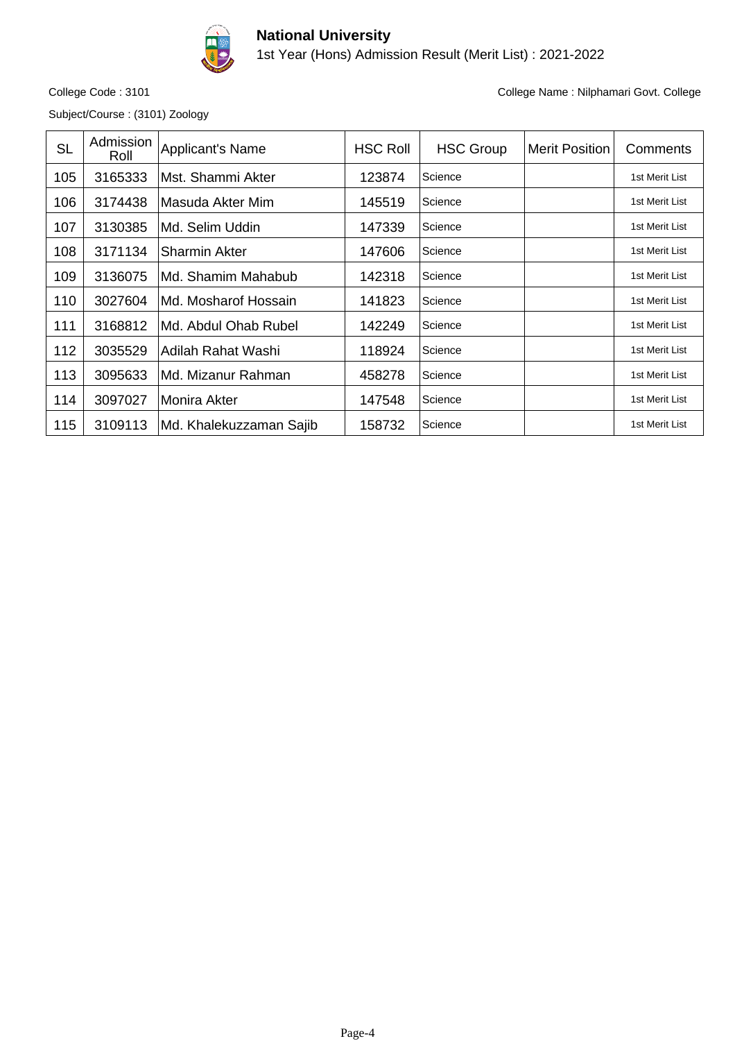# National University

1st Year (Hons) Admission Result (Merit List) : 2021-2022

College Code : 3101

College Name : Nilphamari Govt. College

Subject/Course : (3101) Zoology

| SL | Admission Roll | Applicant's Name | HSC Roll | HSC Group | Merit Position | Comments |
|---|---|---|---|---|---|---|
| 105 | 3165333 | Mst. Shammi Akter | 123874 | Science | | 1st Merit List |
| 106 | 3174438 | Masuda Akter Mim | 145519 | Science | | 1st Merit List |
| 107 | 3130385 | Md. Selim Uddin | 147339 | Science | | 1st Merit List |
| 108 | 3171134 | Sharmin Akter | 147606 | Science | | 1st Merit List |
| 109 | 3136075 | Md. Shamim Mahabub | 142318 | Science | | 1st Merit List |
| 110 | 3027604 | Md. Mosharof Hossain | 141823 | Science | | 1st Merit List |
| 111 | 3168812 | Md. Abdul Ohab Rubel | 142249 | Science | | 1st Merit List |
| 112 | 3035529 | Adilah Rahat Washi | 118924 | Science | | 1st Merit List |
| 113 | 3095633 | Md. Mizanur Rahman | 458278 | Science | | 1st Merit List |
| 114 | 3097027 | Monira Akter | 147548 | Science | | 1st Merit List |
| 115 | 3109113 | Md. Khalekuzzaman Sajib | 158732 | Science | | 1st Merit List |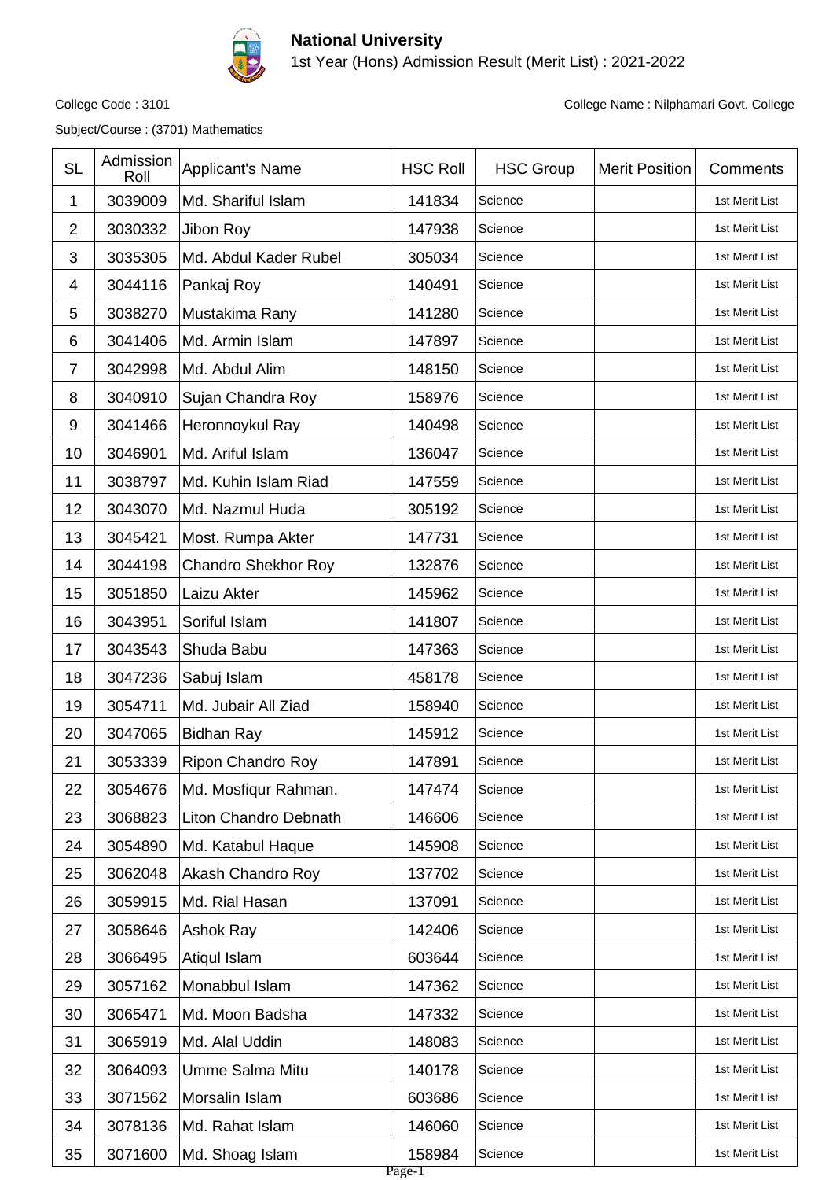# National University

1st Year (Hons) Admission Result (Merit List) : 2021-2022

College Code : 3101

College Name : Nilphamari Govt. College

Subject/Course : (3701) Mathematics

| SL | Admission Roll | Applicant's Name | HSC Roll | HSC Group | Merit Position | Comments |
|---|---|---|---|---|---|---|
| 1 | 3039009 | Md. Shariful Islam | 141834 | Science | | 1st Merit List |
| 2 | 3030332 | Jibon Roy | 147938 | Science | | 1st Merit List |
| 3 | 3035305 | Md. Abdul Kader Rubel | 305034 | Science | | 1st Merit List |
| 4 | 3044116 | Pankaj Roy | 140491 | Science | | 1st Merit List |
| 5 | 3038270 | Mustakima Rany | 141280 | Science | | 1st Merit List |
| 6 | 3041406 | Md. Armin Islam | 147897 | Science | | 1st Merit List |
| 7 | 3042998 | Md. Abdul Alim | 148150 | Science | | 1st Merit List |
| 8 | 3040910 | Sujan Chandra Roy | 158976 | Science | | 1st Merit List |
| 9 | 3041466 | Heronnoykul Ray | 140498 | Science | | 1st Merit List |
| 10 | 3046901 | Md. Ariful Islam | 136047 | Science | | 1st Merit List |
| 11 | 3038797 | Md. Kuhin Islam Riad | 147559 | Science | | 1st Merit List |
| 12 | 3043070 | Md. Nazmul Huda | 305192 | Science | | 1st Merit List |
| 13 | 3045421 | Most. Rumpa Akter | 147731 | Science | | 1st Merit List |
| 14 | 3044198 | Chandro Shekhor Roy | 132876 | Science | | 1st Merit List |
| 15 | 3051850 | Laizu Akter | 145962 | Science | | 1st Merit List |
| 16 | 3043951 | Soriful Islam | 141807 | Science | | 1st Merit List |
| 17 | 3043543 | Shuda Babu | 147363 | Science | | 1st Merit List |
| 18 | 3047236 | Sabuj Islam | 458178 | Science | | 1st Merit List |
| 19 | 3054711 | Md. Jubair All Ziad | 158940 | Science | | 1st Merit List |
| 20 | 3047065 | Bidhan Ray | 145912 | Science | | 1st Merit List |
| 21 | 3053339 | Ripon Chandro Roy | 147891 | Science | | 1st Merit List |
| 22 | 3054676 | Md. Mosfiqur Rahman. | 147474 | Science | | 1st Merit List |
| 23 | 3068823 | Liton Chandro Debnath | 146606 | Science | | 1st Merit List |
| 24 | 3054890 | Md. Katabul Haque | 145908 | Science | | 1st Merit List |
| 25 | 3062048 | Akash Chandro Roy | 137702 | Science | | 1st Merit List |
| 26 | 3059915 | Md. Rial Hasan | 137091 | Science | | 1st Merit List |
| 27 | 3058646 | Ashok Ray | 142406 | Science | | 1st Merit List |
| 28 | 3066495 | Atiqul Islam | 603644 | Science | | 1st Merit List |
| 29 | 3057162 | Monabbul Islam | 147362 | Science | | 1st Merit List |
| 30 | 3065471 | Md. Moon Badsha | 147332 | Science | | 1st Merit List |
| 31 | 3065919 | Md. Alal Uddin | 148083 | Science | | 1st Merit List |
| 32 | 3064093 | Umme Salma Mitu | 140178 | Science | | 1st Merit List |
| 33 | 3071562 | Morsalin Islam | 603686 | Science | | 1st Merit List |
| 34 | 3078136 | Md. Rahat Islam | 146060 | Science | | 1st Merit List |
| 35 | 3071600 | Md. Shoag Islam | 158984 | Science | | 1st Merit List |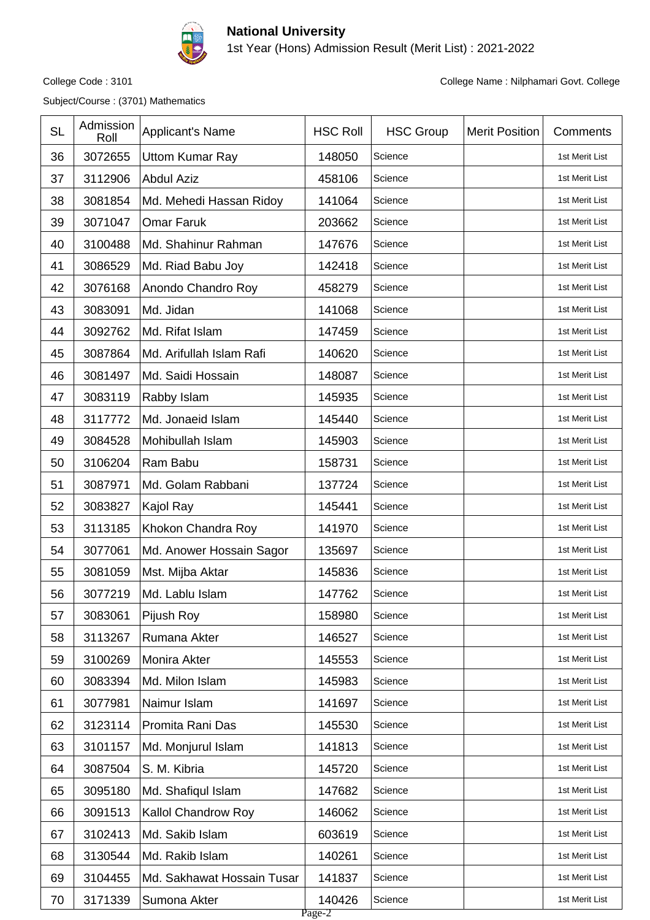# National University

1st Year (Hons) Admission Result (Merit List) : 2021-2022

College Code : 3101

College Name : Nilphamari Govt. College

Subject/Course : (3701) Mathematics

| SL | Admission Roll | Applicant's Name | HSC Roll | HSC Group | Merit Position | Comments |
|---|---|---|---|---|---|---|
| 36 | 3072655 | Uttom Kumar Ray | 148050 | Science | | 1st Merit List |
| 37 | 3112906 | Abdul Aziz | 458106 | Science | | 1st Merit List |
| 38 | 3081854 | Md. Mehedi Hassan Ridoy | 141064 | Science | | 1st Merit List |
| 39 | 3071047 | Omar Faruk | 203662 | Science | | 1st Merit List |
| 40 | 3100488 | Md. Shahinur Rahman | 147676 | Science | | 1st Merit List |
| 41 | 3086529 | Md. Riad Babu Joy | 142418 | Science | | 1st Merit List |
| 42 | 3076168 | Anondo Chandro Roy | 458279 | Science | | 1st Merit List |
| 43 | 3083091 | Md. Jidan | 141068 | Science | | 1st Merit List |
| 44 | 3092762 | Md. Rifat Islam | 147459 | Science | | 1st Merit List |
| 45 | 3087864 | Md. Arifullah Islam Rafi | 140620 | Science | | 1st Merit List |
| 46 | 3081497 | Md. Saidi Hossain | 148087 | Science | | 1st Merit List |
| 47 | 3083119 | Rabby Islam | 145935 | Science | | 1st Merit List |
| 48 | 3117772 | Md. Jonaeid Islam | 145440 | Science | | 1st Merit List |
| 49 | 3084528 | Mohibullah Islam | 145903 | Science | | 1st Merit List |
| 50 | 3106204 | Ram Babu | 158731 | Science | | 1st Merit List |
| 51 | 3087971 | Md. Golam Rabbani | 137724 | Science | | 1st Merit List |
| 52 | 3083827 | Kajol Ray | 145441 | Science | | 1st Merit List |
| 53 | 3113185 | Khokon Chandra Roy | 141970 | Science | | 1st Merit List |
| 54 | 3077061 | Md. Anower Hossain Sagor | 135697 | Science | | 1st Merit List |
| 55 | 3081059 | Mst. Mijba Aktar | 145836 | Science | | 1st Merit List |
| 56 | 3077219 | Md. Lablu Islam | 147762 | Science | | 1st Merit List |
| 57 | 3083061 | Pijush Roy | 158980 | Science | | 1st Merit List |
| 58 | 3113267 | Rumana Akter | 146527 | Science | | 1st Merit List |
| 59 | 3100269 | Monira Akter | 145553 | Science | | 1st Merit List |
| 60 | 3083394 | Md. Milon Islam | 145983 | Science | | 1st Merit List |
| 61 | 3077981 | Naimur Islam | 141697 | Science | | 1st Merit List |
| 62 | 3123114 | Promita Rani Das | 145530 | Science | | 1st Merit List |
| 63 | 3101157 | Md. Monjurul Islam | 141813 | Science | | 1st Merit List |
| 64 | 3087504 | S. M. Kibria | 145720 | Science | | 1st Merit List |
| 65 | 3095180 | Md. Shafiqul Islam | 147682 | Science | | 1st Merit List |
| 66 | 3091513 | Kallol Chandrow Roy | 146062 | Science | | 1st Merit List |
| 67 | 3102413 | Md. Sakib Islam | 603619 | Science | | 1st Merit List |
| 68 | 3130544 | Md. Rakib Islam | 140261 | Science | | 1st Merit List |
| 69 | 3104455 | Md. Sakhawat Hossain Tusar | 141837 | Science | | 1st Merit List |
| 70 | 3171339 | Sumona Akter | 140426 | Science | | 1st Merit List |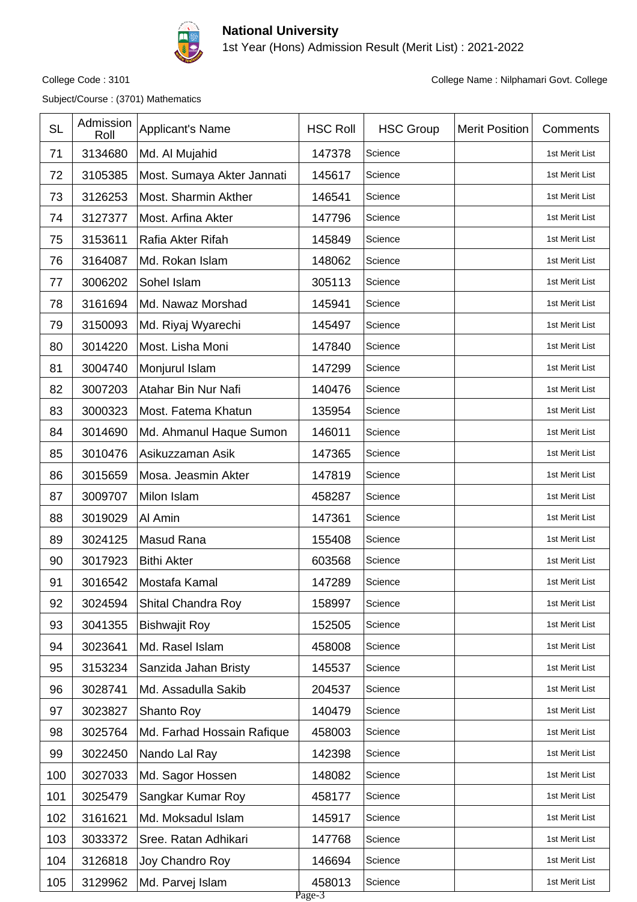**National University**

1st Year (Hons) Admission Result (Merit List) : 2021-2022

College Code : 3101

College Name : Nilphamari Govt. College

Subject/Course : (3701) Mathematics

| SL | Admission Roll | Applicant's Name | HSC Roll | HSC Group | Merit Position | Comments |
|---|---|---|---|---|---|---|
| 71 | 3134680 | Md. Al Mujahid | 147378 | Science | | 1st Merit List |
| 72 | 3105385 | Most. Sumaya Akter Jannati | 145617 | Science | | 1st Merit List |
| 73 | 3126253 | Most. Sharmin Akther | 146541 | Science | | 1st Merit List |
| 74 | 3127377 | Most. Arfina Akter | 147796 | Science | | 1st Merit List |
| 75 | 3153611 | Rafia Akter Rifah | 145849 | Science | | 1st Merit List |
| 76 | 3164087 | Md. Rokan Islam | 148062 | Science | | 1st Merit List |
| 77 | 3006202 | Sohel Islam | 305113 | Science | | 1st Merit List |
| 78 | 3161694 | Md. Nawaz Morshad | 145941 | Science | | 1st Merit List |
| 79 | 3150093 | Md. Riyaj Wyarechi | 145497 | Science | | 1st Merit List |
| 80 | 3014220 | Most. Lisha Moni | 147840 | Science | | 1st Merit List |
| 81 | 3004740 | Monjurul Islam | 147299 | Science | | 1st Merit List |
| 82 | 3007203 | Atahar Bin Nur Nafi | 140476 | Science | | 1st Merit List |
| 83 | 3000323 | Most. Fatema Khatun | 135954 | Science | | 1st Merit List |
| 84 | 3014690 | Md. Ahmanul Haque Sumon | 146011 | Science | | 1st Merit List |
| 85 | 3010476 | Asikuzzaman Asik | 147365 | Science | | 1st Merit List |
| 86 | 3015659 | Mosa. Jeasmin Akter | 147819 | Science | | 1st Merit List |
| 87 | 3009707 | Milon Islam | 458287 | Science | | 1st Merit List |
| 88 | 3019029 | Al Amin | 147361 | Science | | 1st Merit List |
| 89 | 3024125 | Masud Rana | 155408 | Science | | 1st Merit List |
| 90 | 3017923 | Bithi Akter | 603568 | Science | | 1st Merit List |
| 91 | 3016542 | Mostafa Kamal | 147289 | Science | | 1st Merit List |
| 92 | 3024594 | Shital Chandra Roy | 158997 | Science | | 1st Merit List |
| 93 | 3041355 | Bishwajit Roy | 152505 | Science | | 1st Merit List |
| 94 | 3023641 | Md. Rasel Islam | 458008 | Science | | 1st Merit List |
| 95 | 3153234 | Sanzida Jahan Bristy | 145537 | Science | | 1st Merit List |
| 96 | 3028741 | Md. Assadulla Sakib | 204537 | Science | | 1st Merit List |
| 97 | 3023827 | Shanto Roy | 140479 | Science | | 1st Merit List |
| 98 | 3025764 | Md. Farhad Hossain Rafique | 458003 | Science | | 1st Merit List |
| 99 | 3022450 | Nando Lal Ray | 142398 | Science | | 1st Merit List |
| 100 | 3027033 | Md. Sagor Hossen | 148082 | Science | | 1st Merit List |
| 101 | 3025479 | Sangkar Kumar Roy | 458177 | Science | | 1st Merit List |
| 102 | 3161621 | Md. Moksadul Islam | 145917 | Science | | 1st Merit List |
| 103 | 3033372 | Sree. Ratan Adhikari | 147768 | Science | | 1st Merit List |
| 104 | 3126818 | Joy Chandro Roy | 146694 | Science | | 1st Merit List |
| 105 | 3129962 | Md. Parvej Islam | 458013 | Science | | 1st Merit List |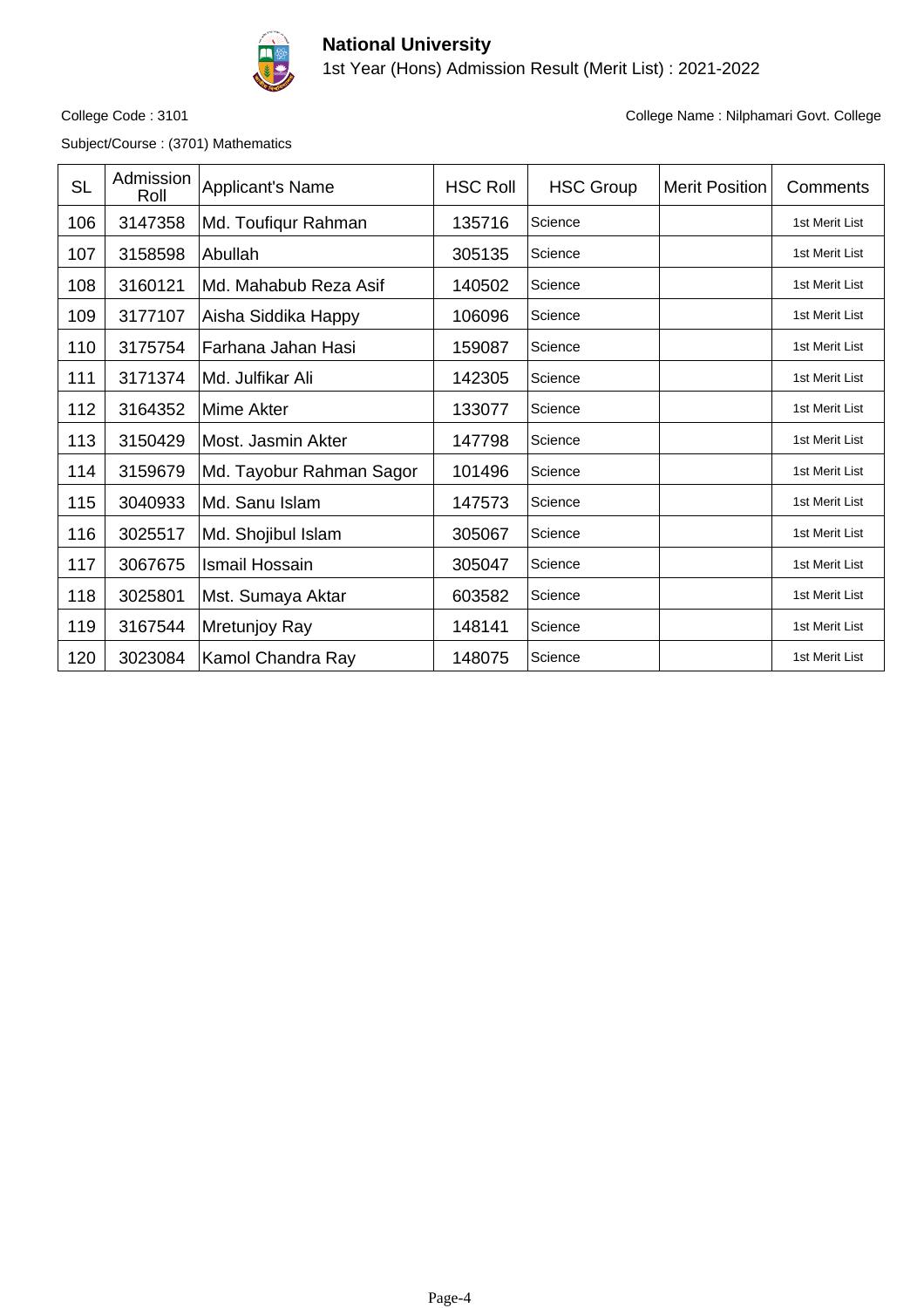**National University**

1st Year (Hons) Admission Result (Merit List) : 2021-2022

College Code : 3101

College Name : Nilphamari Govt. College

Subject/Course : (3701) Mathematics

| SL | Admission Roll | Applicant's Name | HSC Roll | HSC Group | Merit Position | Comments |
|---|---|---|---|---|---|---|
| 106 | 3147358 | Md. Toufiqur Rahman | 135716 | Science | | 1st Merit List |
| 107 | 3158598 | Abullah | 305135 | Science | | 1st Merit List |
| 108 | 3160121 | Md. Mahabub Reza Asif | 140502 | Science | | 1st Merit List |
| 109 | 3177107 | Aisha Siddika Happy | 106096 | Science | | 1st Merit List |
| 110 | 3175754 | Farhana Jahan Hasi | 159087 | Science | | 1st Merit List |
| 111 | 3171374 | Md. Julfikar Ali | 142305 | Science | | 1st Merit List |
| 112 | 3164352 | Mime Akter | 133077 | Science | | 1st Merit List |
| 113 | 3150429 | Most. Jasmin Akter | 147798 | Science | | 1st Merit List |
| 114 | 3159679 | Md. Tayobur Rahman Sagor | 101496 | Science | | 1st Merit List |
| 115 | 3040933 | Md. Sanu Islam | 147573 | Science | | 1st Merit List |
| 116 | 3025517 | Md. Shojibul Islam | 305067 | Science | | 1st Merit List |
| 117 | 3067675 | Ismail Hossain | 305047 | Science | | 1st Merit List |
| 118 | 3025801 | Mst. Sumaya Aktar | 603582 | Science | | 1st Merit List |
| 119 | 3167544 | Mretunjoy Ray | 148141 | Science | | 1st Merit List |
| 120 | 3023084 | Kamol Chandra Ray | 148075 | Science | | 1st Merit List |